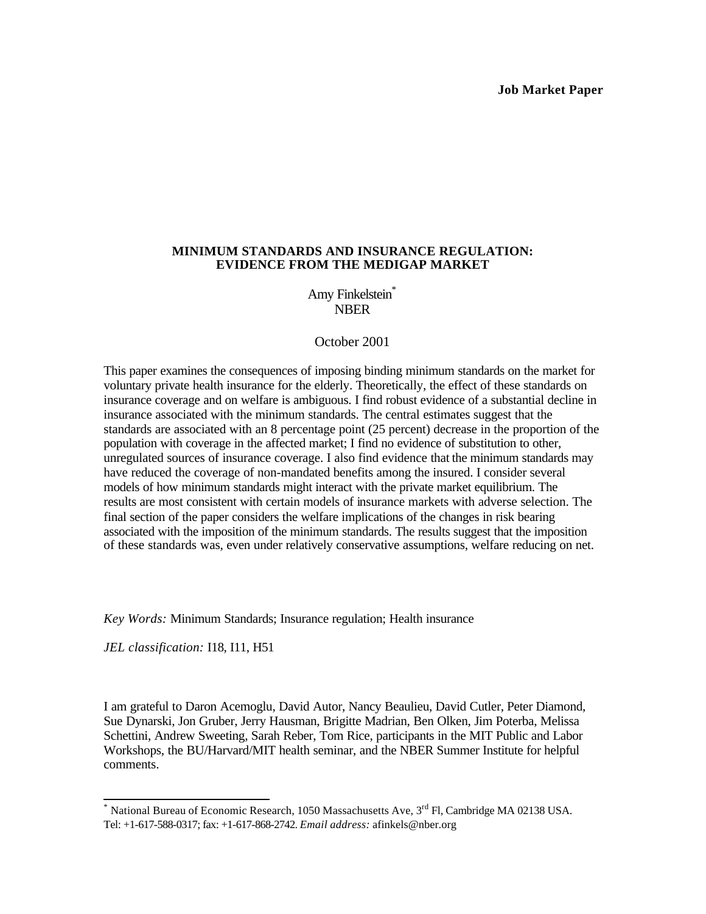**Job Market Paper**

# MINIMUM STANDARDS AND INSURANCE REGULATION: EVIDENCE FROM THE MEDIGAP MARKET

Amy Finkelstein*
NBER

October 2001

This paper examines the consequences of imposing binding minimum standards on the market for voluntary private health insurance for the elderly. Theoretically, the effect of these standards on insurance coverage and on welfare is ambiguous. I find robust evidence of a substantial decline in insurance associated with the minimum standards. The central estimates suggest that the standards are associated with an 8 percentage point (25 percent) decrease in the proportion of the population with coverage in the affected market; I find no evidence of substitution to other, unregulated sources of insurance coverage. I also find evidence that the minimum standards may have reduced the coverage of non-mandated benefits among the insured. I consider several models of how minimum standards might interact with the private market equilibrium. The results are most consistent with certain models of insurance markets with adverse selection. The final section of the paper considers the welfare implications of the changes in risk bearing associated with the imposition of the minimum standards. The results suggest that the imposition of these standards was, even under relatively conservative assumptions, welfare reducing on net.

*Key Words:* Minimum Standards; Insurance regulation; Health insurance

*JEL classification:* I18, I11, H51

I am grateful to Daron Acemoglu, David Autor, Nancy Beaulieu, David Cutler, Peter Diamond, Sue Dynarski, Jon Gruber, Jerry Hausman, Brigitte Madrian, Ben Olken, Jim Poterba, Melissa Schettini, Andrew Sweeting, Sarah Reber, Tom Rice, participants in the MIT Public and Labor Workshops, the BU/Harvard/MIT health seminar, and the NBER Summer Institute for helpful comments.

* National Bureau of Economic Research, 1050 Massachusetts Ave, 3rd Fl, Cambridge MA 02138 USA. Tel: +1-617-588-0317; fax: +1-617-868-2742. *Email address:* afinkels@nber.org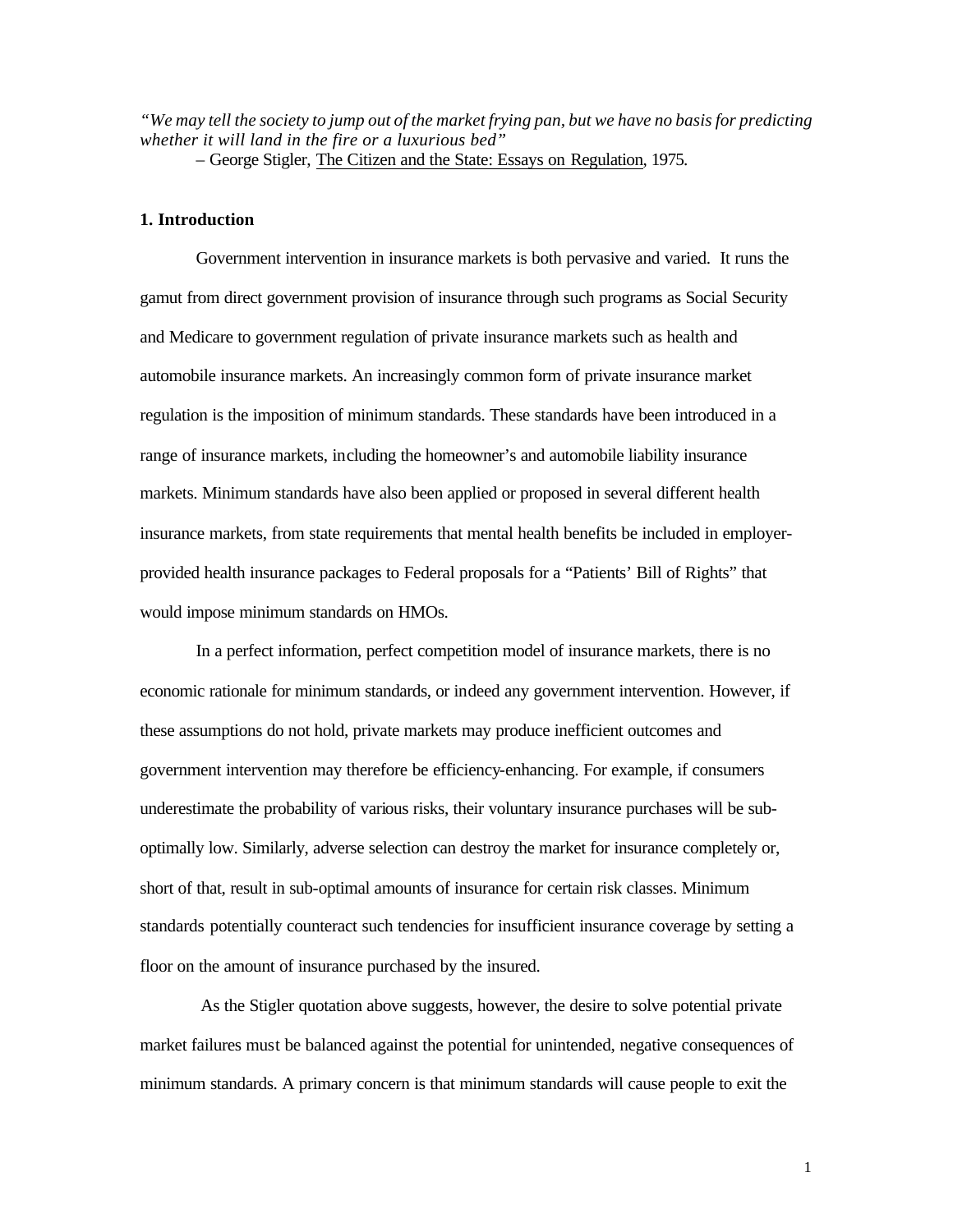*"We may tell the society to jump out of the market frying pan, but we have no basis for predicting whether it will land in the fire or a luxurious bed"*
– George Stigler, The Citizen and the State: Essays on Regulation, 1975.

## 1. Introduction

Government intervention in insurance markets is both pervasive and varied. It runs the gamut from direct government provision of insurance through such programs as Social Security and Medicare to government regulation of private insurance markets such as health and automobile insurance markets. An increasingly common form of private insurance market regulation is the imposition of minimum standards. These standards have been introduced in a range of insurance markets, including the homeowner's and automobile liability insurance markets. Minimum standards have also been applied or proposed in several different health insurance markets, from state requirements that mental health benefits be included in employer-provided health insurance packages to Federal proposals for a "Patients' Bill of Rights" that would impose minimum standards on HMOs.

In a perfect information, perfect competition model of insurance markets, there is no economic rationale for minimum standards, or indeed any government intervention. However, if these assumptions do not hold, private markets may produce inefficient outcomes and government intervention may therefore be efficiency-enhancing. For example, if consumers underestimate the probability of various risks, their voluntary insurance purchases will be sub-optimally low. Similarly, adverse selection can destroy the market for insurance completely or, short of that, result in sub-optimal amounts of insurance for certain risk classes. Minimum standards potentially counteract such tendencies for insufficient insurance coverage by setting a floor on the amount of insurance purchased by the insured.

As the Stigler quotation above suggests, however, the desire to solve potential private market failures must be balanced against the potential for unintended, negative consequences of minimum standards. A primary concern is that minimum standards will cause people to exit the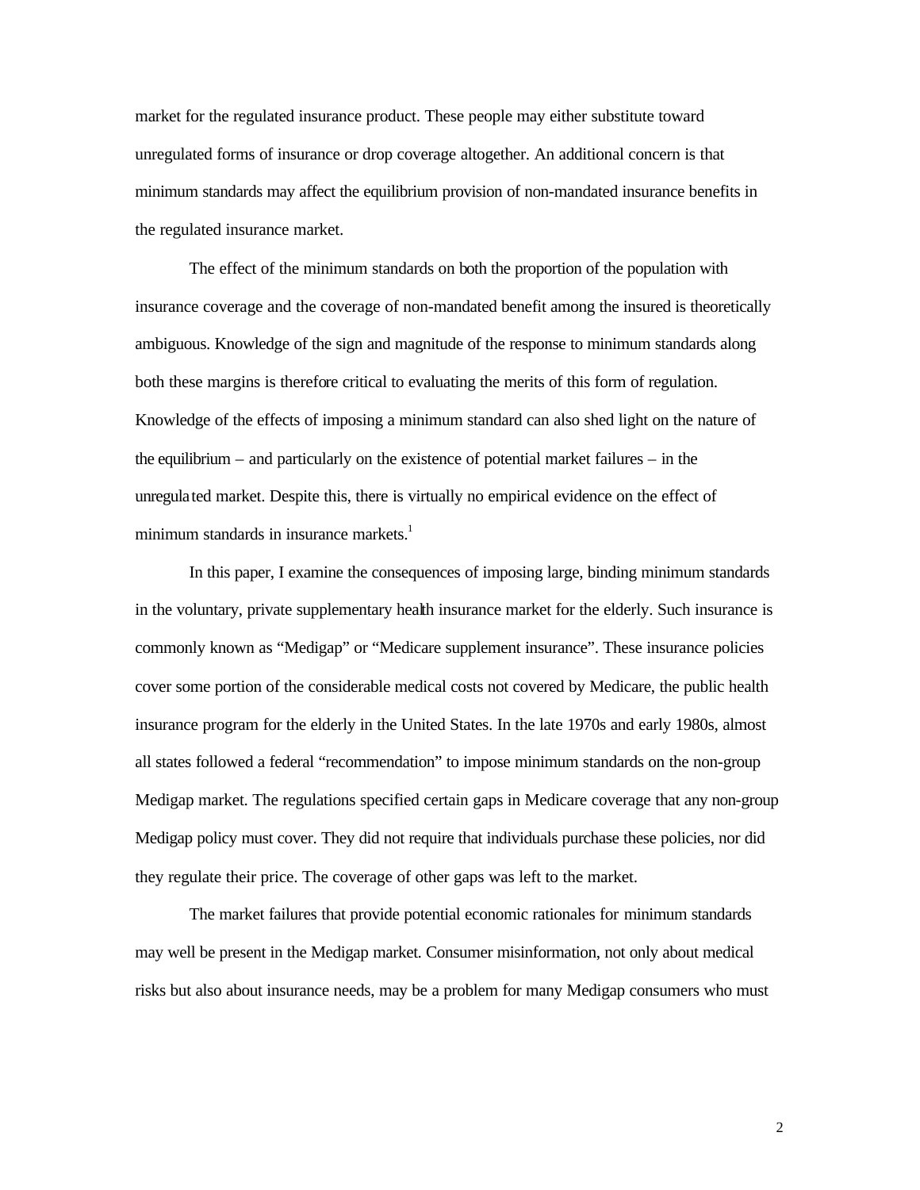market for the regulated insurance product. These people may either substitute toward unregulated forms of insurance or drop coverage altogether. An additional concern is that minimum standards may affect the equilibrium provision of non-mandated insurance benefits in the regulated insurance market.

The effect of the minimum standards on both the proportion of the population with insurance coverage and the coverage of non-mandated benefit among the insured is theoretically ambiguous. Knowledge of the sign and magnitude of the response to minimum standards along both these margins is therefore critical to evaluating the merits of this form of regulation. Knowledge of the effects of imposing a minimum standard can also shed light on the nature of the equilibrium – and particularly on the existence of potential market failures – in the unregulated market. Despite this, there is virtually no empirical evidence on the effect of minimum standards in insurance markets.[1]

In this paper, I examine the consequences of imposing large, binding minimum standards in the voluntary, private supplementary health insurance market for the elderly. Such insurance is commonly known as "Medigap" or "Medicare supplement insurance". These insurance policies cover some portion of the considerable medical costs not covered by Medicare, the public health insurance program for the elderly in the United States. In the late 1970s and early 1980s, almost all states followed a federal "recommendation" to impose minimum standards on the non-group Medigap market. The regulations specified certain gaps in Medicare coverage that any non-group Medigap policy must cover. They did not require that individuals purchase these policies, nor did they regulate their price. The coverage of other gaps was left to the market.

The market failures that provide potential economic rationales for minimum standards may well be present in the Medigap market. Consumer misinformation, not only about medical risks but also about insurance needs, may be a problem for many Medigap consumers who must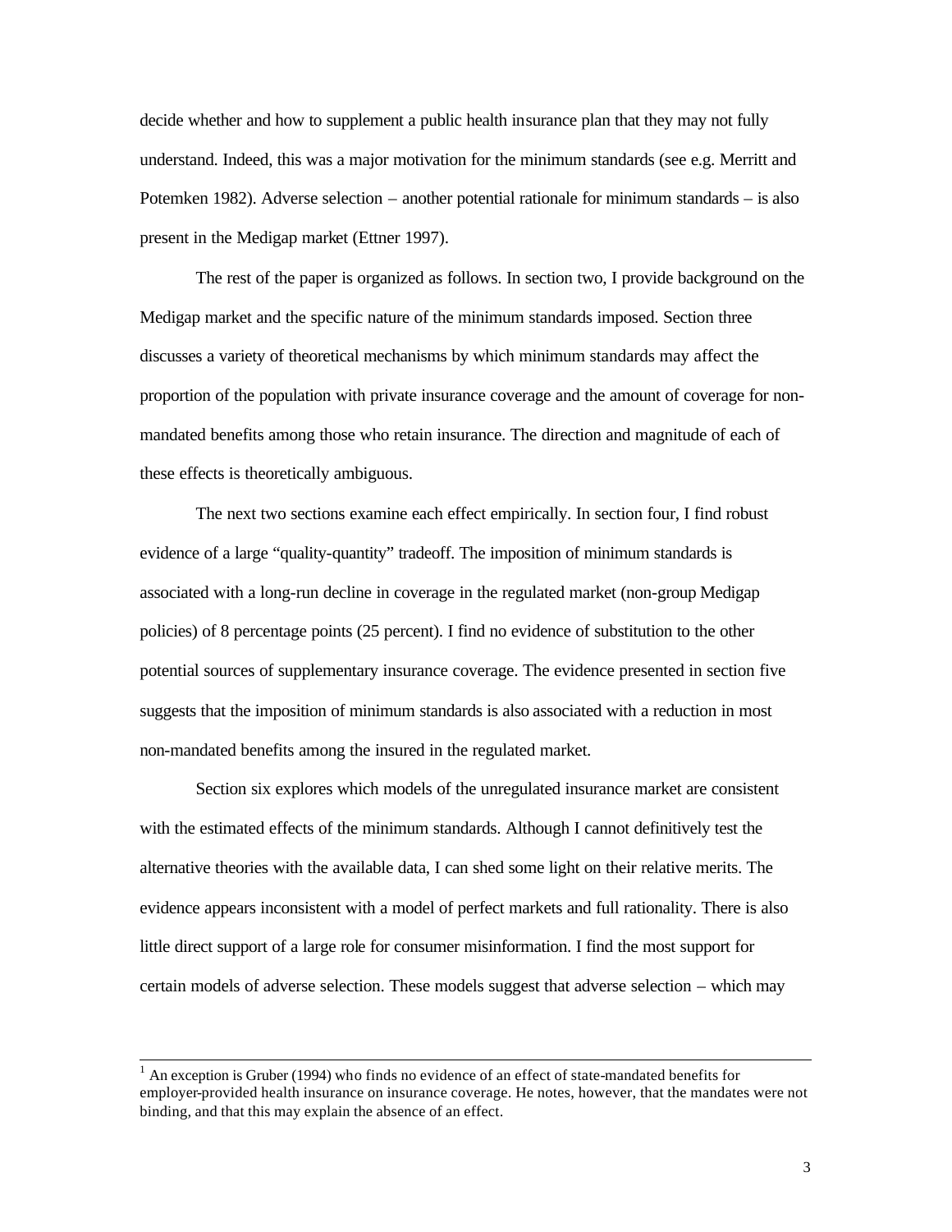decide whether and how to supplement a public health insurance plan that they may not fully understand. Indeed, this was a major motivation for the minimum standards (see e.g. Merritt and Potemken 1982). Adverse selection – another potential rationale for minimum standards – is also present in the Medigap market (Ettner 1997).

The rest of the paper is organized as follows. In section two, I provide background on the Medigap market and the specific nature of the minimum standards imposed. Section three discusses a variety of theoretical mechanisms by which minimum standards may affect the proportion of the population with private insurance coverage and the amount of coverage for non-mandated benefits among those who retain insurance. The direction and magnitude of each of these effects is theoretically ambiguous.

The next two sections examine each effect empirically. In section four, I find robust evidence of a large "quality-quantity" tradeoff. The imposition of minimum standards is associated with a long-run decline in coverage in the regulated market (non-group Medigap policies) of 8 percentage points (25 percent). I find no evidence of substitution to the other potential sources of supplementary insurance coverage. The evidence presented in section five suggests that the imposition of minimum standards is also associated with a reduction in most non-mandated benefits among the insured in the regulated market.

Section six explores which models of the unregulated insurance market are consistent with the estimated effects of the minimum standards. Although I cannot definitively test the alternative theories with the available data, I can shed some light on their relative merits. The evidence appears inconsistent with a model of perfect markets and full rationality. There is also little direct support of a large role for consumer misinformation. I find the most support for certain models of adverse selection. These models suggest that adverse selection – which may

[1] An exception is Gruber (1994) who finds no evidence of an effect of state-mandated benefits for employer-provided health insurance on insurance coverage. He notes, however, that the mandates were not binding, and that this may explain the absence of an effect.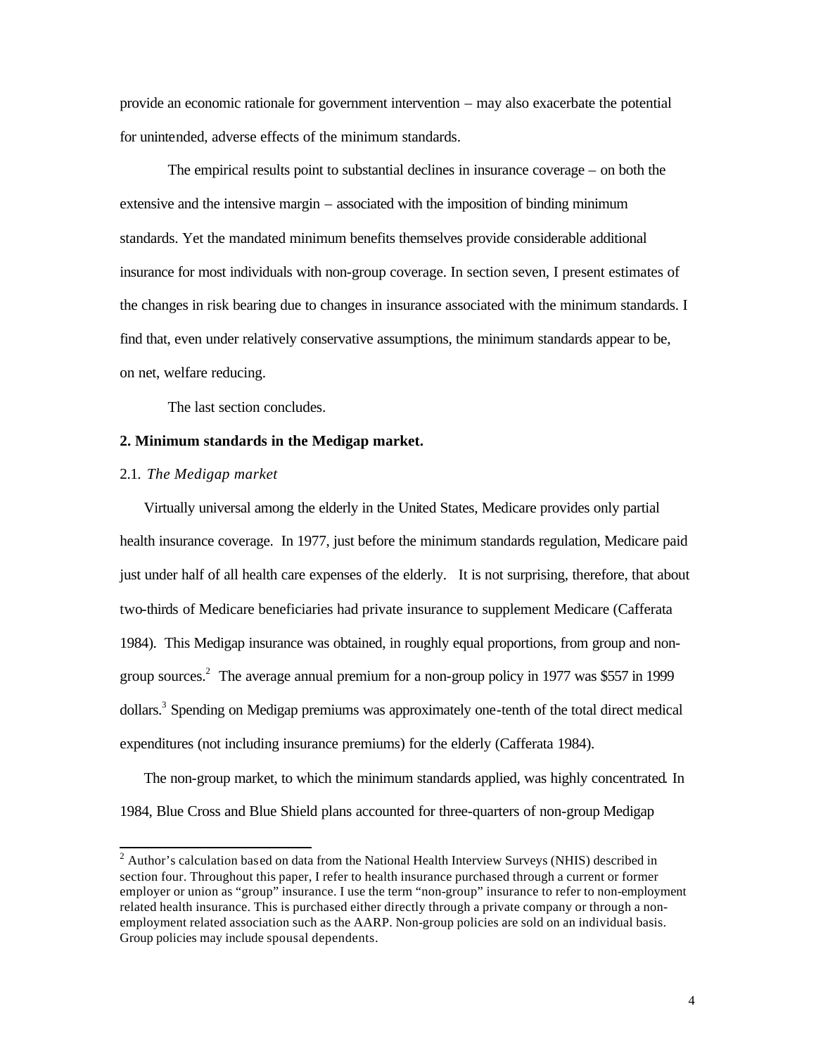provide an economic rationale for government intervention – may also exacerbate the potential for unintended, adverse effects of the minimum standards.

The empirical results point to substantial declines in insurance coverage – on both the extensive and the intensive margin – associated with the imposition of binding minimum standards. Yet the mandated minimum benefits themselves provide considerable additional insurance for most individuals with non-group coverage. In section seven, I present estimates of the changes in risk bearing due to changes in insurance associated with the minimum standards. I find that, even under relatively conservative assumptions, the minimum standards appear to be, on net, welfare reducing.

The last section concludes.

## 2. Minimum standards in the Medigap market.

### 2.1. *The Medigap market*

Virtually universal among the elderly in the United States, Medicare provides only partial health insurance coverage. In 1977, just before the minimum standards regulation, Medicare paid just under half of all health care expenses of the elderly. It is not surprising, therefore, that about two-thirds of Medicare beneficiaries had private insurance to supplement Medicare (Cafferata 1984). This Medigap insurance was obtained, in roughly equal proportions, from group and non-group sources.[2] The average annual premium for a non-group policy in 1977 was $557 in 1999 dollars.[3] Spending on Medigap premiums was approximately one-tenth of the total direct medical expenditures (not including insurance premiums) for the elderly (Cafferata 1984).

The non-group market, to which the minimum standards applied, was highly concentrated. In 1984, Blue Cross and Blue Shield plans accounted for three-quarters of non-group Medigap

[2] Author's calculation based on data from the National Health Interview Surveys (NHIS) described in section four. Throughout this paper, I refer to health insurance purchased through a current or former employer or union as "group" insurance. I use the term "non-group" insurance to refer to non-employment related health insurance. This is purchased either directly through a private company or through a non-employment related association such as the AARP. Non-group policies are sold on an individual basis. Group policies may include spousal dependents.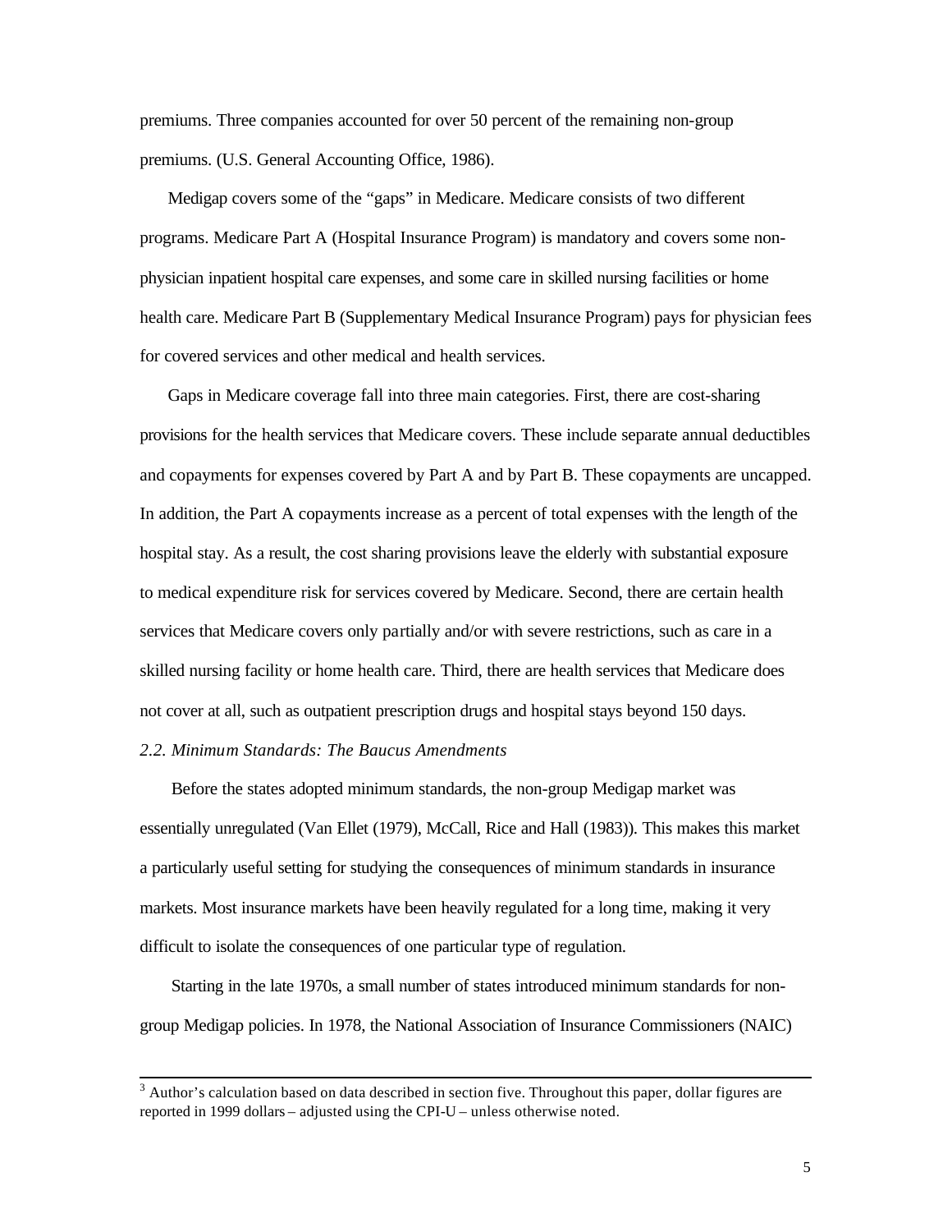premiums. Three companies accounted for over 50 percent of the remaining non-group premiums. (U.S. General Accounting Office, 1986).

Medigap covers some of the "gaps" in Medicare. Medicare consists of two different programs. Medicare Part A (Hospital Insurance Program) is mandatory and covers some non-physician inpatient hospital care expenses, and some care in skilled nursing facilities or home health care. Medicare Part B (Supplementary Medical Insurance Program) pays for physician fees for covered services and other medical and health services.

Gaps in Medicare coverage fall into three main categories. First, there are cost-sharing provisions for the health services that Medicare covers. These include separate annual deductibles and copayments for expenses covered by Part A and by Part B. These copayments are uncapped. In addition, the Part A copayments increase as a percent of total expenses with the length of the hospital stay. As a result, the cost sharing provisions leave the elderly with substantial exposure to medical expenditure risk for services covered by Medicare. Second, there are certain health services that Medicare covers only partially and/or with severe restrictions, such as care in a skilled nursing facility or home health care. Third, there are health services that Medicare does not cover at all, such as outpatient prescription drugs and hospital stays beyond 150 days.

### *2.2. Minimum Standards: The Baucus Amendments*

Before the states adopted minimum standards, the non-group Medigap market was essentially unregulated (Van Ellet (1979), McCall, Rice and Hall (1983)). This makes this market a particularly useful setting for studying the consequences of minimum standards in insurance markets. Most insurance markets have been heavily regulated for a long time, making it very difficult to isolate the consequences of one particular type of regulation.

Starting in the late 1970s, a small number of states introduced minimum standards for non-group Medigap policies. In 1978, the National Association of Insurance Commissioners (NAIC)

---

[3] Author's calculation based on data described in section five. Throughout this paper, dollar figures are reported in 1999 dollars – adjusted using the CPI-U – unless otherwise noted.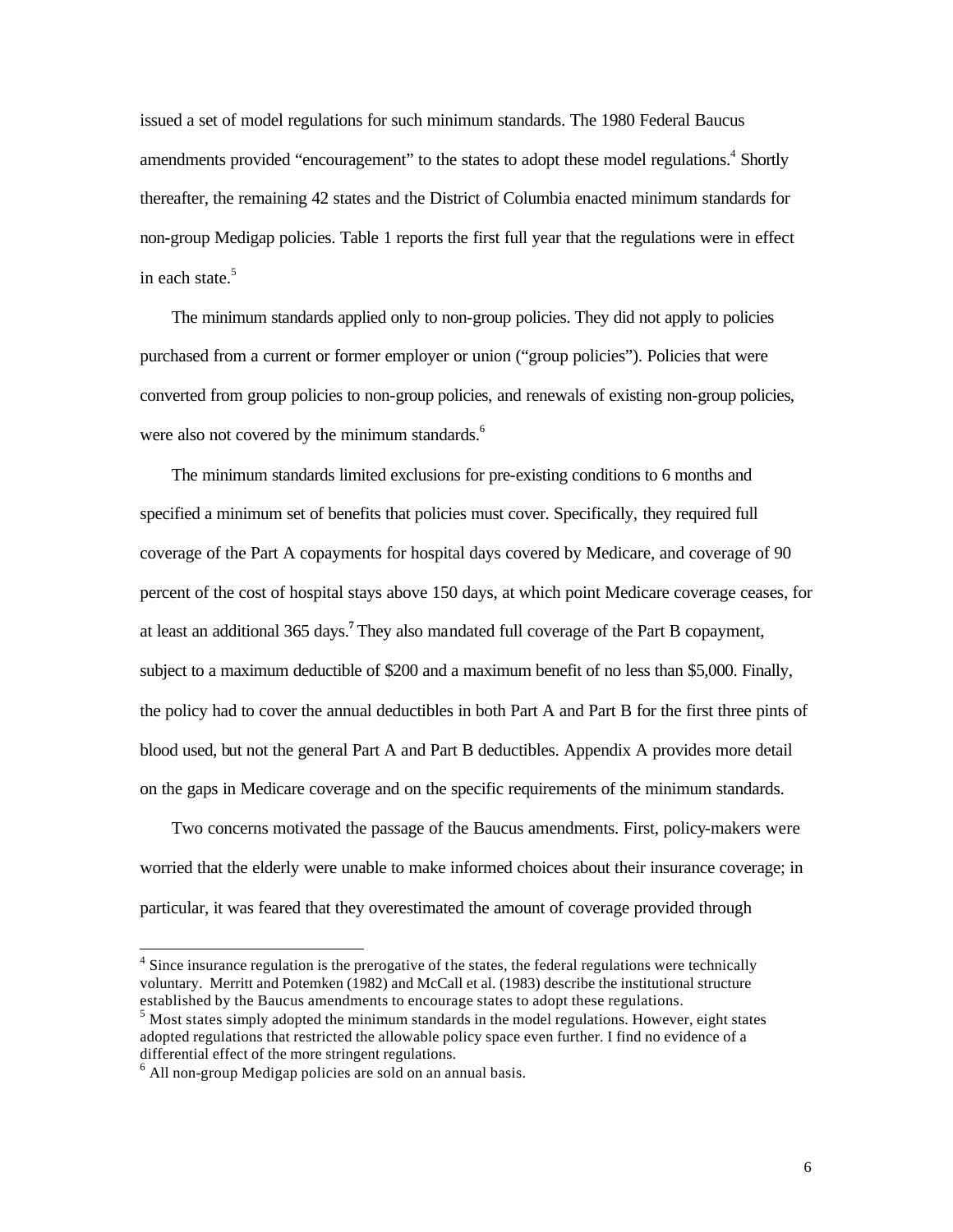issued a set of model regulations for such minimum standards. The 1980 Federal Baucus amendments provided "encouragement" to the states to adopt these model regulations.[4] Shortly thereafter, the remaining 42 states and the District of Columbia enacted minimum standards for non-group Medigap policies. Table 1 reports the first full year that the regulations were in effect in each state.[5]

The minimum standards applied only to non-group policies. They did not apply to policies purchased from a current or former employer or union ("group policies"). Policies that were converted from group policies to non-group policies, and renewals of existing non-group policies, were also not covered by the minimum standards.[6]

The minimum standards limited exclusions for pre-existing conditions to 6 months and specified a minimum set of benefits that policies must cover. Specifically, they required full coverage of the Part A copayments for hospital days covered by Medicare, and coverage of 90 percent of the cost of hospital stays above 150 days, at which point Medicare coverage ceases, for at least an additional 365 days.[7] They also mandated full coverage of the Part B copayment, subject to a maximum deductible of $200 and a maximum benefit of no less than $5,000. Finally, the policy had to cover the annual deductibles in both Part A and Part B for the first three pints of blood used, but not the general Part A and Part B deductibles. Appendix A provides more detail on the gaps in Medicare coverage and on the specific requirements of the minimum standards.

Two concerns motivated the passage of the Baucus amendments. First, policy-makers were worried that the elderly were unable to make informed choices about their insurance coverage; in particular, it was feared that they overestimated the amount of coverage provided through

---

[4] Since insurance regulation is the prerogative of the states, the federal regulations were technically voluntary. Merritt and Potemken (1982) and McCall et al. (1983) describe the institutional structure established by the Baucus amendments to encourage states to adopt these regulations.

[5] Most states simply adopted the minimum standards in the model regulations. However, eight states adopted regulations that restricted the allowable policy space even further. I find no evidence of a differential effect of the more stringent regulations.

[6] All non-group Medigap policies are sold on an annual basis.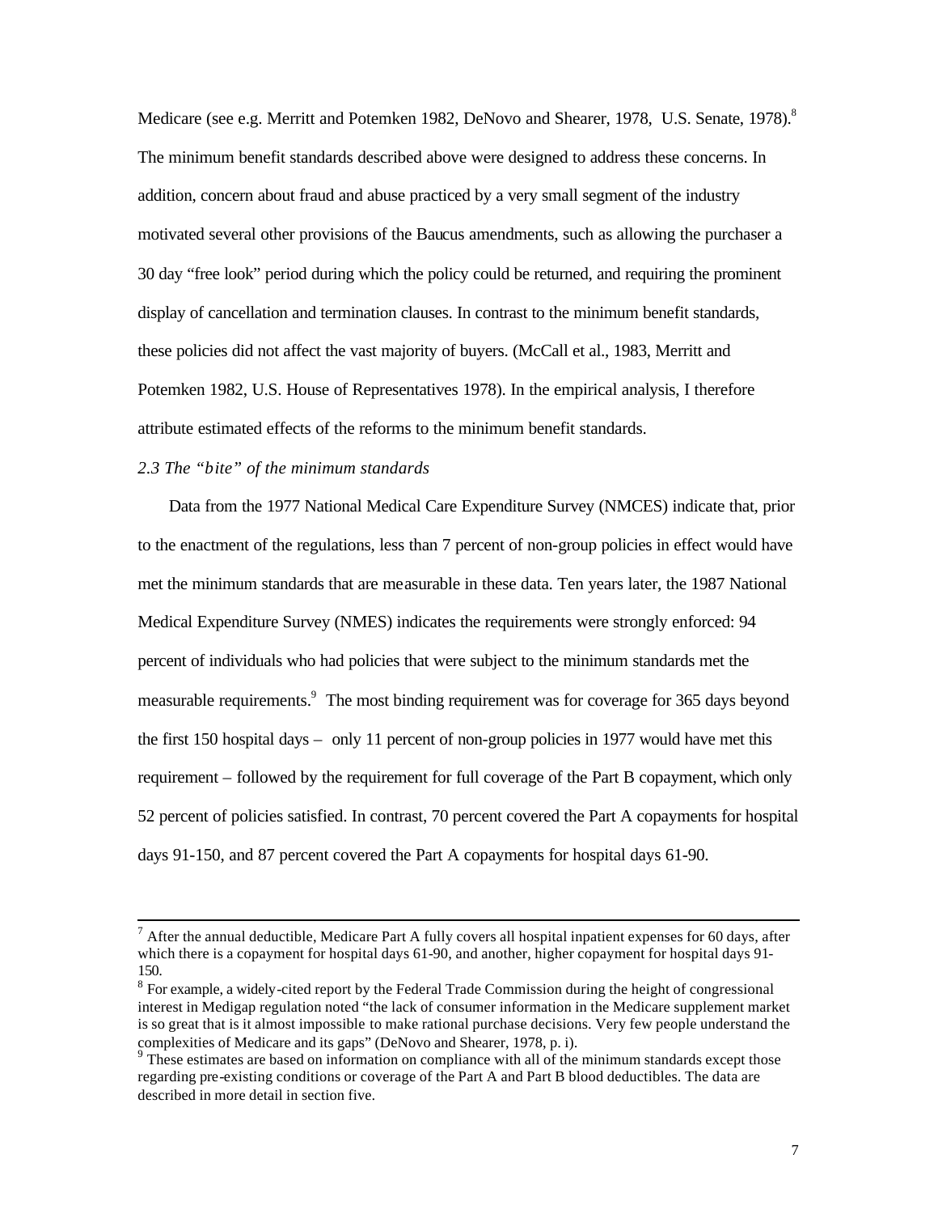Medicare (see e.g. Merritt and Potemken 1982, DeNovo and Shearer, 1978, U.S. Senate, 1978).[8] The minimum benefit standards described above were designed to address these concerns. In addition, concern about fraud and abuse practiced by a very small segment of the industry motivated several other provisions of the Baucus amendments, such as allowing the purchaser a 30 day "free look" period during which the policy could be returned, and requiring the prominent display of cancellation and termination clauses. In contrast to the minimum benefit standards, these policies did not affect the vast majority of buyers. (McCall et al., 1983, Merritt and Potemken 1982, U.S. House of Representatives 1978). In the empirical analysis, I therefore attribute estimated effects of the reforms to the minimum benefit standards.

### *2.3 The "bite" of the minimum standards*

Data from the 1977 National Medical Care Expenditure Survey (NMCES) indicate that, prior to the enactment of the regulations, less than 7 percent of non-group policies in effect would have met the minimum standards that are measurable in these data. Ten years later, the 1987 National Medical Expenditure Survey (NMES) indicates the requirements were strongly enforced: 94 percent of individuals who had policies that were subject to the minimum standards met the measurable requirements.[9] The most binding requirement was for coverage for 365 days beyond the first 150 hospital days – only 11 percent of non-group policies in 1977 would have met this requirement – followed by the requirement for full coverage of the Part B copayment, which only 52 percent of policies satisfied. In contrast, 70 percent covered the Part A copayments for hospital days 91-150, and 87 percent covered the Part A copayments for hospital days 61-90.

---

[7] After the annual deductible, Medicare Part A fully covers all hospital inpatient expenses for 60 days, after which there is a copayment for hospital days 61-90, and another, higher copayment for hospital days 91-150.

[8] For example, a widely-cited report by the Federal Trade Commission during the height of congressional interest in Medigap regulation noted "the lack of consumer information in the Medicare supplement market is so great that is it almost impossible to make rational purchase decisions. Very few people understand the complexities of Medicare and its gaps" (DeNovo and Shearer, 1978, p. i).

[9] These estimates are based on information on compliance with all of the minimum standards except those regarding pre-existing conditions or coverage of the Part A and Part B blood deductibles. The data are described in more detail in section five.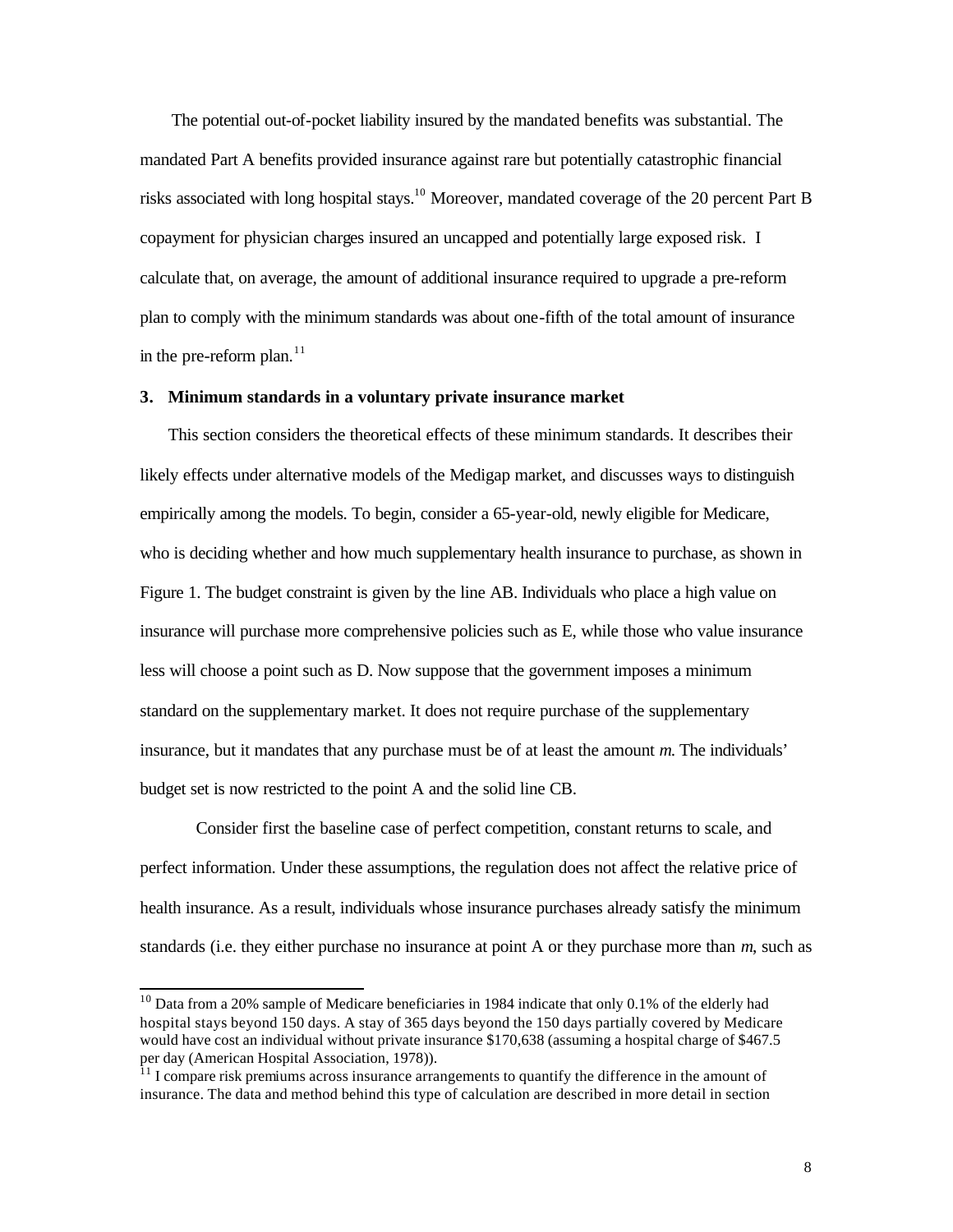The potential out-of-pocket liability insured by the mandated benefits was substantial. The mandated Part A benefits provided insurance against rare but potentially catastrophic financial risks associated with long hospital stays.[10] Moreover, mandated coverage of the 20 percent Part B copayment for physician charges insured an uncapped and potentially large exposed risk. I calculate that, on average, the amount of additional insurance required to upgrade a pre-reform plan to comply with the minimum standards was about one-fifth of the total amount of insurance in the pre-reform plan.[11]

### 3. Minimum standards in a voluntary private insurance market

This section considers the theoretical effects of these minimum standards. It describes their likely effects under alternative models of the Medigap market, and discusses ways to distinguish empirically among the models. To begin, consider a 65-year-old, newly eligible for Medicare, who is deciding whether and how much supplementary health insurance to purchase, as shown in Figure 1. The budget constraint is given by the line AB. Individuals who place a high value on insurance will purchase more comprehensive policies such as E, while those who value insurance less will choose a point such as D. Now suppose that the government imposes a minimum standard on the supplementary market. It does not require purchase of the supplementary insurance, but it mandates that any purchase must be of at least the amount *m*. The individuals' budget set is now restricted to the point A and the solid line CB.

Consider first the baseline case of perfect competition, constant returns to scale, and perfect information. Under these assumptions, the regulation does not affect the relative price of health insurance. As a result, individuals whose insurance purchases already satisfy the minimum standards (i.e. they either purchase no insurance at point A or they purchase more than *m*, such as

---

[10] Data from a 20% sample of Medicare beneficiaries in 1984 indicate that only 0.1% of the elderly had hospital stays beyond 150 days. A stay of 365 days beyond the 150 days partially covered by Medicare would have cost an individual without private insurance $170,638 (assuming a hospital charge of $467.5 per day (American Hospital Association, 1978)).

[11] I compare risk premiums across insurance arrangements to quantify the difference in the amount of insurance. The data and method behind this type of calculation are described in more detail in section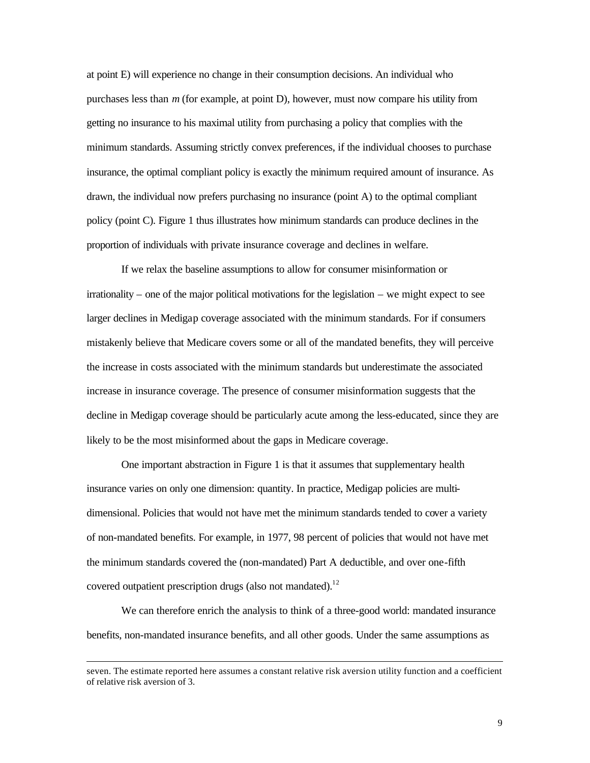at point E) will experience no change in their consumption decisions. An individual who purchases less than $m$ (for example, at point D), however, must now compare his utility from getting no insurance to his maximal utility from purchasing a policy that complies with the minimum standards. Assuming strictly convex preferences, if the individual chooses to purchase insurance, the optimal compliant policy is exactly the minimum required amount of insurance. As drawn, the individual now prefers purchasing no insurance (point A) to the optimal compliant policy (point C). Figure 1 thus illustrates how minimum standards can produce declines in the proportion of individuals with private insurance coverage and declines in welfare.

If we relax the baseline assumptions to allow for consumer misinformation or irrationality – one of the major political motivations for the legislation – we might expect to see larger declines in Medigap coverage associated with the minimum standards. For if consumers mistakenly believe that Medicare covers some or all of the mandated benefits, they will perceive the increase in costs associated with the minimum standards but underestimate the associated increase in insurance coverage. The presence of consumer misinformation suggests that the decline in Medigap coverage should be particularly acute among the less-educated, since they are likely to be the most misinformed about the gaps in Medicare coverage.

One important abstraction in Figure 1 is that it assumes that supplementary health insurance varies on only one dimension: quantity. In practice, Medigap policies are multi-dimensional. Policies that would not have met the minimum standards tended to cover a variety of non-mandated benefits. For example, in 1977, 98 percent of policies that would not have met the minimum standards covered the (non-mandated) Part A deductible, and over one-fifth covered outpatient prescription drugs (also not mandated).[12]

We can therefore enrich the analysis to think of a three-good world: mandated insurance benefits, non-mandated insurance benefits, and all other goods. Under the same assumptions as

---

seven. The estimate reported here assumes a constant relative risk aversion utility function and a coefficient of relative risk aversion of 3.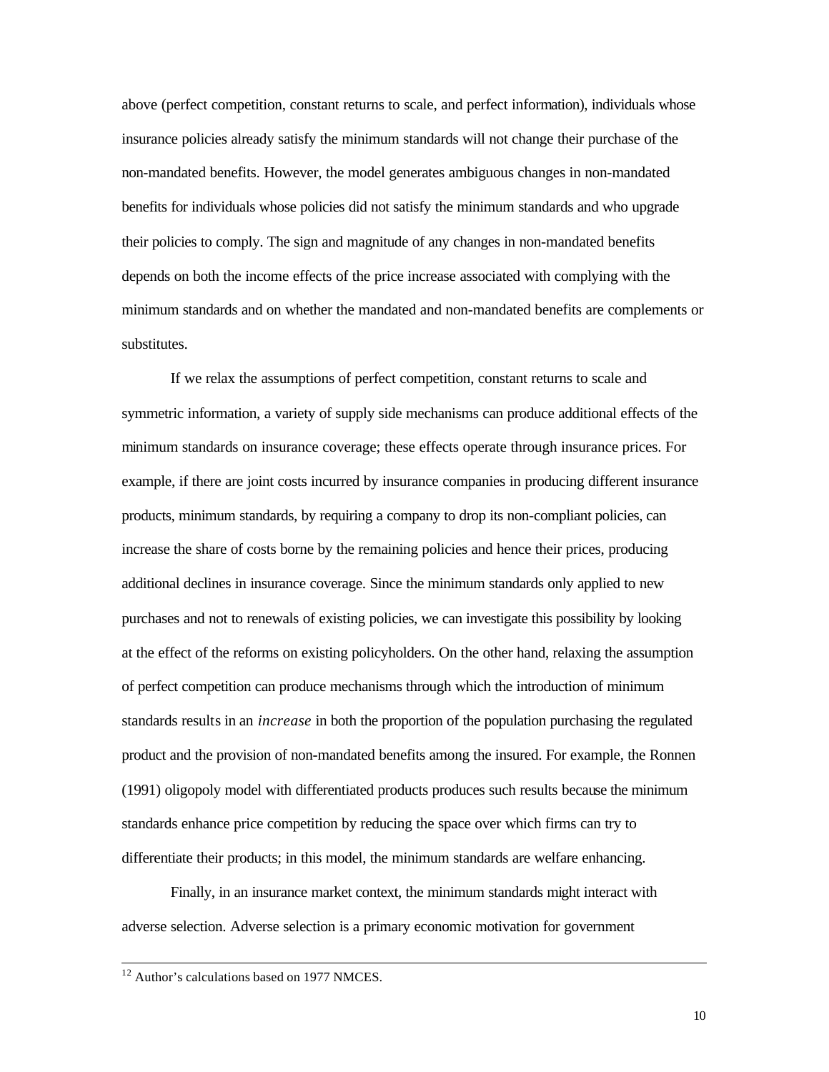above (perfect competition, constant returns to scale, and perfect information), individuals whose insurance policies already satisfy the minimum standards will not change their purchase of the non-mandated benefits. However, the model generates ambiguous changes in non-mandated benefits for individuals whose policies did not satisfy the minimum standards and who upgrade their policies to comply. The sign and magnitude of any changes in non-mandated benefits depends on both the income effects of the price increase associated with complying with the minimum standards and on whether the mandated and non-mandated benefits are complements or substitutes.

If we relax the assumptions of perfect competition, constant returns to scale and symmetric information, a variety of supply side mechanisms can produce additional effects of the minimum standards on insurance coverage; these effects operate through insurance prices. For example, if there are joint costs incurred by insurance companies in producing different insurance products, minimum standards, by requiring a company to drop its non-compliant policies, can increase the share of costs borne by the remaining policies and hence their prices, producing additional declines in insurance coverage. Since the minimum standards only applied to new purchases and not to renewals of existing policies, we can investigate this possibility by looking at the effect of the reforms on existing policyholders. On the other hand, relaxing the assumption of perfect competition can produce mechanisms through which the introduction of minimum standards results in an *increase* in both the proportion of the population purchasing the regulated product and the provision of non-mandated benefits among the insured. For example, the Ronnen (1991) oligopoly model with differentiated products produces such results because the minimum standards enhance price competition by reducing the space over which firms can try to differentiate their products; in this model, the minimum standards are welfare enhancing.

Finally, in an insurance market context, the minimum standards might interact with adverse selection. Adverse selection is a primary economic motivation for government

[12] Author's calculations based on 1977 NMCES.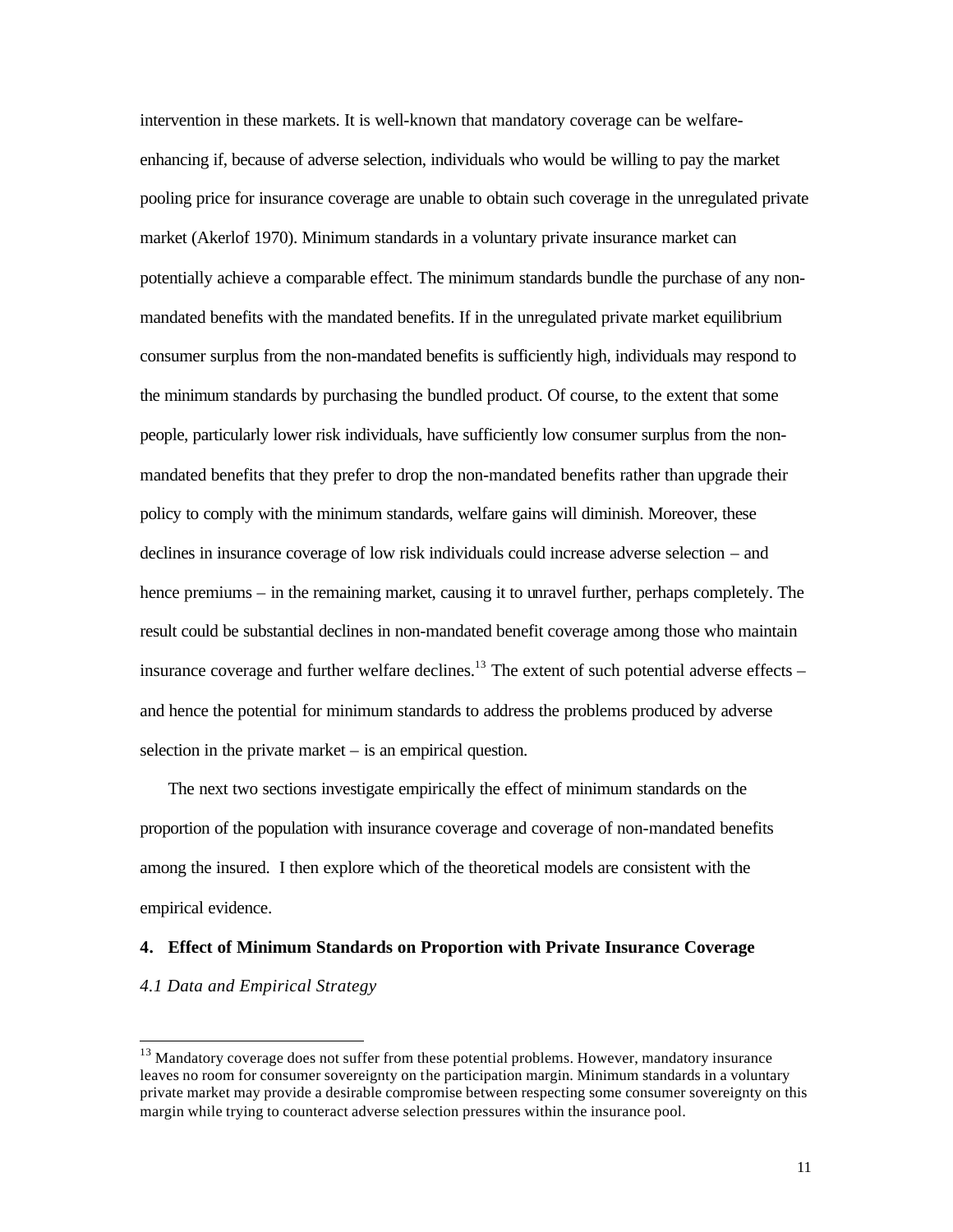intervention in these markets. It is well-known that mandatory coverage can be welfare-enhancing if, because of adverse selection, individuals who would be willing to pay the market pooling price for insurance coverage are unable to obtain such coverage in the unregulated private market (Akerlof 1970). Minimum standards in a voluntary private insurance market can potentially achieve a comparable effect. The minimum standards bundle the purchase of any non-mandated benefits with the mandated benefits. If in the unregulated private market equilibrium consumer surplus from the non-mandated benefits is sufficiently high, individuals may respond to the minimum standards by purchasing the bundled product. Of course, to the extent that some people, particularly lower risk individuals, have sufficiently low consumer surplus from the non-mandated benefits that they prefer to drop the non-mandated benefits rather than upgrade their policy to comply with the minimum standards, welfare gains will diminish. Moreover, these declines in insurance coverage of low risk individuals could increase adverse selection – and hence premiums – in the remaining market, causing it to unravel further, perhaps completely. The result could be substantial declines in non-mandated benefit coverage among those who maintain insurance coverage and further welfare declines.[13] The extent of such potential adverse effects – and hence the potential for minimum standards to address the problems produced by adverse selection in the private market – is an empirical question.

The next two sections investigate empirically the effect of minimum standards on the proportion of the population with insurance coverage and coverage of non-mandated benefits among the insured. I then explore which of the theoretical models are consistent with the empirical evidence.

## 4. Effect of Minimum Standards on Proportion with Private Insurance Coverage

### *4.1 Data and Empirical Strategy*

[13] Mandatory coverage does not suffer from these potential problems. However, mandatory insurance leaves no room for consumer sovereignty on the participation margin. Minimum standards in a voluntary private market may provide a desirable compromise between respecting some consumer sovereignty on this margin while trying to counteract adverse selection pressures within the insurance pool.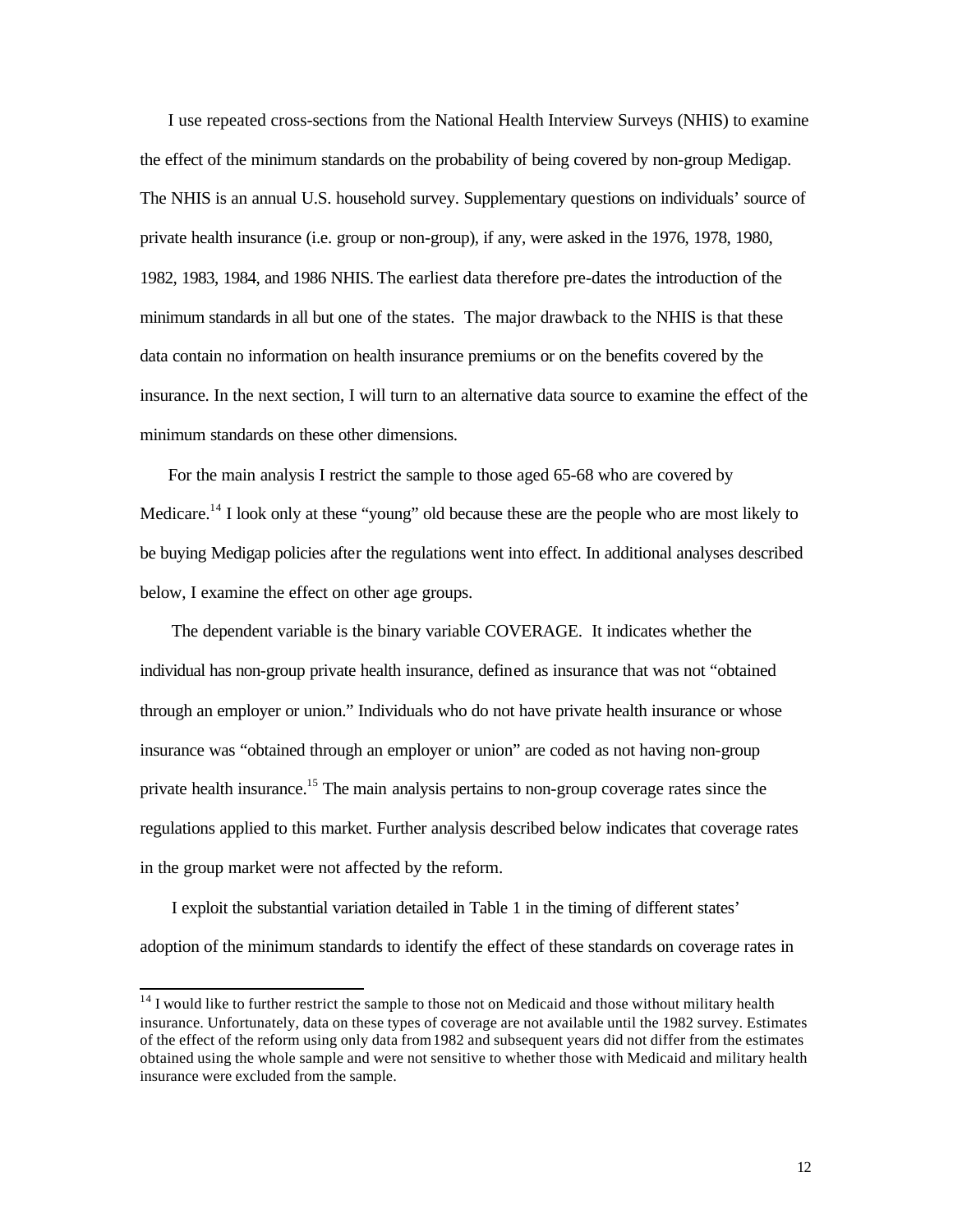I use repeated cross-sections from the National Health Interview Surveys (NHIS) to examine the effect of the minimum standards on the probability of being covered by non-group Medigap. The NHIS is an annual U.S. household survey. Supplementary questions on individuals' source of private health insurance (i.e. group or non-group), if any, were asked in the 1976, 1978, 1980, 1982, 1983, 1984, and 1986 NHIS. The earliest data therefore pre-dates the introduction of the minimum standards in all but one of the states. The major drawback to the NHIS is that these data contain no information on health insurance premiums or on the benefits covered by the insurance. In the next section, I will turn to an alternative data source to examine the effect of the minimum standards on these other dimensions.

For the main analysis I restrict the sample to those aged 65-68 who are covered by Medicare.[14] I look only at these "young" old because these are the people who are most likely to be buying Medigap policies after the regulations went into effect. In additional analyses described below, I examine the effect on other age groups.

The dependent variable is the binary variable COVERAGE. It indicates whether the individual has non-group private health insurance, defined as insurance that was not "obtained through an employer or union." Individuals who do not have private health insurance or whose insurance was "obtained through an employer or union" are coded as not having non-group private health insurance.[15] The main analysis pertains to non-group coverage rates since the regulations applied to this market. Further analysis described below indicates that coverage rates in the group market were not affected by the reform.

I exploit the substantial variation detailed in Table 1 in the timing of different states' adoption of the minimum standards to identify the effect of these standards on coverage rates in

[14] I would like to further restrict the sample to those not on Medicaid and those without military health insurance. Unfortunately, data on these types of coverage are not available until the 1982 survey. Estimates of the effect of the reform using only data from 1982 and subsequent years did not differ from the estimates obtained using the whole sample and were not sensitive to whether those with Medicaid and military health insurance were excluded from the sample.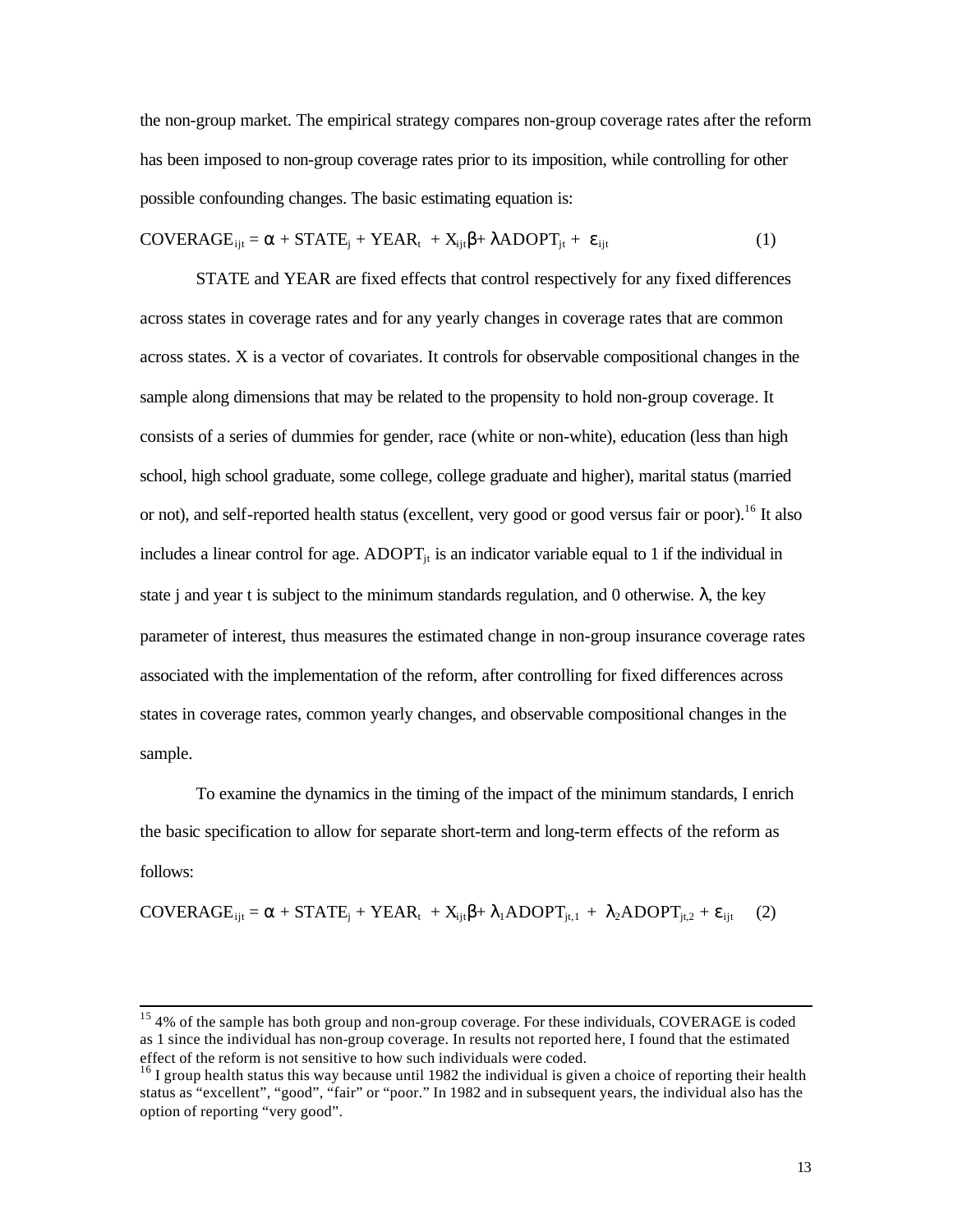the non-group market. The empirical strategy compares non-group coverage rates after the reform has been imposed to non-group coverage rates prior to its imposition, while controlling for other possible confounding changes. The basic estimating equation is:

$$\text{COVERAGE}_{ijt} = \alpha + \text{STATE}_j + \text{YEAR}_t + X_{ijt}\beta + \lambda \text{ADOPT}_{jt} + \varepsilon_{ijt} \qquad (1)$$

STATE and YEAR are fixed effects that control respectively for any fixed differences across states in coverage rates and for any yearly changes in coverage rates that are common across states. X is a vector of covariates. It controls for observable compositional changes in the sample along dimensions that may be related to the propensity to hold non-group coverage. It consists of a series of dummies for gender, race (white or non-white), education (less than high school, high school graduate, some college, college graduate and higher), marital status (married or not), and self-reported health status (excellent, very good or good versus fair or poor).[16] It also includes a linear control for age. $\text{ADOPT}_{jt}$ is an indicator variable equal to 1 if the individual in state j and year t is subject to the minimum standards regulation, and 0 otherwise. $\lambda$, the key parameter of interest, thus measures the estimated change in non-group insurance coverage rates associated with the implementation of the reform, after controlling for fixed differences across states in coverage rates, common yearly changes, and observable compositional changes in the sample.

To examine the dynamics in the timing of the impact of the minimum standards, I enrich the basic specification to allow for separate short-term and long-term effects of the reform as follows:

$$\text{COVERAGE}_{ijt} = \alpha + \text{STATE}_j + \text{YEAR}_t + X_{ijt}\beta + \lambda_1 \text{ADOPT}_{jt,1} + \lambda_2 \text{ADOPT}_{jt,2} + \varepsilon_{ijt} \qquad (2)$$

---

[15] 4% of the sample has both group and non-group coverage. For these individuals, COVERAGE is coded as 1 since the individual has non-group coverage. In results not reported here, I found that the estimated effect of the reform is not sensitive to how such individuals were coded.

[16] I group health status this way because until 1982 the individual is given a choice of reporting their health status as "excellent", "good", "fair" or "poor." In 1982 and in subsequent years, the individual also has the option of reporting "very good".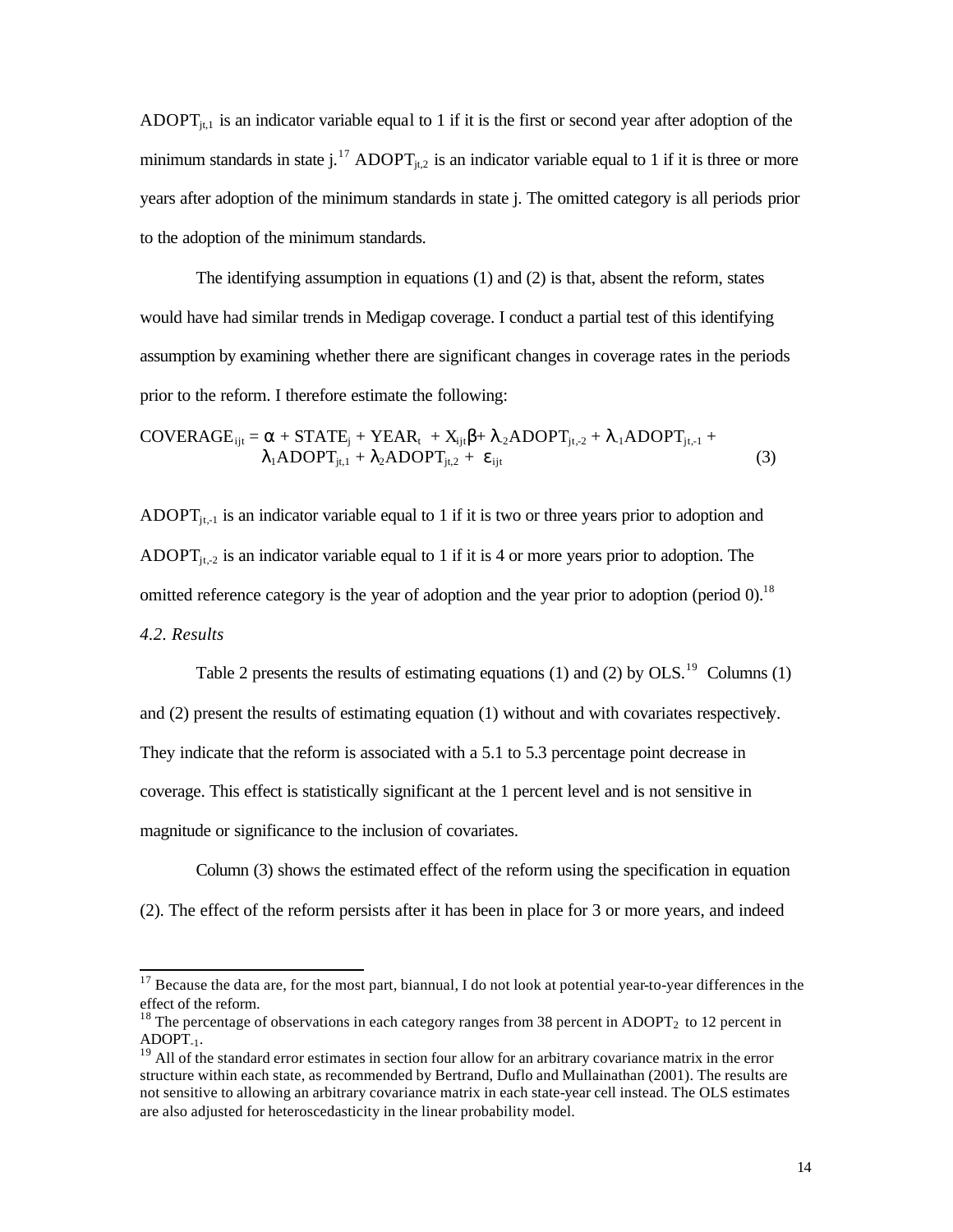$ADOPT_{jt,1}$ is an indicator variable equal to 1 if it is the first or second year after adoption of the minimum standards in state j.[17] $ADOPT_{jt,2}$ is an indicator variable equal to 1 if it is three or more years after adoption of the minimum standards in state j. The omitted category is all periods prior to the adoption of the minimum standards.

The identifying assumption in equations (1) and (2) is that, absent the reform, states would have had similar trends in Medigap coverage. I conduct a partial test of this identifying assumption by examining whether there are significant changes in coverage rates in the periods prior to the reform. I therefore estimate the following:

$$COVERAGE_{ijt} = \alpha + STATE_j + YEAR_t + X_{ijt}\beta + \lambda_{-2}ADOPT_{jt,-2} + \lambda_{-1}ADOPT_{jt,-1} + \lambda_1 ADOPT_{jt,1} + \lambda_2 ADOPT_{jt,2} + \varepsilon_{ijt} \quad (3)$$

$ADOPT_{jt,-1}$ is an indicator variable equal to 1 if it is two or three years prior to adoption and $ADOPT_{jt,-2}$ is an indicator variable equal to 1 if it is 4 or more years prior to adoption. The omitted reference category is the year of adoption and the year prior to adoption (period 0).[18]

*4.2. Results*

Table 2 presents the results of estimating equations (1) and (2) by OLS.[19] Columns (1) and (2) present the results of estimating equation (1) without and with covariates respectively. They indicate that the reform is associated with a 5.1 to 5.3 percentage point decrease in coverage. This effect is statistically significant at the 1 percent level and is not sensitive in magnitude or significance to the inclusion of covariates.

Column (3) shows the estimated effect of the reform using the specification in equation (2). The effect of the reform persists after it has been in place for 3 or more years, and indeed

---

[17] Because the data are, for the most part, biannual, I do not look at potential year-to-year differences in the effect of the reform.

[18] The percentage of observations in each category ranges from 38 percent in $ADOPT_2$ to 12 percent in $ADOPT_{-1}$.

[19] All of the standard error estimates in section four allow for an arbitrary covariance matrix in the error structure within each state, as recommended by Bertrand, Duflo and Mullainathan (2001). The results are not sensitive to allowing an arbitrary covariance matrix in each state-year cell instead. The OLS estimates are also adjusted for heteroscedasticity in the linear probability model.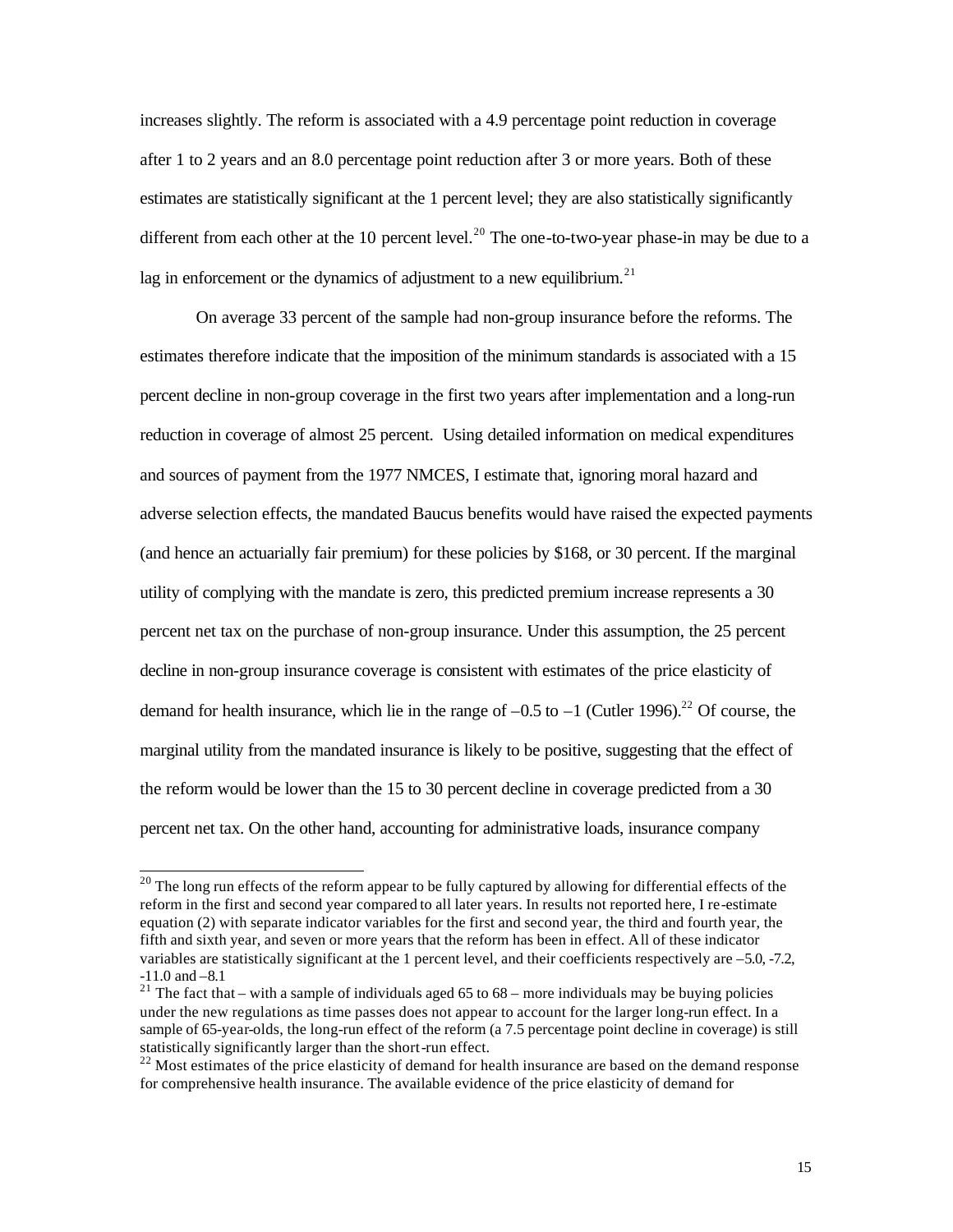increases slightly. The reform is associated with a 4.9 percentage point reduction in coverage after 1 to 2 years and an 8.0 percentage point reduction after 3 or more years. Both of these estimates are statistically significant at the 1 percent level; they are also statistically significantly different from each other at the 10 percent level.[20] The one-to-two-year phase-in may be due to a lag in enforcement or the dynamics of adjustment to a new equilibrium.[21]

On average 33 percent of the sample had non-group insurance before the reforms. The estimates therefore indicate that the imposition of the minimum standards is associated with a 15 percent decline in non-group coverage in the first two years after implementation and a long-run reduction in coverage of almost 25 percent. Using detailed information on medical expenditures and sources of payment from the 1977 NMCES, I estimate that, ignoring moral hazard and adverse selection effects, the mandated Baucus benefits would have raised the expected payments (and hence an actuarially fair premium) for these policies by $168, or 30 percent. If the marginal utility of complying with the mandate is zero, this predicted premium increase represents a 30 percent net tax on the purchase of non-group insurance. Under this assumption, the 25 percent decline in non-group insurance coverage is consistent with estimates of the price elasticity of demand for health insurance, which lie in the range of –0.5 to –1 (Cutler 1996).[22] Of course, the marginal utility from the mandated insurance is likely to be positive, suggesting that the effect of the reform would be lower than the 15 to 30 percent decline in coverage predicted from a 30 percent net tax. On the other hand, accounting for administrative loads, insurance company

---

[20] The long run effects of the reform appear to be fully captured by allowing for differential effects of the reform in the first and second year compared to all later years. In results not reported here, I re-estimate equation (2) with separate indicator variables for the first and second year, the third and fourth year, the fifth and sixth year, and seven or more years that the reform has been in effect. All of these indicator variables are statistically significant at the 1 percent level, and their coefficients respectively are –5.0, -7.2, -11.0 and –8.1

[21] The fact that – with a sample of individuals aged 65 to 68 – more individuals may be buying policies under the new regulations as time passes does not appear to account for the larger long-run effect. In a sample of 65-year-olds, the long-run effect of the reform (a 7.5 percentage point decline in coverage) is still statistically significantly larger than the short-run effect.

[22] Most estimates of the price elasticity of demand for health insurance are based on the demand response for comprehensive health insurance. The available evidence of the price elasticity of demand for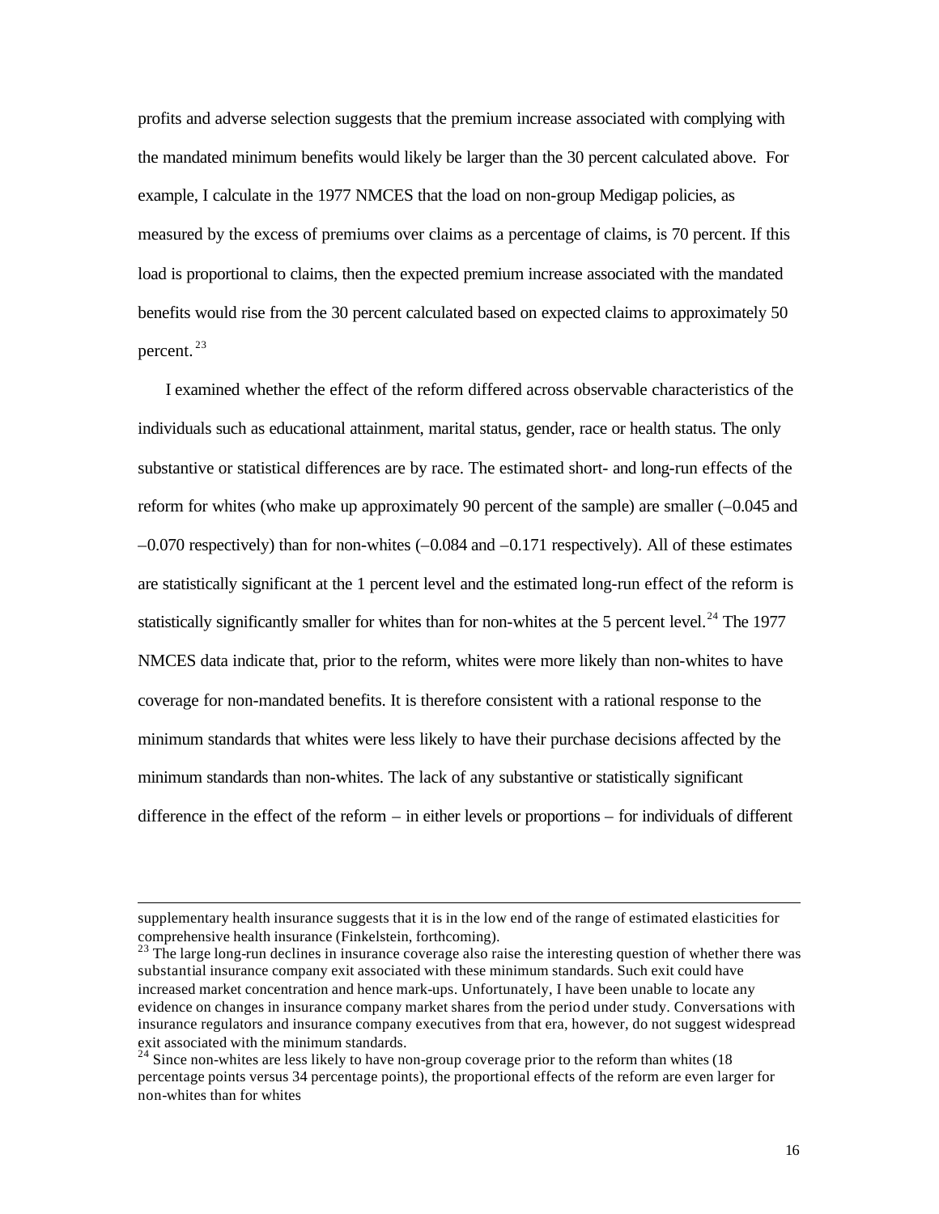profits and adverse selection suggests that the premium increase associated with complying with the mandated minimum benefits would likely be larger than the 30 percent calculated above. For example, I calculate in the 1977 NMCES that the load on non-group Medigap policies, as measured by the excess of premiums over claims as a percentage of claims, is 70 percent. If this load is proportional to claims, then the expected premium increase associated with the mandated benefits would rise from the 30 percent calculated based on expected claims to approximately 50 percent.[23]

I examined whether the effect of the reform differed across observable characteristics of the individuals such as educational attainment, marital status, gender, race or health status. The only substantive or statistical differences are by race. The estimated short- and long-run effects of the reform for whites (who make up approximately 90 percent of the sample) are smaller (–0.045 and –0.070 respectively) than for non-whites (–0.084 and –0.171 respectively). All of these estimates are statistically significant at the 1 percent level and the estimated long-run effect of the reform is statistically significantly smaller for whites than for non-whites at the 5 percent level.[24] The 1977 NMCES data indicate that, prior to the reform, whites were more likely than non-whites to have coverage for non-mandated benefits. It is therefore consistent with a rational response to the minimum standards that whites were less likely to have their purchase decisions affected by the minimum standards than non-whites. The lack of any substantive or statistically significant difference in the effect of the reform – in either levels or proportions – for individuals of different

---

supplementary health insurance suggests that it is in the low end of the range of estimated elasticities for comprehensive health insurance (Finkelstein, forthcoming).

[23] The large long-run declines in insurance coverage also raise the interesting question of whether there was substantial insurance company exit associated with these minimum standards. Such exit could have increased market concentration and hence mark-ups. Unfortunately, I have been unable to locate any evidence on changes in insurance company market shares from the period under study. Conversations with insurance regulators and insurance company executives from that era, however, do not suggest widespread exit associated with the minimum standards.

[24] Since non-whites are less likely to have non-group coverage prior to the reform than whites (18 percentage points versus 34 percentage points), the proportional effects of the reform are even larger for non-whites than for whites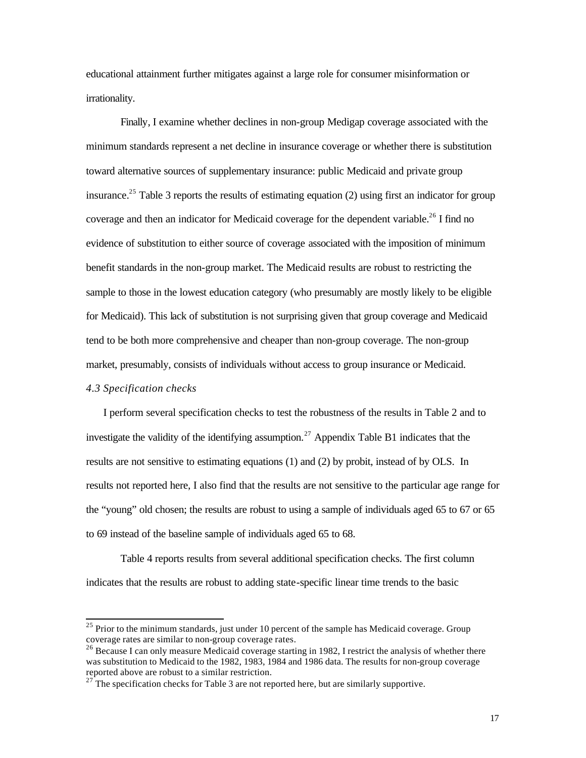educational attainment further mitigates against a large role for consumer misinformation or irrationality.

Finally, I examine whether declines in non-group Medigap coverage associated with the minimum standards represent a net decline in insurance coverage or whether there is substitution toward alternative sources of supplementary insurance: public Medicaid and private group insurance.[25] Table 3 reports the results of estimating equation (2) using first an indicator for group coverage and then an indicator for Medicaid coverage for the dependent variable.[26] I find no evidence of substitution to either source of coverage associated with the imposition of minimum benefit standards in the non-group market. The Medicaid results are robust to restricting the sample to those in the lowest education category (who presumably are mostly likely to be eligible for Medicaid). This lack of substitution is not surprising given that group coverage and Medicaid tend to be both more comprehensive and cheaper than non-group coverage. The non-group market, presumably, consists of individuals without access to group insurance or Medicaid.

*4.3 Specification checks*

I perform several specification checks to test the robustness of the results in Table 2 and to investigate the validity of the identifying assumption.[27] Appendix Table B1 indicates that the results are not sensitive to estimating equations (1) and (2) by probit, instead of by OLS. In results not reported here, I also find that the results are not sensitive to the particular age range for the "young" old chosen; the results are robust to using a sample of individuals aged 65 to 67 or 65 to 69 instead of the baseline sample of individuals aged 65 to 68.

Table 4 reports results from several additional specification checks. The first column indicates that the results are robust to adding state-specific linear time trends to the basic

---

[25] Prior to the minimum standards, just under 10 percent of the sample has Medicaid coverage. Group coverage rates are similar to non-group coverage rates.

[26] Because I can only measure Medicaid coverage starting in 1982, I restrict the analysis of whether there was substitution to Medicaid to the 1982, 1983, 1984 and 1986 data. The results for non-group coverage reported above are robust to a similar restriction.

[27] The specification checks for Table 3 are not reported here, but are similarly supportive.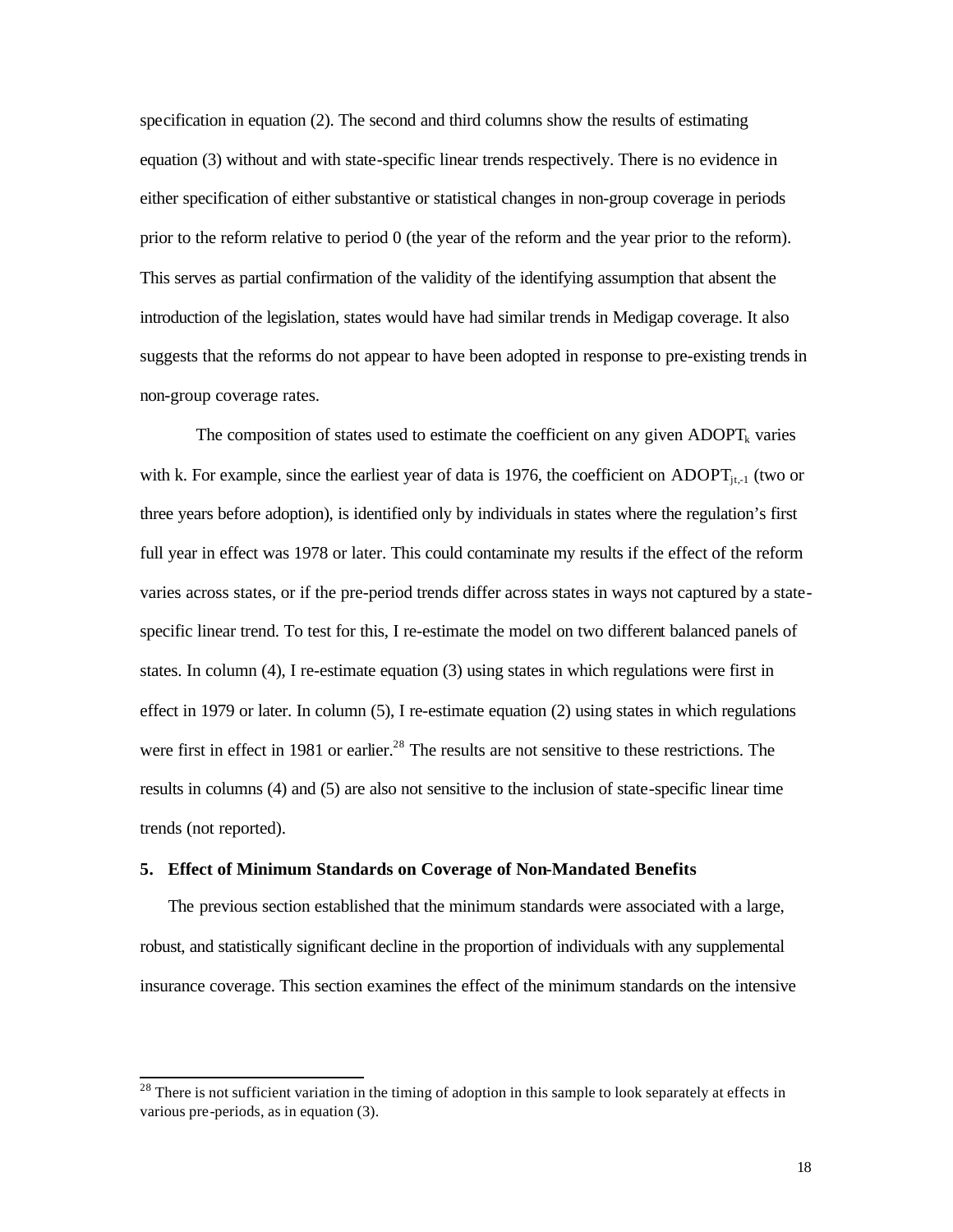specification in equation (2). The second and third columns show the results of estimating equation (3) without and with state-specific linear trends respectively. There is no evidence in either specification of either substantive or statistical changes in non-group coverage in periods prior to the reform relative to period 0 (the year of the reform and the year prior to the reform). This serves as partial confirmation of the validity of the identifying assumption that absent the introduction of the legislation, states would have had similar trends in Medigap coverage. It also suggests that the reforms do not appear to have been adopted in response to pre-existing trends in non-group coverage rates.

The composition of states used to estimate the coefficient on any given $ADOPT_k$ varies with k. For example, since the earliest year of data is 1976, the coefficient on $ADOPT_{jt,-1}$ (two or three years before adoption), is identified only by individuals in states where the regulation's first full year in effect was 1978 or later. This could contaminate my results if the effect of the reform varies across states, or if the pre-period trends differ across states in ways not captured by a state-specific linear trend. To test for this, I re-estimate the model on two different balanced panels of states. In column (4), I re-estimate equation (3) using states in which regulations were first in effect in 1979 or later. In column (5), I re-estimate equation (2) using states in which regulations were first in effect in 1981 or earlier.[28] The results are not sensitive to these restrictions. The results in columns (4) and (5) are also not sensitive to the inclusion of state-specific linear time trends (not reported).

## 5. Effect of Minimum Standards on Coverage of Non-Mandated Benefits

The previous section established that the minimum standards were associated with a large, robust, and statistically significant decline in the proportion of individuals with any supplemental insurance coverage. This section examines the effect of the minimum standards on the intensive

---

[28] There is not sufficient variation in the timing of adoption in this sample to look separately at effects in various pre-periods, as in equation (3).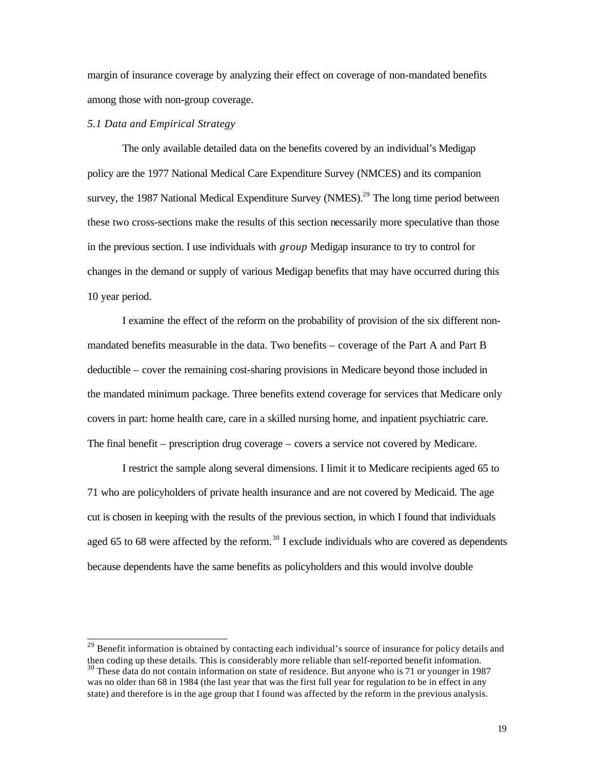margin of insurance coverage by analyzing their effect on coverage of non-mandated benefits among those with non-group coverage.

### *5.1 Data and Empirical Strategy*

The only available detailed data on the benefits covered by an individual's Medigap policy are the 1977 National Medical Care Expenditure Survey (NMCES) and its companion survey, the 1987 National Medical Expenditure Survey (NMES).[29] The long time period between these two cross-sections make the results of this section necessarily more speculative than those in the previous section. I use individuals with *group* Medigap insurance to try to control for changes in the demand or supply of various Medigap benefits that may have occurred during this 10 year period.

I examine the effect of the reform on the probability of provision of the six different non-mandated benefits measurable in the data. Two benefits – coverage of the Part A and Part B deductible – cover the remaining cost-sharing provisions in Medicare beyond those included in the mandated minimum package. Three benefits extend coverage for services that Medicare only covers in part: home health care, care in a skilled nursing home, and inpatient psychiatric care. The final benefit – prescription drug coverage – covers a service not covered by Medicare.

I restrict the sample along several dimensions. I limit it to Medicare recipients aged 65 to 71 who are policyholders of private health insurance and are not covered by Medicaid. The age cut is chosen in keeping with the results of the previous section, in which I found that individuals aged 65 to 68 were affected by the reform.[30] I exclude individuals who are covered as dependents because dependents have the same benefits as policyholders and this would involve double

---

[29] Benefit information is obtained by contacting each individual's source of insurance for policy details and then coding up these details. This is considerably more reliable than self-reported benefit information.

[30] These data do not contain information on state of residence. But anyone who is 71 or younger in 1987 was no older than 68 in 1984 (the last year that was the first full year for regulation to be in effect in any state) and therefore is in the age group that I found was affected by the reform in the previous analysis.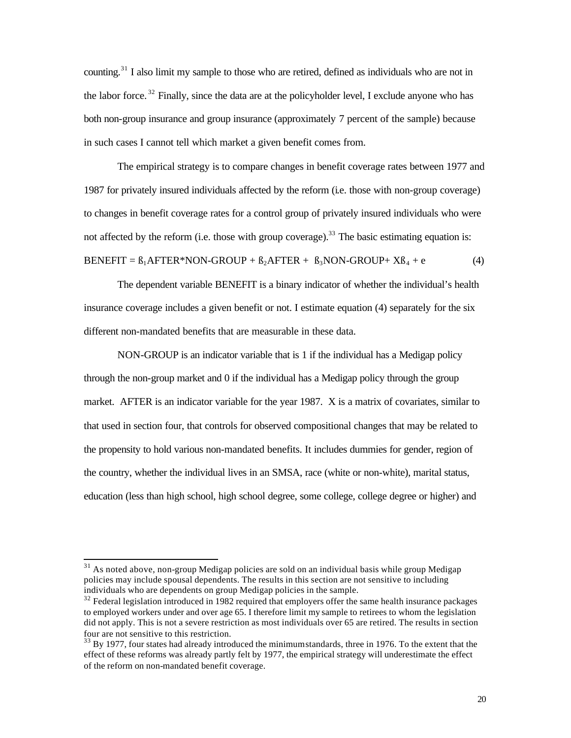counting.[31] I also limit my sample to those who are retired, defined as individuals who are not in the labor force.[32] Finally, since the data are at the policyholder level, I exclude anyone who has both non-group insurance and group insurance (approximately 7 percent of the sample) because in such cases I cannot tell which market a given benefit comes from.

The empirical strategy is to compare changes in benefit coverage rates between 1977 and 1987 for privately insured individuals affected by the reform (i.e. those with non-group coverage) to changes in benefit coverage rates for a control group of privately insured individuals who were not affected by the reform (i.e. those with group coverage).[33] The basic estimating equation is:

$$\text{BENEFIT} = \beta_1\text{AFTER*NON-GROUP} + \beta_2\text{AFTER} + \beta_3\text{NON-GROUP} + X\beta_4 + e \qquad (4)$$

The dependent variable BENEFIT is a binary indicator of whether the individual's health insurance coverage includes a given benefit or not. I estimate equation (4) separately for the six different non-mandated benefits that are measurable in these data.

NON-GROUP is an indicator variable that is 1 if the individual has a Medigap policy through the non-group market and 0 if the individual has a Medigap policy through the group market. AFTER is an indicator variable for the year 1987. X is a matrix of covariates, similar to that used in section four, that controls for observed compositional changes that may be related to the propensity to hold various non-mandated benefits. It includes dummies for gender, region of the country, whether the individual lives in an SMSA, race (white or non-white), marital status, education (less than high school, high school degree, some college, college degree or higher) and

---

[31] As noted above, non-group Medigap policies are sold on an individual basis while group Medigap policies may include spousal dependents. The results in this section are not sensitive to including individuals who are dependents on group Medigap policies in the sample.

[32] Federal legislation introduced in 1982 required that employers offer the same health insurance packages to employed workers under and over age 65. I therefore limit my sample to retirees to whom the legislation did not apply. This is not a severe restriction as most individuals over 65 are retired. The results in section four are not sensitive to this restriction.

[33] By 1977, four states had already introduced the minimum standards, three in 1976. To the extent that the effect of these reforms was already partly felt by 1977, the empirical strategy will underestimate the effect of the reform on non-mandated benefit coverage.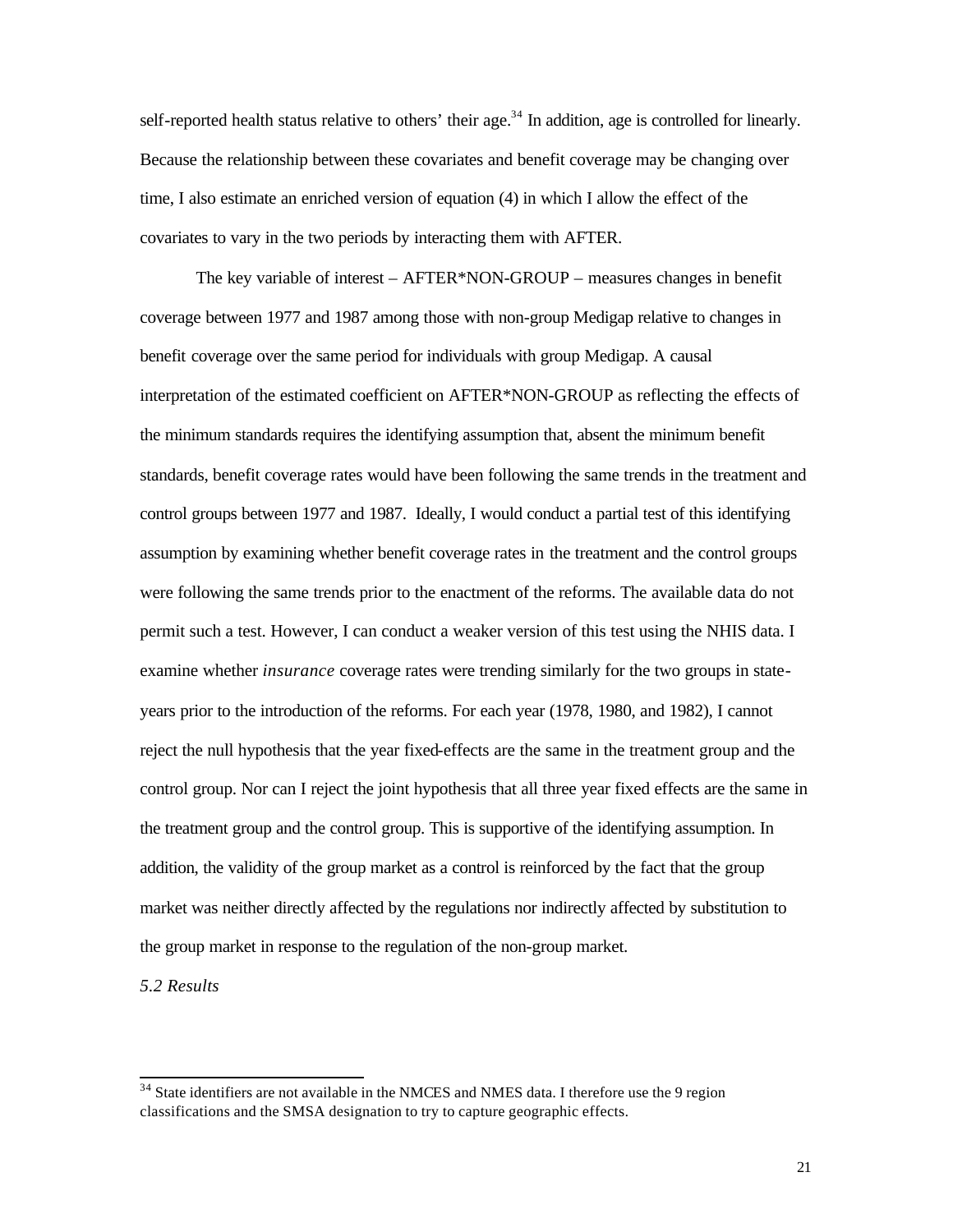self-reported health status relative to others' their age.[34] In addition, age is controlled for linearly. Because the relationship between these covariates and benefit coverage may be changing over time, I also estimate an enriched version of equation (4) in which I allow the effect of the covariates to vary in the two periods by interacting them with AFTER.

The key variable of interest – AFTER*NON-GROUP – measures changes in benefit coverage between 1977 and 1987 among those with non-group Medigap relative to changes in benefit coverage over the same period for individuals with group Medigap. A causal interpretation of the estimated coefficient on AFTER*NON-GROUP as reflecting the effects of the minimum standards requires the identifying assumption that, absent the minimum benefit standards, benefit coverage rates would have been following the same trends in the treatment and control groups between 1977 and 1987. Ideally, I would conduct a partial test of this identifying assumption by examining whether benefit coverage rates in the treatment and the control groups were following the same trends prior to the enactment of the reforms. The available data do not permit such a test. However, I can conduct a weaker version of this test using the NHIS data. I examine whether *insurance* coverage rates were trending similarly for the two groups in state-years prior to the introduction of the reforms. For each year (1978, 1980, and 1982), I cannot reject the null hypothesis that the year fixed-effects are the same in the treatment group and the control group. Nor can I reject the joint hypothesis that all three year fixed effects are the same in the treatment group and the control group. This is supportive of the identifying assumption. In addition, the validity of the group market as a control is reinforced by the fact that the group market was neither directly affected by the regulations nor indirectly affected by substitution to the group market in response to the regulation of the non-group market.

*5.2 Results*

---

[34] State identifiers are not available in the NMCES and NMES data. I therefore use the 9 region classifications and the SMSA designation to try to capture geographic effects.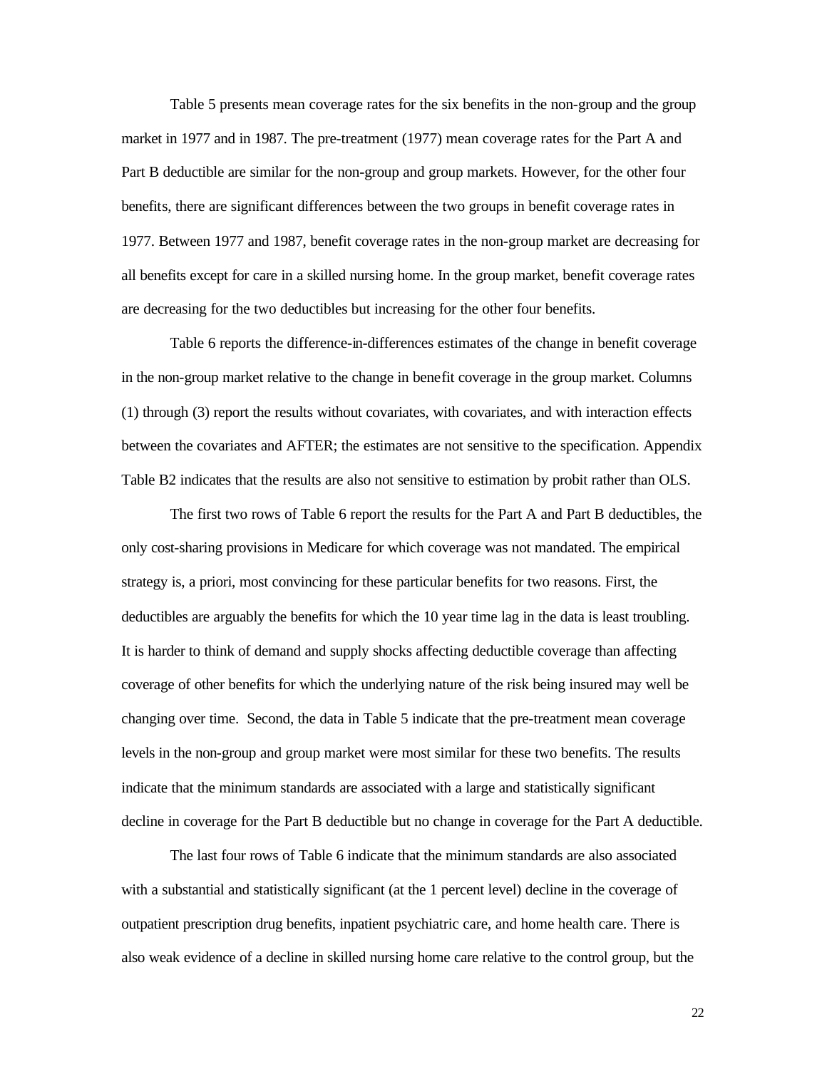Table 5 presents mean coverage rates for the six benefits in the non-group and the group market in 1977 and in 1987. The pre-treatment (1977) mean coverage rates for the Part A and Part B deductible are similar for the non-group and group markets. However, for the other four benefits, there are significant differences between the two groups in benefit coverage rates in 1977. Between 1977 and 1987, benefit coverage rates in the non-group market are decreasing for all benefits except for care in a skilled nursing home. In the group market, benefit coverage rates are decreasing for the two deductibles but increasing for the other four benefits.

Table 6 reports the difference-in-differences estimates of the change in benefit coverage in the non-group market relative to the change in benefit coverage in the group market. Columns (1) through (3) report the results without covariates, with covariates, and with interaction effects between the covariates and AFTER; the estimates are not sensitive to the specification. Appendix Table B2 indicates that the results are also not sensitive to estimation by probit rather than OLS.

The first two rows of Table 6 report the results for the Part A and Part B deductibles, the only cost-sharing provisions in Medicare for which coverage was not mandated. The empirical strategy is, a priori, most convincing for these particular benefits for two reasons. First, the deductibles are arguably the benefits for which the 10 year time lag in the data is least troubling. It is harder to think of demand and supply shocks affecting deductible coverage than affecting coverage of other benefits for which the underlying nature of the risk being insured may well be changing over time. Second, the data in Table 5 indicate that the pre-treatment mean coverage levels in the non-group and group market were most similar for these two benefits. The results indicate that the minimum standards are associated with a large and statistically significant decline in coverage for the Part B deductible but no change in coverage for the Part A deductible.

The last four rows of Table 6 indicate that the minimum standards are also associated with a substantial and statistically significant (at the 1 percent level) decline in the coverage of outpatient prescription drug benefits, inpatient psychiatric care, and home health care. There is also weak evidence of a decline in skilled nursing home care relative to the control group, but the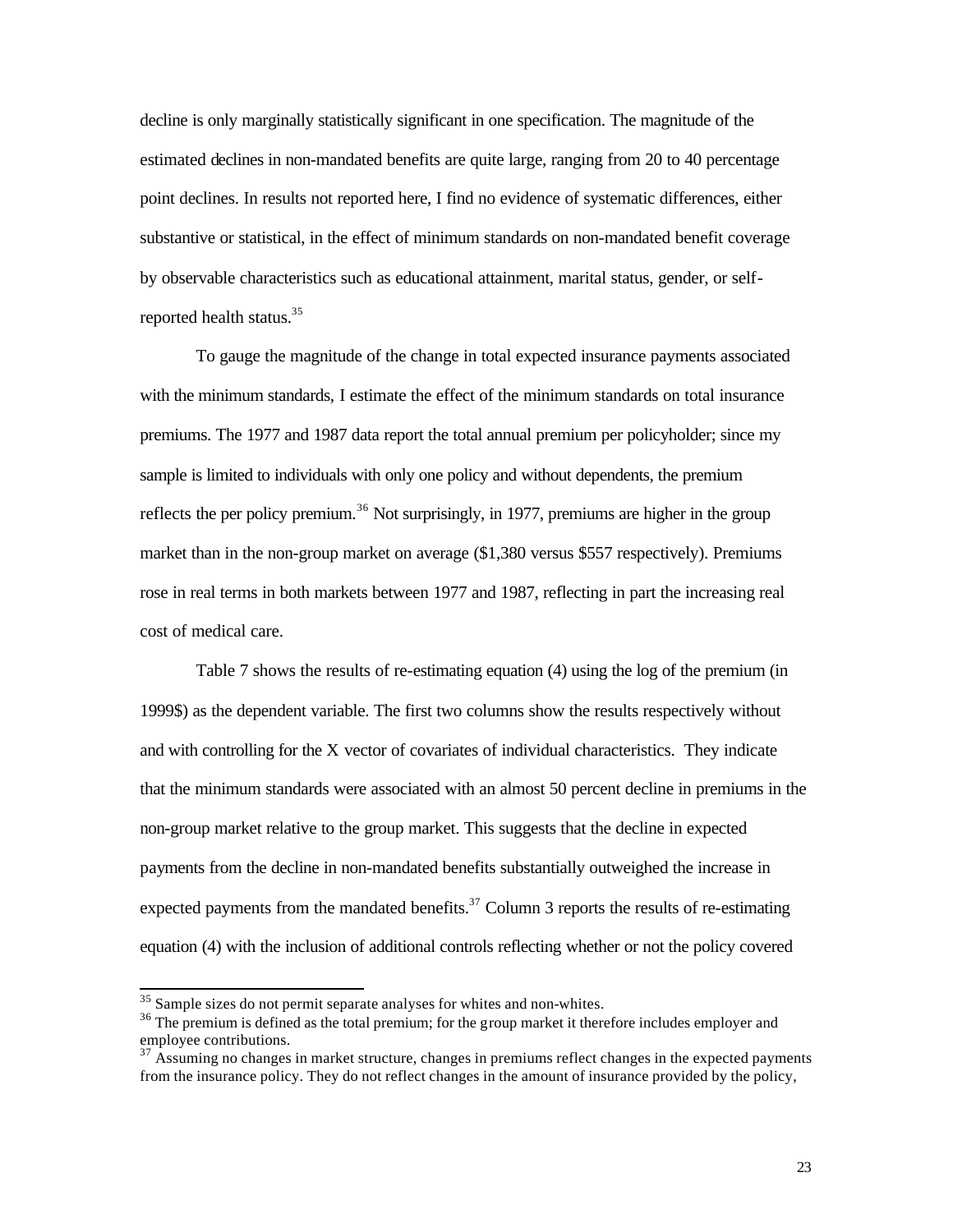decline is only marginally statistically significant in one specification. The magnitude of the estimated declines in non-mandated benefits are quite large, ranging from 20 to 40 percentage point declines. In results not reported here, I find no evidence of systematic differences, either substantive or statistical, in the effect of minimum standards on non-mandated benefit coverage by observable characteristics such as educational attainment, marital status, gender, or self-reported health status.[35]

To gauge the magnitude of the change in total expected insurance payments associated with the minimum standards, I estimate the effect of the minimum standards on total insurance premiums. The 1977 and 1987 data report the total annual premium per policyholder; since my sample is limited to individuals with only one policy and without dependents, the premium reflects the per policy premium.[36] Not surprisingly, in 1977, premiums are higher in the group market than in the non-group market on average ($1,380 versus $557 respectively). Premiums rose in real terms in both markets between 1977 and 1987, reflecting in part the increasing real cost of medical care.

Table 7 shows the results of re-estimating equation (4) using the log of the premium (in 1999$) as the dependent variable. The first two columns show the results respectively without and with controlling for the X vector of covariates of individual characteristics. They indicate that the minimum standards were associated with an almost 50 percent decline in premiums in the non-group market relative to the group market. This suggests that the decline in expected payments from the decline in non-mandated benefits substantially outweighed the increase in expected payments from the mandated benefits.[37] Column 3 reports the results of re-estimating equation (4) with the inclusion of additional controls reflecting whether or not the policy covered

[35] Sample sizes do not permit separate analyses for whites and non-whites.

[36] The premium is defined as the total premium; for the group market it therefore includes employer and employee contributions.

[37] Assuming no changes in market structure, changes in premiums reflect changes in the expected payments from the insurance policy. They do not reflect changes in the amount of insurance provided by the policy,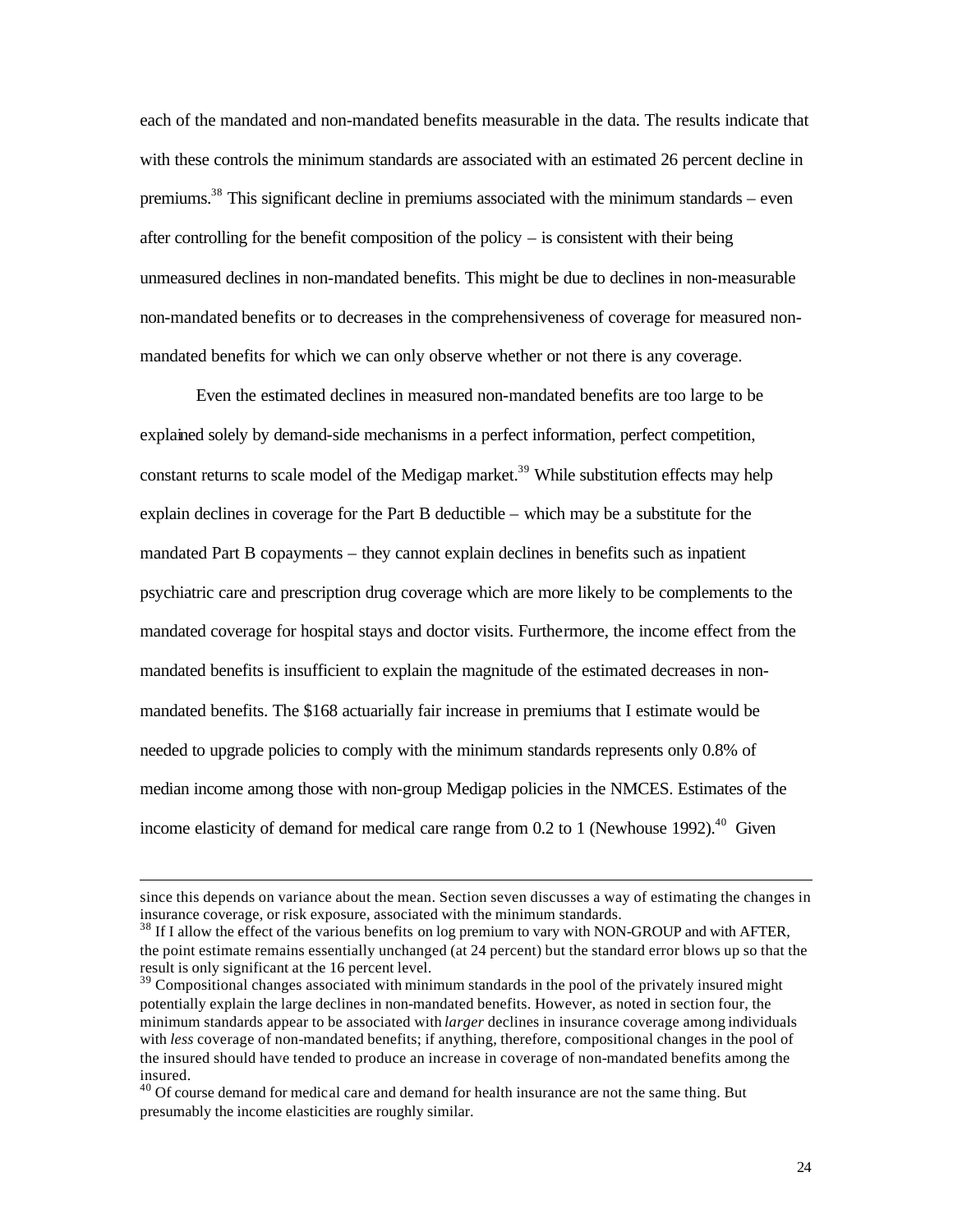each of the mandated and non-mandated benefits measurable in the data. The results indicate that with these controls the minimum standards are associated with an estimated 26 percent decline in premiums.[38] This significant decline in premiums associated with the minimum standards – even after controlling for the benefit composition of the policy – is consistent with their being unmeasured declines in non-mandated benefits. This might be due to declines in non-measurable non-mandated benefits or to decreases in the comprehensiveness of coverage for measured non-mandated benefits for which we can only observe whether or not there is any coverage.

Even the estimated declines in measured non-mandated benefits are too large to be explained solely by demand-side mechanisms in a perfect information, perfect competition, constant returns to scale model of the Medigap market.[39] While substitution effects may help explain declines in coverage for the Part B deductible – which may be a substitute for the mandated Part B copayments – they cannot explain declines in benefits such as inpatient psychiatric care and prescription drug coverage which are more likely to be complements to the mandated coverage for hospital stays and doctor visits. Furthermore, the income effect from the mandated benefits is insufficient to explain the magnitude of the estimated decreases in non-mandated benefits. The $168 actuarially fair increase in premiums that I estimate would be needed to upgrade policies to comply with the minimum standards represents only 0.8% of median income among those with non-group Medigap policies in the NMCES. Estimates of the income elasticity of demand for medical care range from 0.2 to 1 (Newhouse 1992).[40] Given

---

since this depends on variance about the mean. Section seven discusses a way of estimating the changes in insurance coverage, or risk exposure, associated with the minimum standards.

[38] If I allow the effect of the various benefits on log premium to vary with NON-GROUP and with AFTER, the point estimate remains essentially unchanged (at 24 percent) but the standard error blows up so that the result is only significant at the 16 percent level.

[39] Compositional changes associated with minimum standards in the pool of the privately insured might potentially explain the large declines in non-mandated benefits. However, as noted in section four, the minimum standards appear to be associated with *larger* declines in insurance coverage among individuals with *less* coverage of non-mandated benefits; if anything, therefore, compositional changes in the pool of the insured should have tended to produce an increase in coverage of non-mandated benefits among the insured.

[40] Of course demand for medical care and demand for health insurance are not the same thing. But presumably the income elasticities are roughly similar.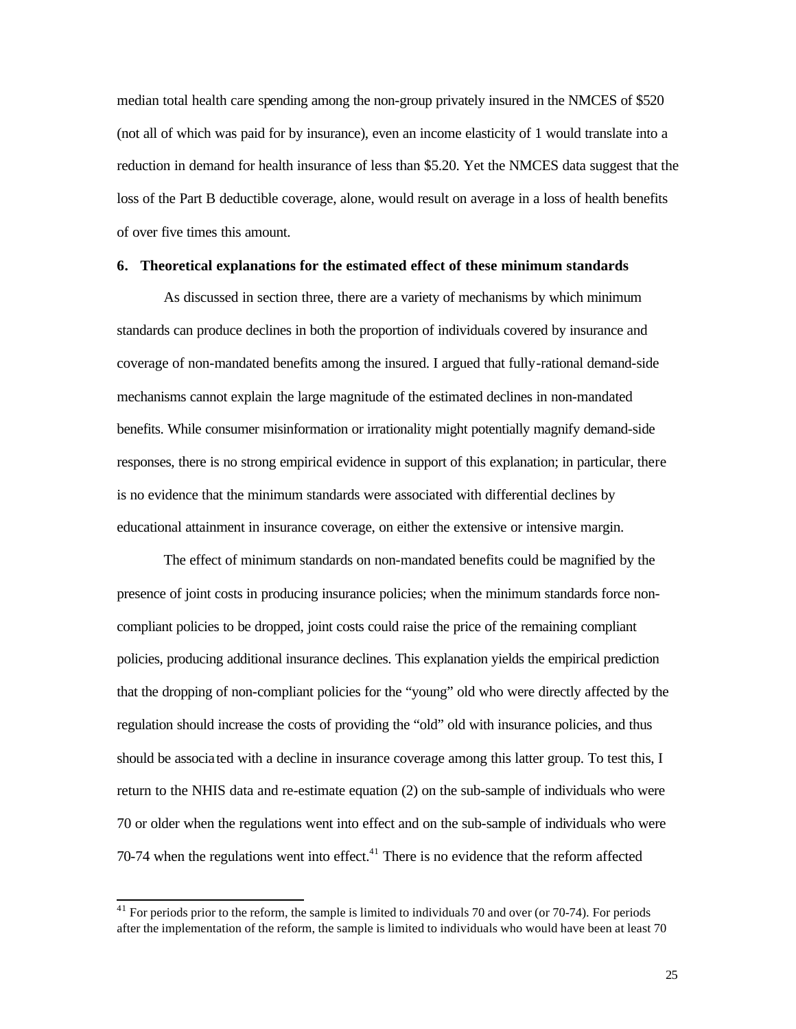median total health care spending among the non-group privately insured in the NMCES of $520 (not all of which was paid for by insurance), even an income elasticity of 1 would translate into a reduction in demand for health insurance of less than $5.20. Yet the NMCES data suggest that the loss of the Part B deductible coverage, alone, would result on average in a loss of health benefits of over five times this amount.

## 6. Theoretical explanations for the estimated effect of these minimum standards

As discussed in section three, there are a variety of mechanisms by which minimum standards can produce declines in both the proportion of individuals covered by insurance and coverage of non-mandated benefits among the insured. I argued that fully-rational demand-side mechanisms cannot explain the large magnitude of the estimated declines in non-mandated benefits. While consumer misinformation or irrationality might potentially magnify demand-side responses, there is no strong empirical evidence in support of this explanation; in particular, there is no evidence that the minimum standards were associated with differential declines by educational attainment in insurance coverage, on either the extensive or intensive margin.

The effect of minimum standards on non-mandated benefits could be magnified by the presence of joint costs in producing insurance policies; when the minimum standards force non-compliant policies to be dropped, joint costs could raise the price of the remaining compliant policies, producing additional insurance declines. This explanation yields the empirical prediction that the dropping of non-compliant policies for the "young" old who were directly affected by the regulation should increase the costs of providing the "old" old with insurance policies, and thus should be associated with a decline in insurance coverage among this latter group. To test this, I return to the NHIS data and re-estimate equation (2) on the sub-sample of individuals who were 70 or older when the regulations went into effect and on the sub-sample of individuals who were 70-74 when the regulations went into effect.[41] There is no evidence that the reform affected

[41] For periods prior to the reform, the sample is limited to individuals 70 and over (or 70-74). For periods after the implementation of the reform, the sample is limited to individuals who would have been at least 70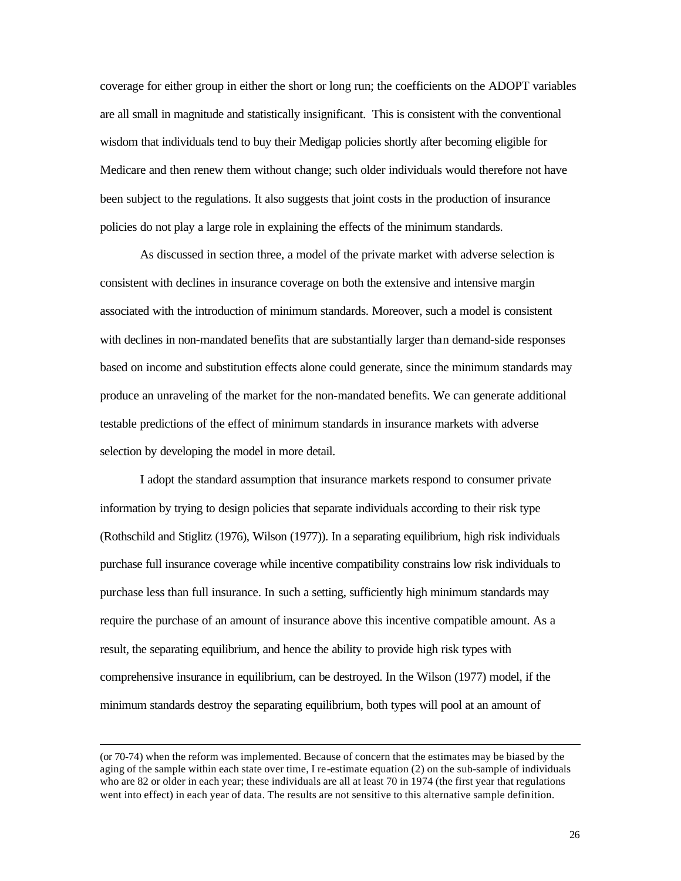coverage for either group in either the short or long run; the coefficients on the ADOPT variables are all small in magnitude and statistically insignificant. This is consistent with the conventional wisdom that individuals tend to buy their Medigap policies shortly after becoming eligible for Medicare and then renew them without change; such older individuals would therefore not have been subject to the regulations. It also suggests that joint costs in the production of insurance policies do not play a large role in explaining the effects of the minimum standards.

As discussed in section three, a model of the private market with adverse selection is consistent with declines in insurance coverage on both the extensive and intensive margin associated with the introduction of minimum standards. Moreover, such a model is consistent with declines in non-mandated benefits that are substantially larger than demand-side responses based on income and substitution effects alone could generate, since the minimum standards may produce an unraveling of the market for the non-mandated benefits. We can generate additional testable predictions of the effect of minimum standards in insurance markets with adverse selection by developing the model in more detail.

I adopt the standard assumption that insurance markets respond to consumer private information by trying to design policies that separate individuals according to their risk type (Rothschild and Stiglitz (1976), Wilson (1977)). In a separating equilibrium, high risk individuals purchase full insurance coverage while incentive compatibility constrains low risk individuals to purchase less than full insurance. In such a setting, sufficiently high minimum standards may require the purchase of an amount of insurance above this incentive compatible amount. As a result, the separating equilibrium, and hence the ability to provide high risk types with comprehensive insurance in equilibrium, can be destroyed. In the Wilson (1977) model, if the minimum standards destroy the separating equilibrium, both types will pool at an amount of

---

(or 70-74) when the reform was implemented. Because of concern that the estimates may be biased by the aging of the sample within each state over time, I re-estimate equation (2) on the sub-sample of individuals who are 82 or older in each year; these individuals are all at least 70 in 1974 (the first year that regulations went into effect) in each year of data. The results are not sensitive to this alternative sample definition.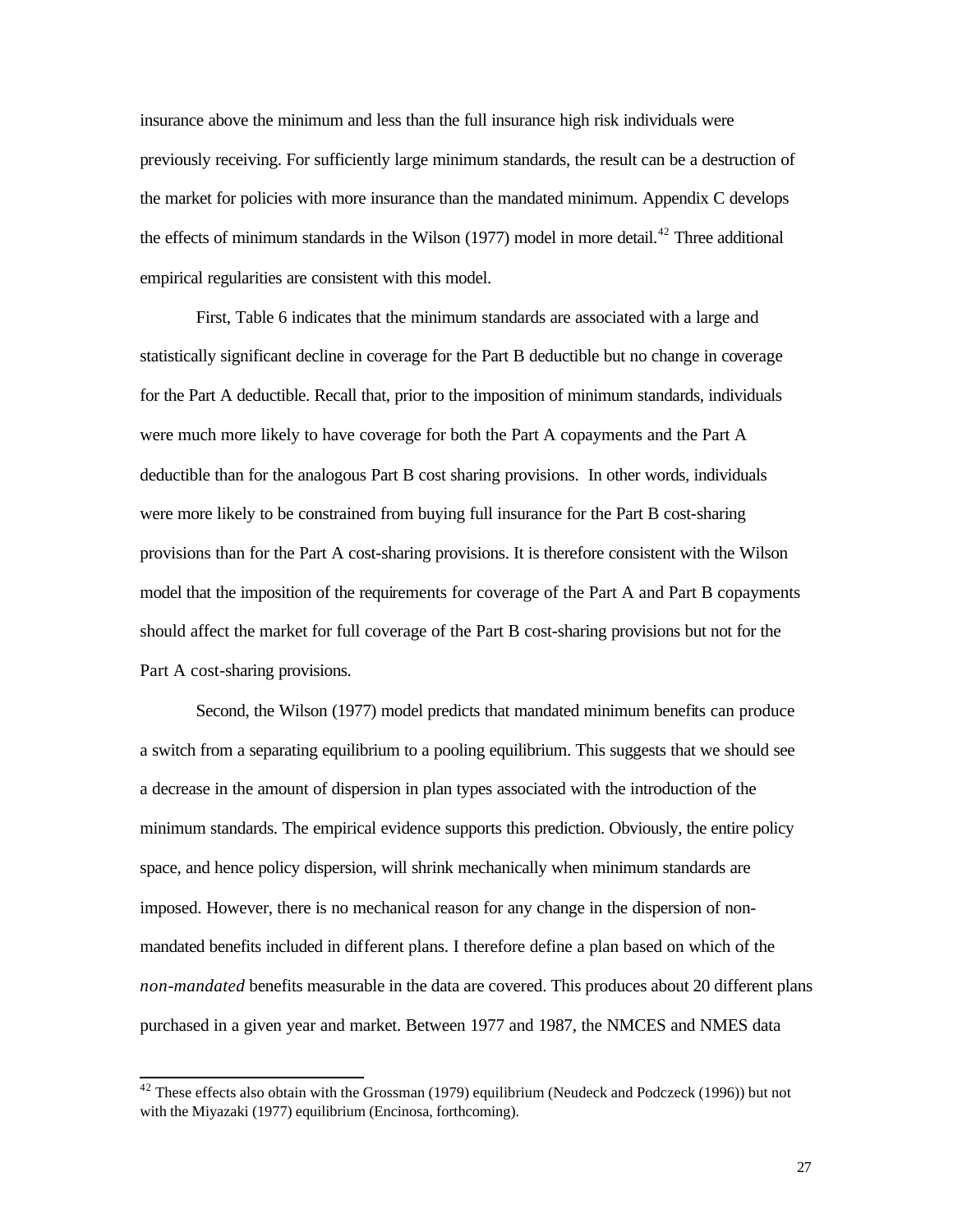insurance above the minimum and less than the full insurance high risk individuals were previously receiving. For sufficiently large minimum standards, the result can be a destruction of the market for policies with more insurance than the mandated minimum. Appendix C develops the effects of minimum standards in the Wilson (1977) model in more detail.[42] Three additional empirical regularities are consistent with this model.

First, Table 6 indicates that the minimum standards are associated with a large and statistically significant decline in coverage for the Part B deductible but no change in coverage for the Part A deductible. Recall that, prior to the imposition of minimum standards, individuals were much more likely to have coverage for both the Part A copayments and the Part A deductible than for the analogous Part B cost sharing provisions. In other words, individuals were more likely to be constrained from buying full insurance for the Part B cost-sharing provisions than for the Part A cost-sharing provisions. It is therefore consistent with the Wilson model that the imposition of the requirements for coverage of the Part A and Part B copayments should affect the market for full coverage of the Part B cost-sharing provisions but not for the Part A cost-sharing provisions.

Second, the Wilson (1977) model predicts that mandated minimum benefits can produce a switch from a separating equilibrium to a pooling equilibrium. This suggests that we should see a decrease in the amount of dispersion in plan types associated with the introduction of the minimum standards. The empirical evidence supports this prediction. Obviously, the entire policy space, and hence policy dispersion, will shrink mechanically when minimum standards are imposed. However, there is no mechanical reason for any change in the dispersion of non-mandated benefits included in different plans. I therefore define a plan based on which of the *non-mandated* benefits measurable in the data are covered. This produces about 20 different plans purchased in a given year and market. Between 1977 and 1987, the NMCES and NMES data

---

[42] These effects also obtain with the Grossman (1979) equilibrium (Neudeck and Podczeck (1996)) but not with the Miyazaki (1977) equilibrium (Encinosa, forthcoming).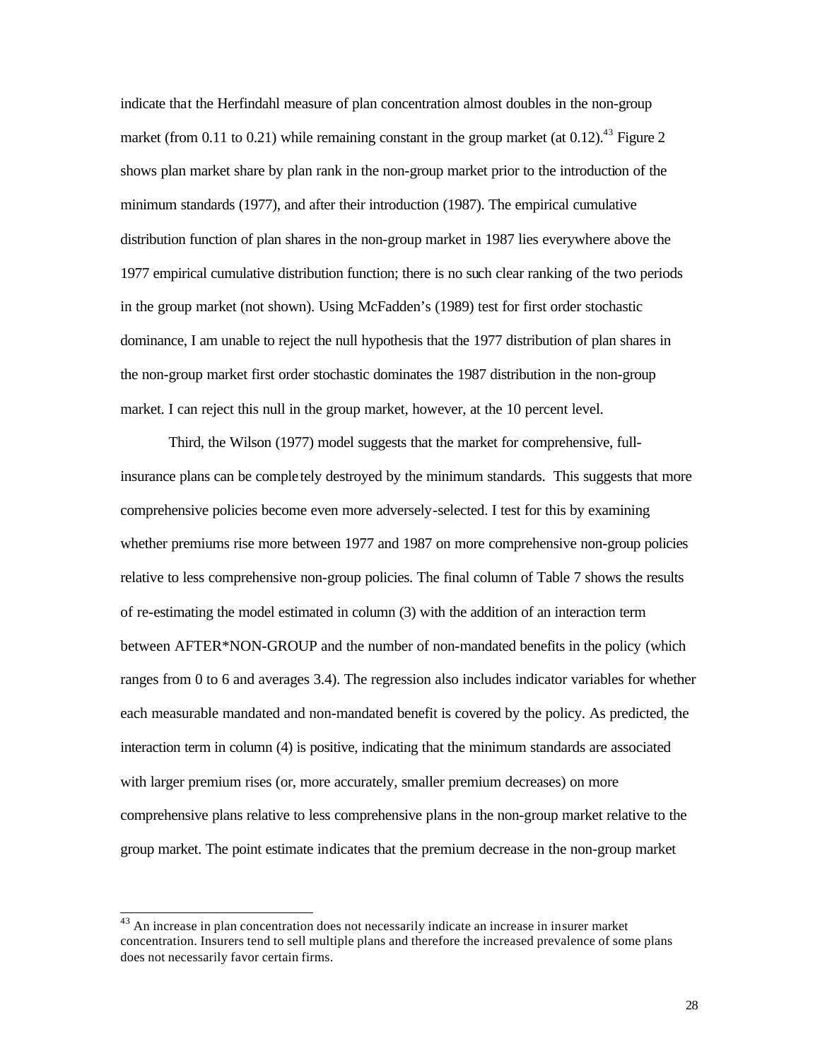indicate that the Herfindahl measure of plan concentration almost doubles in the non-group market (from 0.11 to 0.21) while remaining constant in the group market (at 0.12).[43] Figure 2 shows plan market share by plan rank in the non-group market prior to the introduction of the minimum standards (1977), and after their introduction (1987). The empirical cumulative distribution function of plan shares in the non-group market in 1987 lies everywhere above the 1977 empirical cumulative distribution function; there is no such clear ranking of the two periods in the group market (not shown). Using McFadden's (1989) test for first order stochastic dominance, I am unable to reject the null hypothesis that the 1977 distribution of plan shares in the non-group market first order stochastic dominates the 1987 distribution in the non-group market. I can reject this null in the group market, however, at the 10 percent level.

Third, the Wilson (1977) model suggests that the market for comprehensive, full-insurance plans can be completely destroyed by the minimum standards. This suggests that more comprehensive policies become even more adversely-selected. I test for this by examining whether premiums rise more between 1977 and 1987 on more comprehensive non-group policies relative to less comprehensive non-group policies. The final column of Table 7 shows the results of re-estimating the model estimated in column (3) with the addition of an interaction term between AFTER*NON-GROUP and the number of non-mandated benefits in the policy (which ranges from 0 to 6 and averages 3.4). The regression also includes indicator variables for whether each measurable mandated and non-mandated benefit is covered by the policy. As predicted, the interaction term in column (4) is positive, indicating that the minimum standards are associated with larger premium rises (or, more accurately, smaller premium decreases) on more comprehensive plans relative to less comprehensive plans in the non-group market relative to the group market. The point estimate indicates that the premium decrease in the non-group market

[43] An increase in plan concentration does not necessarily indicate an increase in insurer market concentration. Insurers tend to sell multiple plans and therefore the increased prevalence of some plans does not necessarily favor certain firms.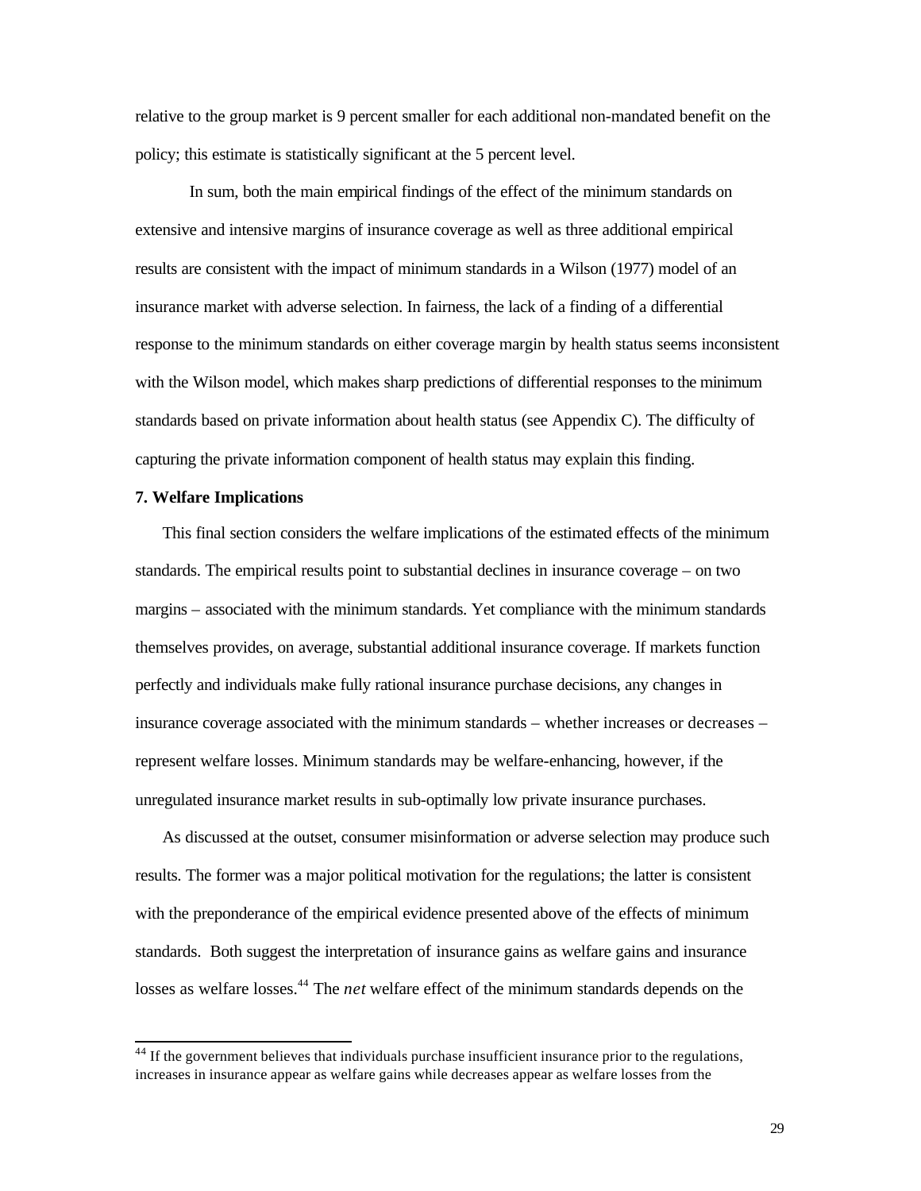relative to the group market is 9 percent smaller for each additional non-mandated benefit on the policy; this estimate is statistically significant at the 5 percent level.

In sum, both the main empirical findings of the effect of the minimum standards on extensive and intensive margins of insurance coverage as well as three additional empirical results are consistent with the impact of minimum standards in a Wilson (1977) model of an insurance market with adverse selection. In fairness, the lack of a finding of a differential response to the minimum standards on either coverage margin by health status seems inconsistent with the Wilson model, which makes sharp predictions of differential responses to the minimum standards based on private information about health status (see Appendix C). The difficulty of capturing the private information component of health status may explain this finding.

**7. Welfare Implications**

This final section considers the welfare implications of the estimated effects of the minimum standards. The empirical results point to substantial declines in insurance coverage – on two margins – associated with the minimum standards. Yet compliance with the minimum standards themselves provides, on average, substantial additional insurance coverage. If markets function perfectly and individuals make fully rational insurance purchase decisions, any changes in insurance coverage associated with the minimum standards – whether increases or decreases – represent welfare losses. Minimum standards may be welfare-enhancing, however, if the unregulated insurance market results in sub-optimally low private insurance purchases.

As discussed at the outset, consumer misinformation or adverse selection may produce such results. The former was a major political motivation for the regulations; the latter is consistent with the preponderance of the empirical evidence presented above of the effects of minimum standards. Both suggest the interpretation of insurance gains as welfare gains and insurance losses as welfare losses.[44] The *net* welfare effect of the minimum standards depends on the

[44] If the government believes that individuals purchase insufficient insurance prior to the regulations, increases in insurance appear as welfare gains while decreases appear as welfare losses from the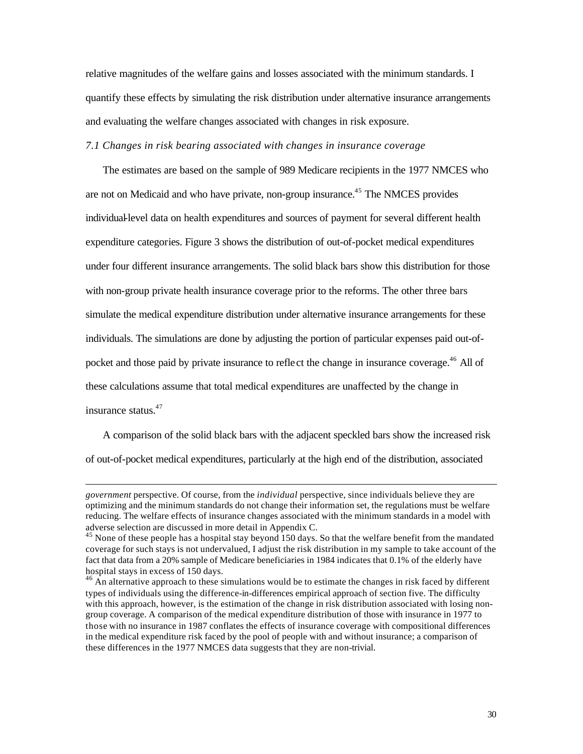relative magnitudes of the welfare gains and losses associated with the minimum standards. I quantify these effects by simulating the risk distribution under alternative insurance arrangements and evaluating the welfare changes associated with changes in risk exposure.

*7.1 Changes in risk bearing associated with changes in insurance coverage*

The estimates are based on the sample of 989 Medicare recipients in the 1977 NMCES who are not on Medicaid and who have private, non-group insurance.[45] The NMCES provides individual-level data on health expenditures and sources of payment for several different health expenditure categories. Figure 3 shows the distribution of out-of-pocket medical expenditures under four different insurance arrangements. The solid black bars show this distribution for those with non-group private health insurance coverage prior to the reforms. The other three bars simulate the medical expenditure distribution under alternative insurance arrangements for these individuals. The simulations are done by adjusting the portion of particular expenses paid out-of-pocket and those paid by private insurance to reflect the change in insurance coverage.[46] All of these calculations assume that total medical expenditures are unaffected by the change in insurance status.[47]

A comparison of the solid black bars with the adjacent speckled bars show the increased risk of out-of-pocket medical expenditures, particularly at the high end of the distribution, associated

---

*government* perspective. Of course, from the *individual* perspective, since individuals believe they are optimizing and the minimum standards do not change their information set, the regulations must be welfare reducing. The welfare effects of insurance changes associated with the minimum standards in a model with adverse selection are discussed in more detail in Appendix C.

[45] None of these people has a hospital stay beyond 150 days. So that the welfare benefit from the mandated coverage for such stays is not undervalued, I adjust the risk distribution in my sample to take account of the fact that data from a 20% sample of Medicare beneficiaries in 1984 indicates that 0.1% of the elderly have hospital stays in excess of 150 days.

[46] An alternative approach to these simulations would be to estimate the changes in risk faced by different types of individuals using the difference-in-differences empirical approach of section five. The difficulty with this approach, however, is the estimation of the change in risk distribution associated with losing non-group coverage. A comparison of the medical expenditure distribution of those with insurance in 1977 to those with no insurance in 1987 conflates the effects of insurance coverage with compositional differences in the medical expenditure risk faced by the pool of people with and without insurance; a comparison of these differences in the 1977 NMCES data suggests that they are non-trivial.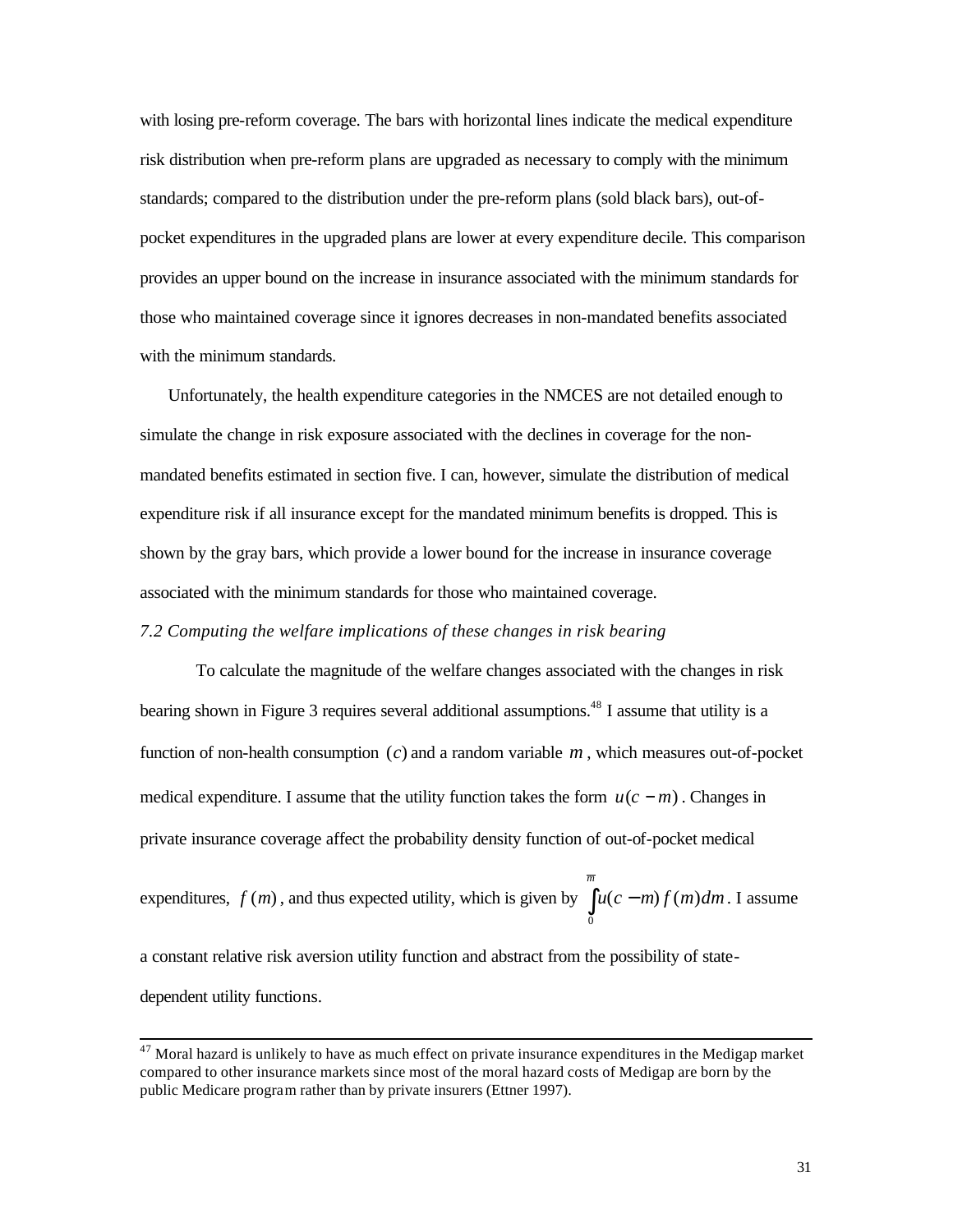with losing pre-reform coverage. The bars with horizontal lines indicate the medical expenditure risk distribution when pre-reform plans are upgraded as necessary to comply with the minimum standards; compared to the distribution under the pre-reform plans (sold black bars), out-of-pocket expenditures in the upgraded plans are lower at every expenditure decile. This comparison provides an upper bound on the increase in insurance associated with the minimum standards for those who maintained coverage since it ignores decreases in non-mandated benefits associated with the minimum standards.

Unfortunately, the health expenditure categories in the NMCES are not detailed enough to simulate the change in risk exposure associated with the declines in coverage for the non-mandated benefits estimated in section five. I can, however, simulate the distribution of medical expenditure risk if all insurance except for the mandated minimum benefits is dropped. This is shown by the gray bars, which provide a lower bound for the increase in insurance coverage associated with the minimum standards for those who maintained coverage.

*7.2 Computing the welfare implications of these changes in risk bearing*

To calculate the magnitude of the welfare changes associated with the changes in risk bearing shown in Figure 3 requires several additional assumptions.[48] I assume that utility is a function of non-health consumption $(c)$ and a random variable $m$, which measures out-of-pocket medical expenditure. I assume that the utility function takes the form $u(c-m)$. Changes in private insurance coverage affect the probability density function of out-of-pocket medical expenditures, $f(m)$, and thus expected utility, which is given by $\int_0^{\overline{m}} u(c-m) f(m) dm$. I assume a constant relative risk aversion utility function and abstract from the possibility of state-dependent utility functions.

---

[47] Moral hazard is unlikely to have as much effect on private insurance expenditures in the Medigap market compared to other insurance markets since most of the moral hazard costs of Medigap are born by the public Medicare program rather than by private insurers (Ettner 1997).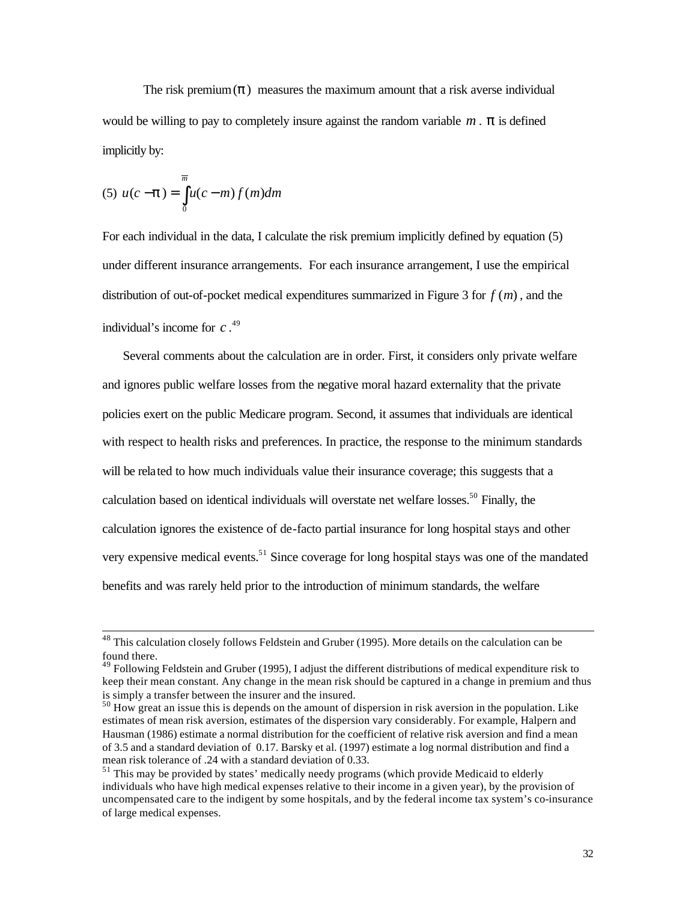The risk premium ($\pi$) measures the maximum amount that a risk averse individual would be willing to pay to completely insure against the random variable $m$. $\pi$ is defined implicitly by:

$$\text{(5)} \quad u(c-\pi) = \int_0^{\overline{m}} u(c-m) f(m) dm$$

For each individual in the data, I calculate the risk premium implicitly defined by equation (5) under different insurance arrangements. For each insurance arrangement, I use the empirical distribution of out-of-pocket medical expenditures summarized in Figure 3 for $f(m)$, and the individual's income for $c$.[49]

Several comments about the calculation are in order. First, it considers only private welfare and ignores public welfare losses from the negative moral hazard externality that the private policies exert on the public Medicare program. Second, it assumes that individuals are identical with respect to health risks and preferences. In practice, the response to the minimum standards will be related to how much individuals value their insurance coverage; this suggests that a calculation based on identical individuals will overstate net welfare losses.[50] Finally, the calculation ignores the existence of de-facto partial insurance for long hospital stays and other very expensive medical events.[51] Since coverage for long hospital stays was one of the mandated benefits and was rarely held prior to the introduction of minimum standards, the welfare

---

[48] This calculation closely follows Feldstein and Gruber (1995). More details on the calculation can be found there.

[49] Following Feldstein and Gruber (1995), I adjust the different distributions of medical expenditure risk to keep their mean constant. Any change in the mean risk should be captured in a change in premium and thus is simply a transfer between the insurer and the insured.

[50] How great an issue this is depends on the amount of dispersion in risk aversion in the population. Like estimates of mean risk aversion, estimates of the dispersion vary considerably. For example, Halpern and Hausman (1986) estimate a normal distribution for the coefficient of relative risk aversion and find a mean of 3.5 and a standard deviation of 0.17. Barsky et al. (1997) estimate a log normal distribution and find a mean risk tolerance of .24 with a standard deviation of 0.33.

[51] This may be provided by states' medically needy programs (which provide Medicaid to elderly individuals who have high medical expenses relative to their income in a given year), by the provision of uncompensated care to the indigent by some hospitals, and by the federal income tax system's co-insurance of large medical expenses.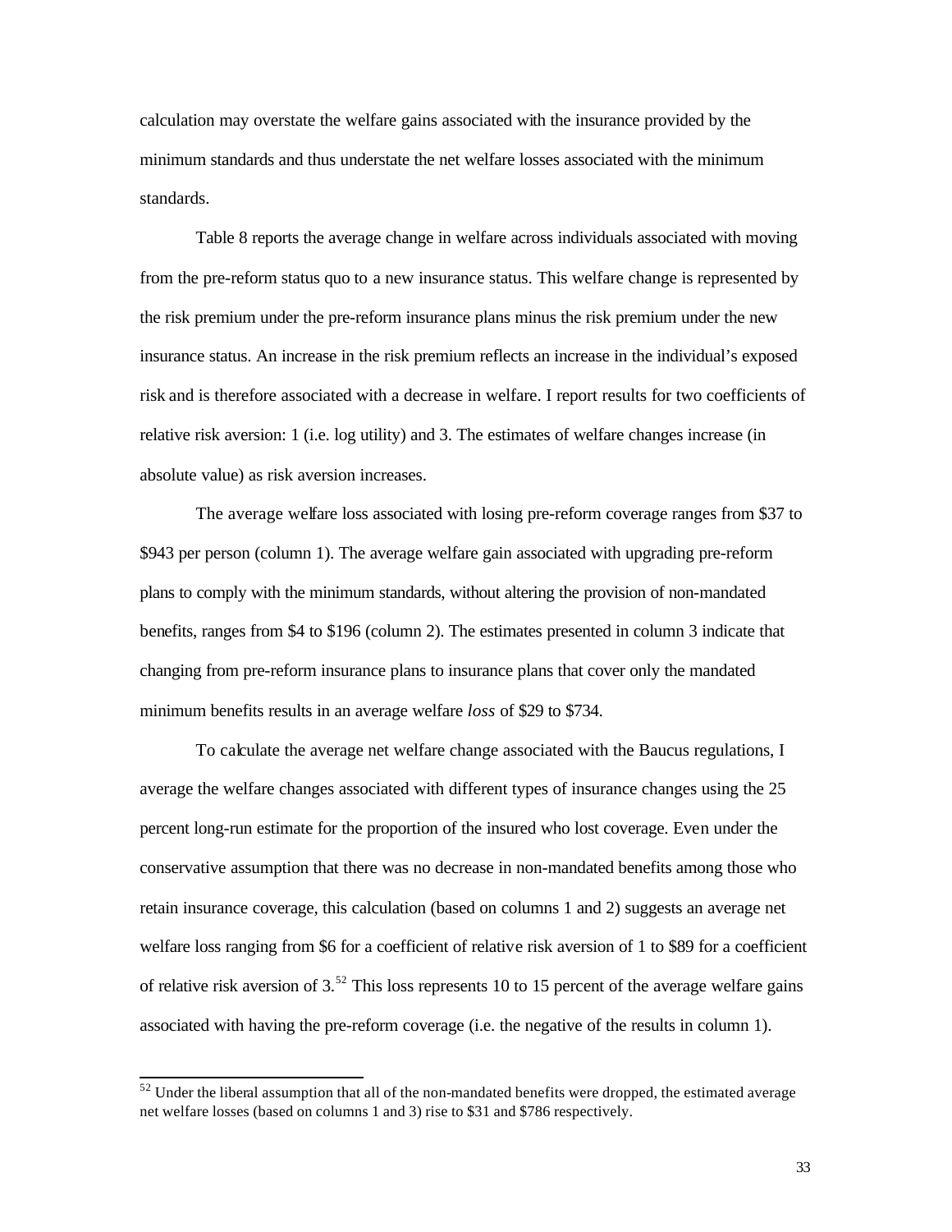calculation may overstate the welfare gains associated with the insurance provided by the minimum standards and thus understate the net welfare losses associated with the minimum standards.

Table 8 reports the average change in welfare across individuals associated with moving from the pre-reform status quo to a new insurance status. This welfare change is represented by the risk premium under the pre-reform insurance plans minus the risk premium under the new insurance status. An increase in the risk premium reflects an increase in the individual's exposed risk and is therefore associated with a decrease in welfare. I report results for two coefficients of relative risk aversion: 1 (i.e. log utility) and 3. The estimates of welfare changes increase (in absolute value) as risk aversion increases.

The average welfare loss associated with losing pre-reform coverage ranges from \$37 to \$943 per person (column 1). The average welfare gain associated with upgrading pre-reform plans to comply with the minimum standards, without altering the provision of non-mandated benefits, ranges from \$4 to \$196 (column 2). The estimates presented in column 3 indicate that changing from pre-reform insurance plans to insurance plans that cover only the mandated minimum benefits results in an average welfare *loss* of \$29 to \$734.

To calculate the average net welfare change associated with the Baucus regulations, I average the welfare changes associated with different types of insurance changes using the 25 percent long-run estimate for the proportion of the insured who lost coverage. Even under the conservative assumption that there was no decrease in non-mandated benefits among those who retain insurance coverage, this calculation (based on columns 1 and 2) suggests an average net welfare loss ranging from \$6 for a coefficient of relative risk aversion of 1 to \$89 for a coefficient of relative risk aversion of 3.[52] This loss represents 10 to 15 percent of the average welfare gains associated with having the pre-reform coverage (i.e. the negative of the results in column 1).

[52] Under the liberal assumption that all of the non-mandated benefits were dropped, the estimated average net welfare losses (based on columns 1 and 3) rise to \$31 and \$786 respectively.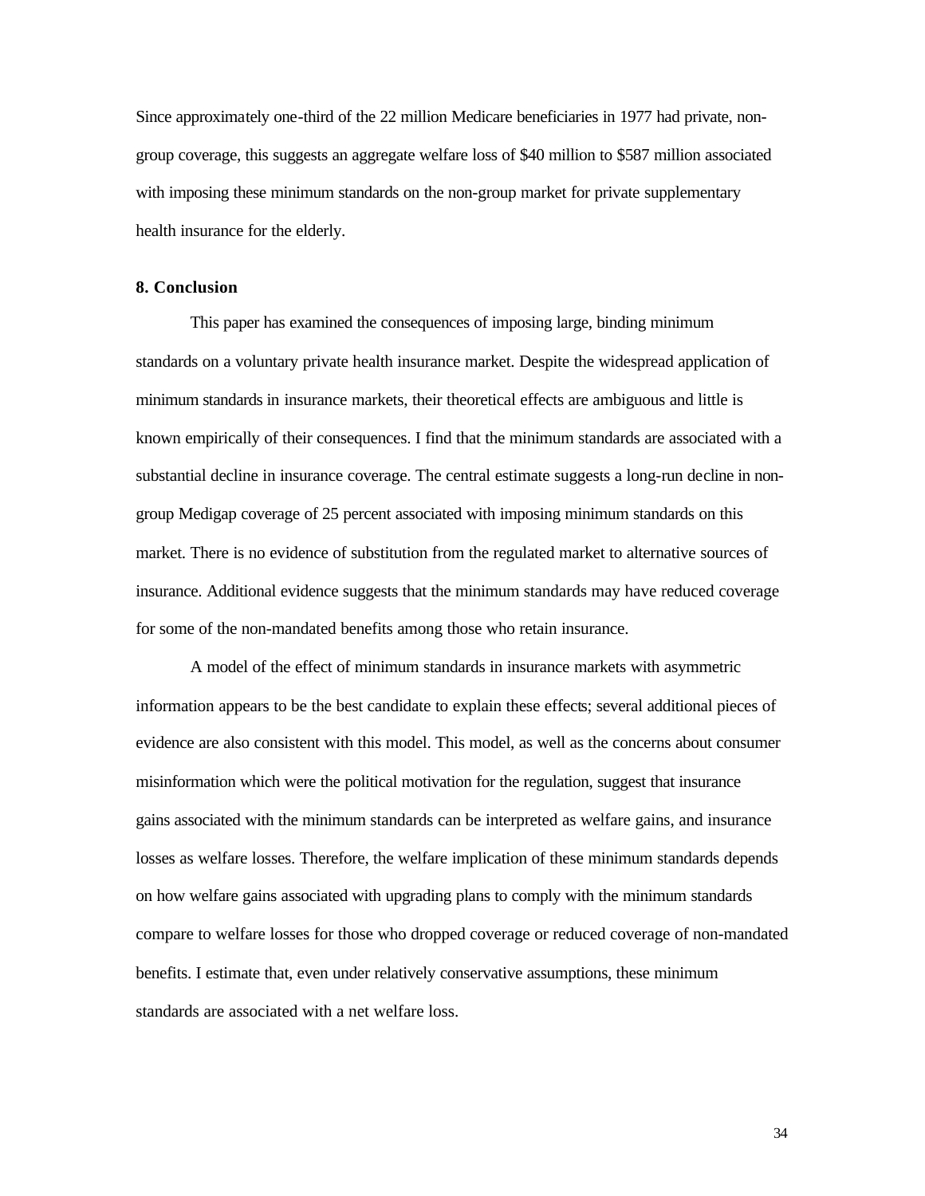Since approximately one-third of the 22 million Medicare beneficiaries in 1977 had private, non-group coverage, this suggests an aggregate welfare loss of \$40 million to \$587 million associated with imposing these minimum standards on the non-group market for private supplementary health insurance for the elderly.

## 8. Conclusion

This paper has examined the consequences of imposing large, binding minimum standards on a voluntary private health insurance market. Despite the widespread application of minimum standards in insurance markets, their theoretical effects are ambiguous and little is known empirically of their consequences. I find that the minimum standards are associated with a substantial decline in insurance coverage. The central estimate suggests a long-run decline in non-group Medigap coverage of 25 percent associated with imposing minimum standards on this market. There is no evidence of substitution from the regulated market to alternative sources of insurance. Additional evidence suggests that the minimum standards may have reduced coverage for some of the non-mandated benefits among those who retain insurance.

A model of the effect of minimum standards in insurance markets with asymmetric information appears to be the best candidate to explain these effects; several additional pieces of evidence are also consistent with this model. This model, as well as the concerns about consumer misinformation which were the political motivation for the regulation, suggest that insurance gains associated with the minimum standards can be interpreted as welfare gains, and insurance losses as welfare losses. Therefore, the welfare implication of these minimum standards depends on how welfare gains associated with upgrading plans to comply with the minimum standards compare to welfare losses for those who dropped coverage or reduced coverage of non-mandated benefits. I estimate that, even under relatively conservative assumptions, these minimum standards are associated with a net welfare loss.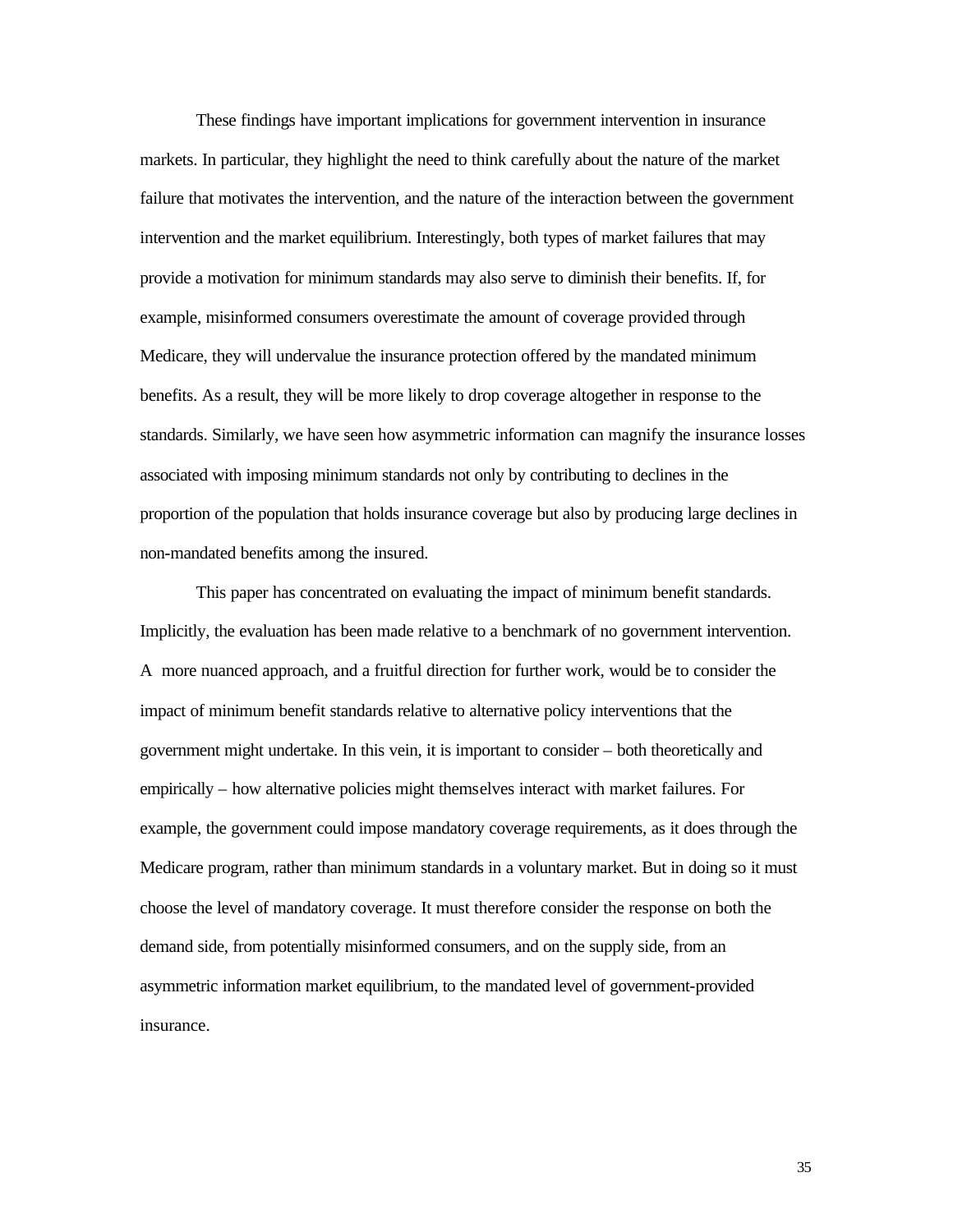These findings have important implications for government intervention in insurance markets. In particular, they highlight the need to think carefully about the nature of the market failure that motivates the intervention, and the nature of the interaction between the government intervention and the market equilibrium. Interestingly, both types of market failures that may provide a motivation for minimum standards may also serve to diminish their benefits. If, for example, misinformed consumers overestimate the amount of coverage provided through Medicare, they will undervalue the insurance protection offered by the mandated minimum benefits. As a result, they will be more likely to drop coverage altogether in response to the standards. Similarly, we have seen how asymmetric information can magnify the insurance losses associated with imposing minimum standards not only by contributing to declines in the proportion of the population that holds insurance coverage but also by producing large declines in non-mandated benefits among the insured.

This paper has concentrated on evaluating the impact of minimum benefit standards. Implicitly, the evaluation has been made relative to a benchmark of no government intervention. A more nuanced approach, and a fruitful direction for further work, would be to consider the impact of minimum benefit standards relative to alternative policy interventions that the government might undertake. In this vein, it is important to consider – both theoretically and empirically – how alternative policies might themselves interact with market failures. For example, the government could impose mandatory coverage requirements, as it does through the Medicare program, rather than minimum standards in a voluntary market. But in doing so it must choose the level of mandatory coverage. It must therefore consider the response on both the demand side, from potentially misinformed consumers, and on the supply side, from an asymmetric information market equilibrium, to the mandated level of government-provided insurance.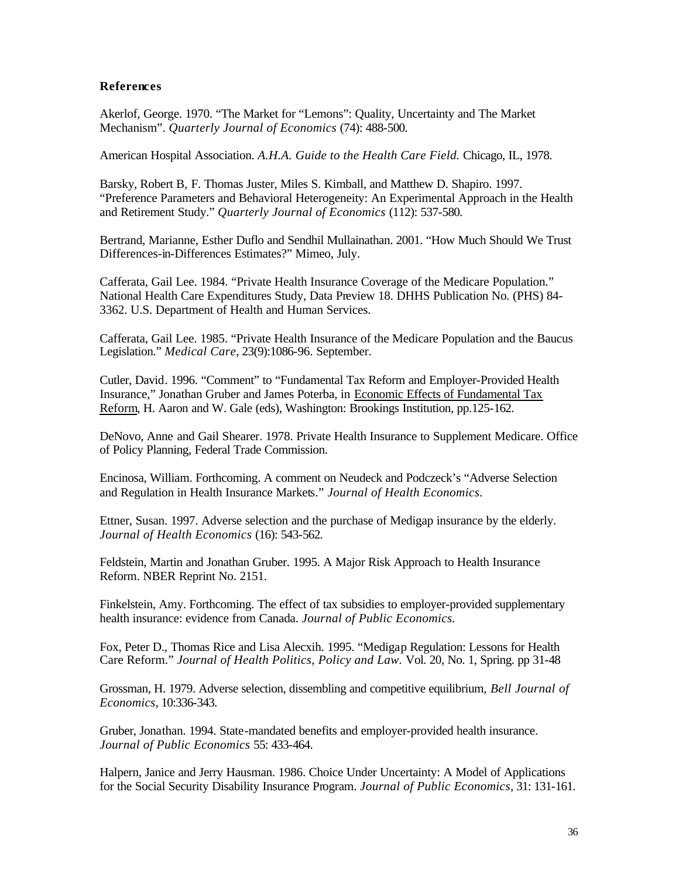## References

Akerlof, George. 1970. "The Market for "Lemons": Quality, Uncertainty and The Market Mechanism". *Quarterly Journal of Economics* (74): 488-500.

American Hospital Association. *A.H.A. Guide to the Health Care Field.* Chicago, IL, 1978.

Barsky, Robert B, F. Thomas Juster, Miles S. Kimball, and Matthew D. Shapiro. 1997. "Preference Parameters and Behavioral Heterogeneity: An Experimental Approach in the Health and Retirement Study." *Quarterly Journal of Economics* (112): 537-580.

Bertrand, Marianne, Esther Duflo and Sendhil Mullainathan. 2001. "How Much Should We Trust Differences-in-Differences Estimates?" Mimeo, July.

Cafferata, Gail Lee. 1984. "Private Health Insurance Coverage of the Medicare Population." National Health Care Expenditures Study, Data Preview 18. DHHS Publication No. (PHS) 84-3362. U.S. Department of Health and Human Services.

Cafferata, Gail Lee. 1985. "Private Health Insurance of the Medicare Population and the Baucus Legislation." *Medical Care*, 23(9):1086-96. September.

Cutler, David. 1996. "Comment" to "Fundamental Tax Reform and Employer-Provided Health Insurance," Jonathan Gruber and James Poterba, in Economic Effects of Fundamental Tax Reform, H. Aaron and W. Gale (eds), Washington: Brookings Institution, pp.125-162.

DeNovo, Anne and Gail Shearer. 1978. Private Health Insurance to Supplement Medicare. Office of Policy Planning, Federal Trade Commission.

Encinosa, William. Forthcoming. A comment on Neudeck and Podczeck's "Adverse Selection and Regulation in Health Insurance Markets." *Journal of Health Economics*.

Ettner, Susan. 1997. Adverse selection and the purchase of Medigap insurance by the elderly. *Journal of Health Economics* (16): 543-562.

Feldstein, Martin and Jonathan Gruber. 1995. A Major Risk Approach to Health Insurance Reform. NBER Reprint No. 2151.

Finkelstein, Amy. Forthcoming. The effect of tax subsidies to employer-provided supplementary health insurance: evidence from Canada. *Journal of Public Economics*.

Fox, Peter D., Thomas Rice and Lisa Alecxih. 1995. "Medigap Regulation: Lessons for Health Care Reform." *Journal of Health Politics, Policy and Law.* Vol. 20, No. 1, Spring. pp 31-48

Grossman, H. 1979. Adverse selection, dissembling and competitive equilibrium, *Bell Journal of Economics*, 10:336-343.

Gruber, Jonathan. 1994. State-mandated benefits and employer-provided health insurance. *Journal of Public Economics* 55: 433-464.

Halpern, Janice and Jerry Hausman. 1986. Choice Under Uncertainty: A Model of Applications for the Social Security Disability Insurance Program. *Journal of Public Economics*, 31: 131-161.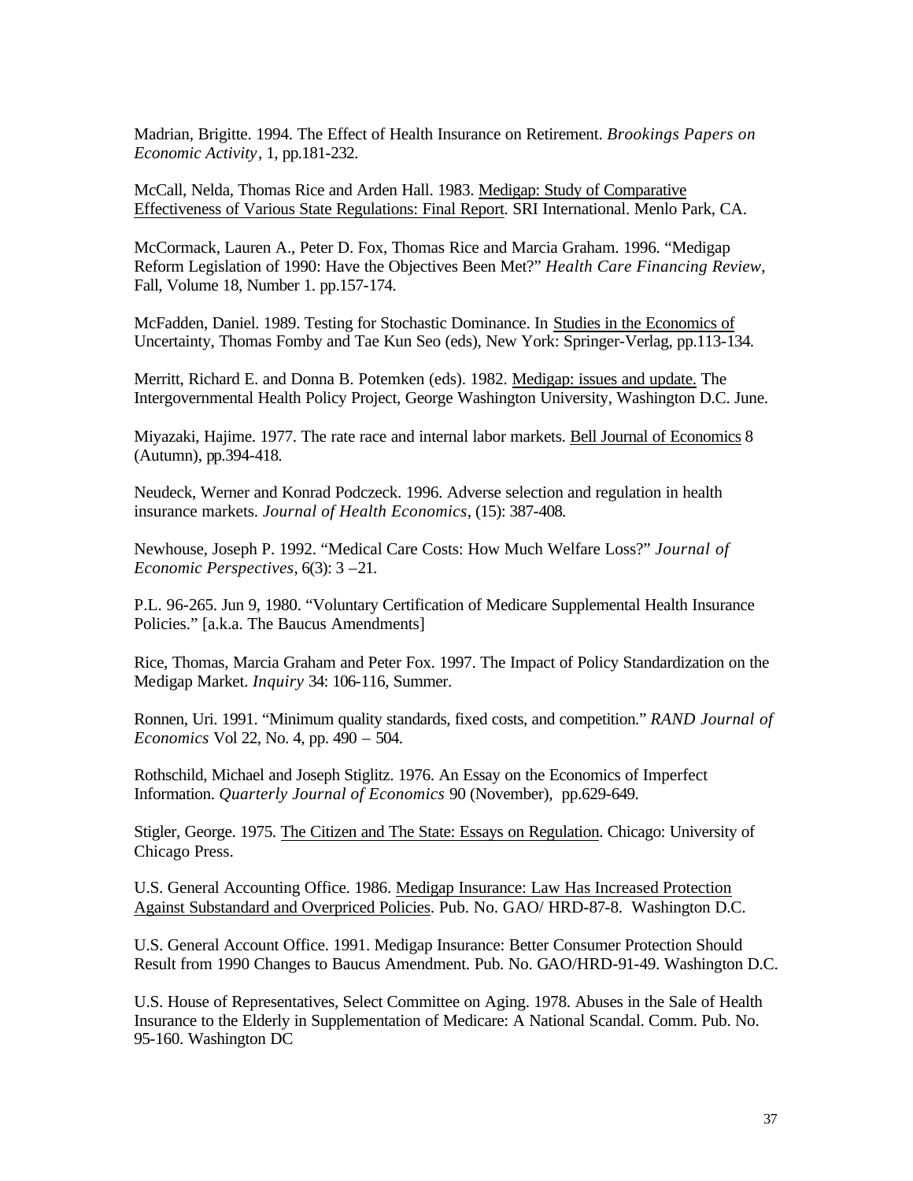Madrian, Brigitte. 1994. The Effect of Health Insurance on Retirement. *Brookings Papers on Economic Activity*, 1, pp.181-232.

McCall, Nelda, Thomas Rice and Arden Hall. 1983. Medigap: Study of Comparative Effectiveness of Various State Regulations: Final Report. SRI International. Menlo Park, CA.

McCormack, Lauren A., Peter D. Fox, Thomas Rice and Marcia Graham. 1996. "Medigap Reform Legislation of 1990: Have the Objectives Been Met?" *Health Care Financing Review*, Fall, Volume 18, Number 1. pp.157-174.

McFadden, Daniel. 1989. Testing for Stochastic Dominance. In Studies in the Economics of Uncertainty, Thomas Fomby and Tae Kun Seo (eds), New York: Springer-Verlag, pp.113-134.

Merritt, Richard E. and Donna B. Potemken (eds). 1982. Medigap: issues and update. The Intergovernmental Health Policy Project, George Washington University, Washington D.C. June.

Miyazaki, Hajime. 1977. The rate race and internal labor markets. Bell Journal of Economics 8 (Autumn), pp.394-418.

Neudeck, Werner and Konrad Podczeck. 1996. Adverse selection and regulation in health insurance markets. *Journal of Health Economics*, (15): 387-408.

Newhouse, Joseph P. 1992. "Medical Care Costs: How Much Welfare Loss?" *Journal of Economic Perspectives*, 6(3): 3 –21.

P.L. 96-265. Jun 9, 1980. "Voluntary Certification of Medicare Supplemental Health Insurance Policies." [a.k.a. The Baucus Amendments]

Rice, Thomas, Marcia Graham and Peter Fox. 1997. The Impact of Policy Standardization on the Medigap Market. *Inquiry* 34: 106-116, Summer.

Ronnen, Uri. 1991. "Minimum quality standards, fixed costs, and competition." *RAND Journal of Economics* Vol 22, No. 4, pp. 490 – 504.

Rothschild, Michael and Joseph Stiglitz. 1976. An Essay on the Economics of Imperfect Information. *Quarterly Journal of Economics* 90 (November), pp.629-649.

Stigler, George. 1975. The Citizen and The State: Essays on Regulation. Chicago: University of Chicago Press.

U.S. General Accounting Office. 1986. Medigap Insurance: Law Has Increased Protection Against Substandard and Overpriced Policies. Pub. No. GAO/ HRD-87-8. Washington D.C.

U.S. General Account Office. 1991. Medigap Insurance: Better Consumer Protection Should Result from 1990 Changes to Baucus Amendment. Pub. No. GAO/HRD-91-49. Washington D.C.

U.S. House of Representatives, Select Committee on Aging. 1978. Abuses in the Sale of Health Insurance to the Elderly in Supplementation of Medicare: A National Scandal. Comm. Pub. No. 95-160. Washington DC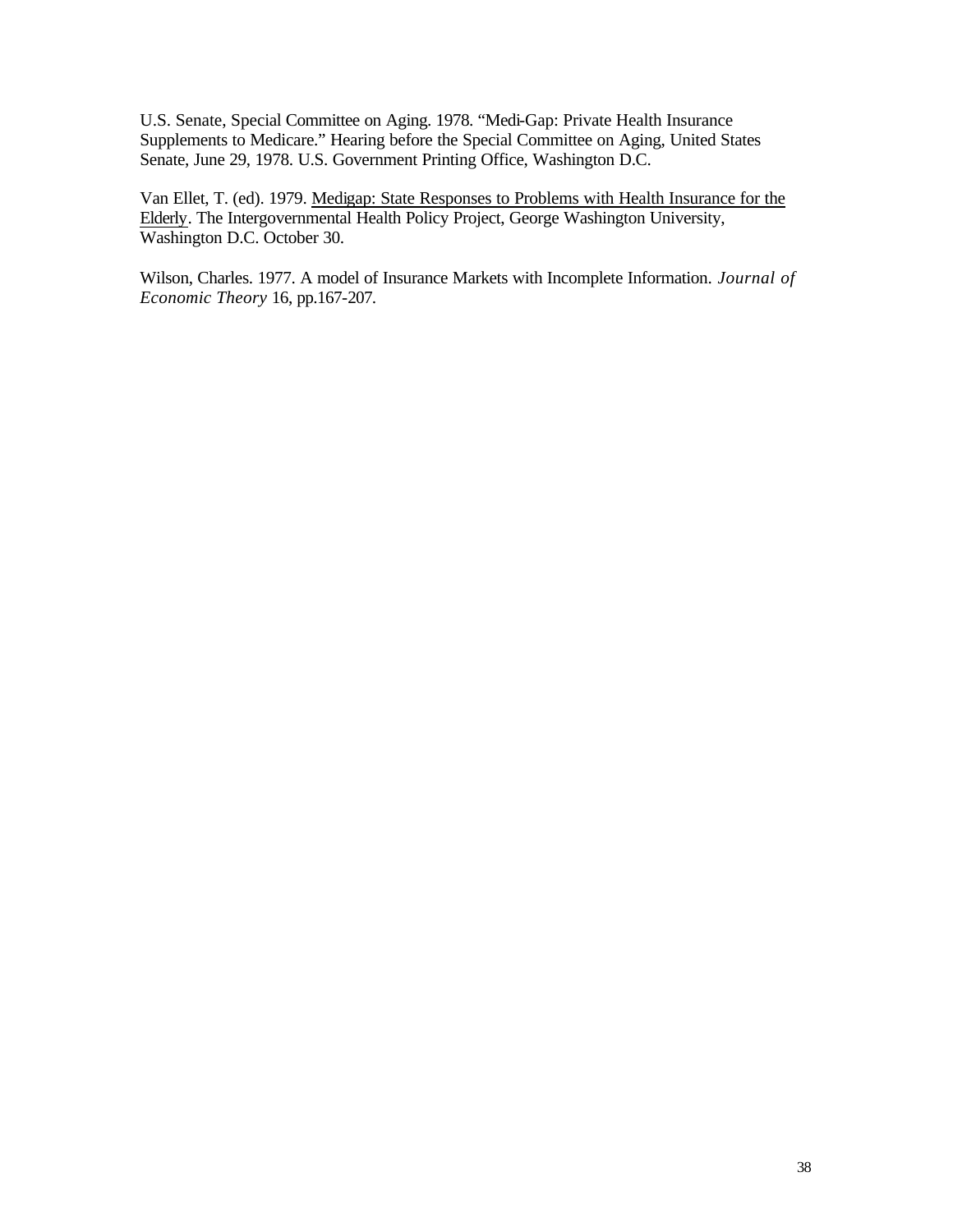U.S. Senate, Special Committee on Aging. 1978. "Medi-Gap: Private Health Insurance Supplements to Medicare." Hearing before the Special Committee on Aging, United States Senate, June 29, 1978. U.S. Government Printing Office, Washington D.C.

Van Ellet, T. (ed). 1979. Medigap: State Responses to Problems with Health Insurance for the Elderly. The Intergovernmental Health Policy Project, George Washington University, Washington D.C. October 30.

Wilson, Charles. 1977. A model of Insurance Markets with Incomplete Information. *Journal of Economic Theory* 16, pp.167-207.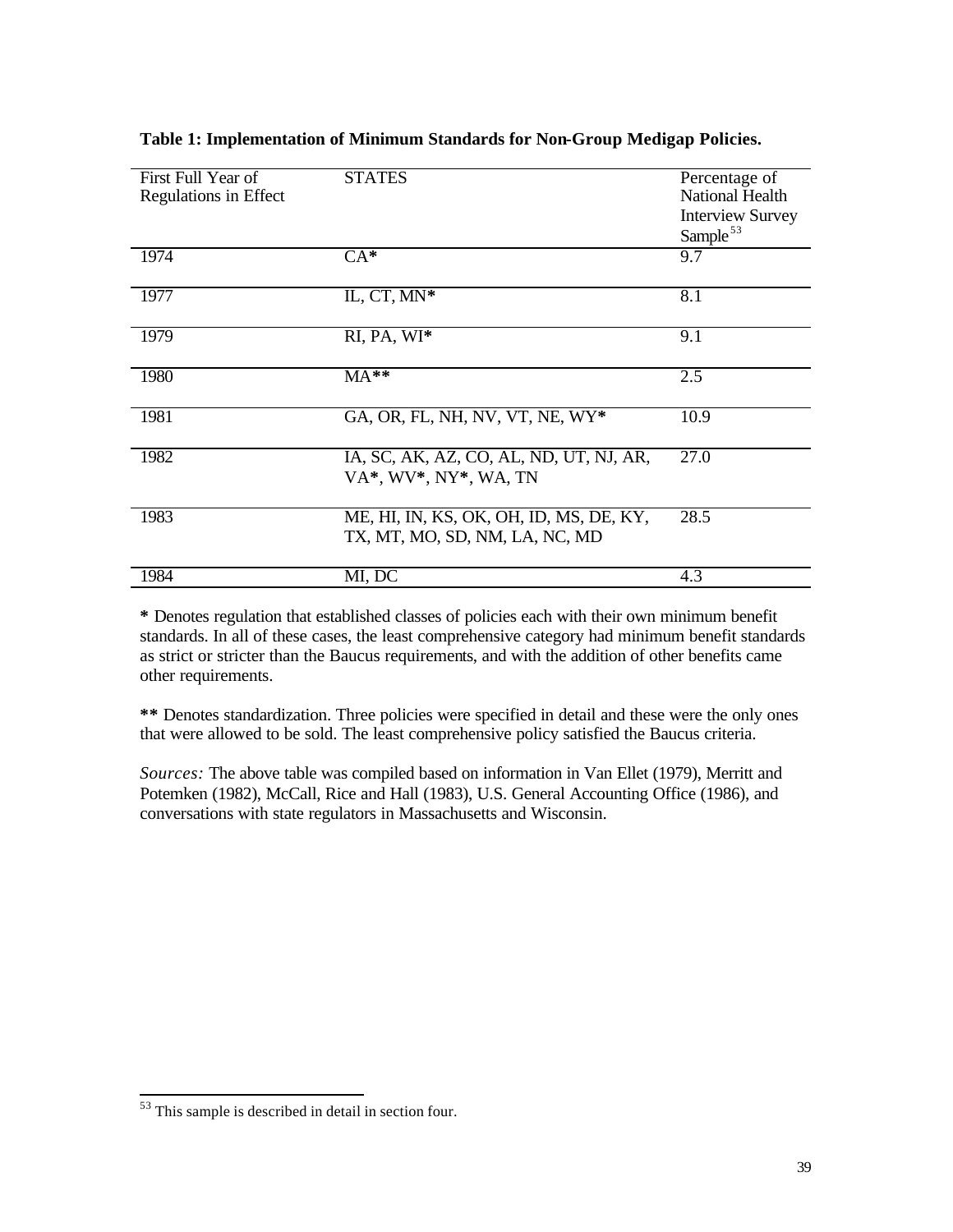**Table 1: Implementation of Minimum Standards for Non-Group Medigap Policies.**

| First Full Year of Regulations in Effect | STATES | Percentage of National Health Interview Survey Sample[53] |
|---|---|---|
| 1974 | CA* | 9.7 |
| 1977 | IL, CT, MN* | 8.1 |
| 1979 | RI, PA, WI* | 9.1 |
| 1980 | MA** | 2.5 |
| 1981 | GA, OR, FL, NH, NV, VT, NE, WY* | 10.9 |
| 1982 | IA, SC, AK, AZ, CO, AL, ND, UT, NJ, AR, VA*, WV*, NY*, WA, TN | 27.0 |
| 1983 | ME, HI, IN, KS, OK, OH, ID, MS, DE, KY, TX, MT, MO, SD, NM, LA, NC, MD | 28.5 |
| 1984 | MI, DC | 4.3 |

**\*** Denotes regulation that established classes of policies each with their own minimum benefit standards. In all of these cases, the least comprehensive category had minimum benefit standards as strict or stricter than the Baucus requirements, and with the addition of other benefits came other requirements.

**\*\*** Denotes standardization. Three policies were specified in detail and these were the only ones that were allowed to be sold. The least comprehensive policy satisfied the Baucus criteria.

*Sources:* The above table was compiled based on information in Van Ellet (1979), Merritt and Potemken (1982), McCall, Rice and Hall (1983), U.S. General Accounting Office (1986), and conversations with state regulators in Massachusetts and Wisconsin.

[53] This sample is described in detail in section four.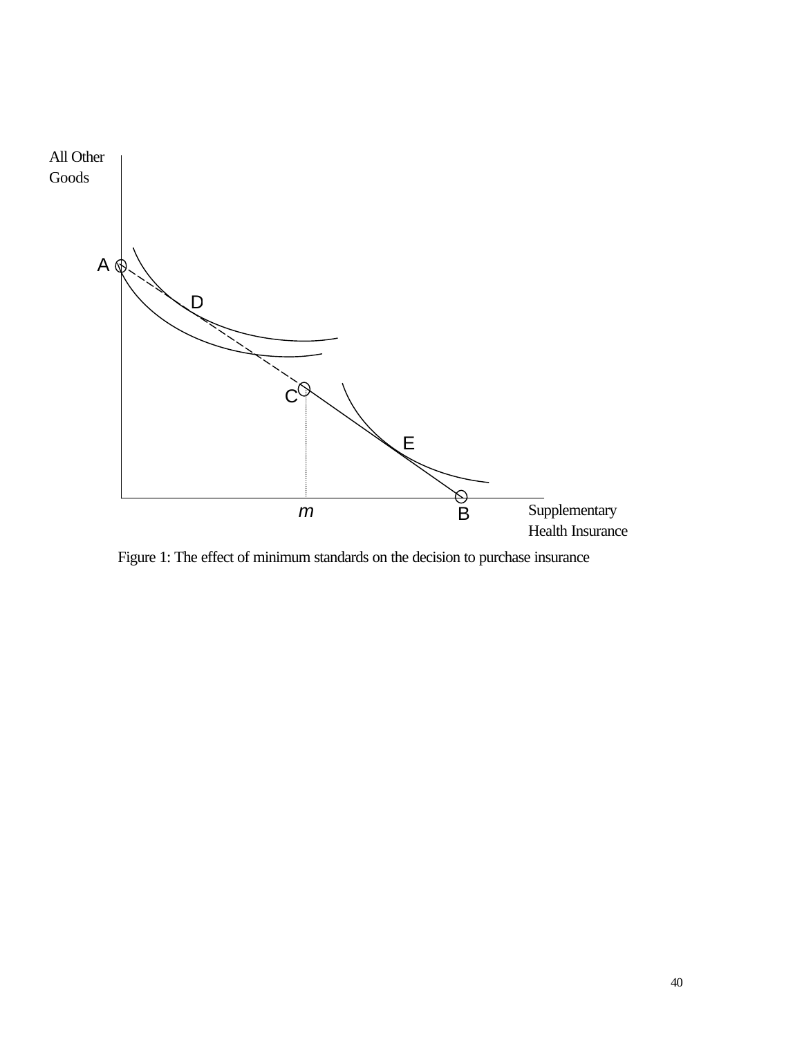All Other Goods

A

D

C

E

*m*

B

Supplementary Health Insurance

Figure 1: The effect of minimum standards on the decision to purchase insurance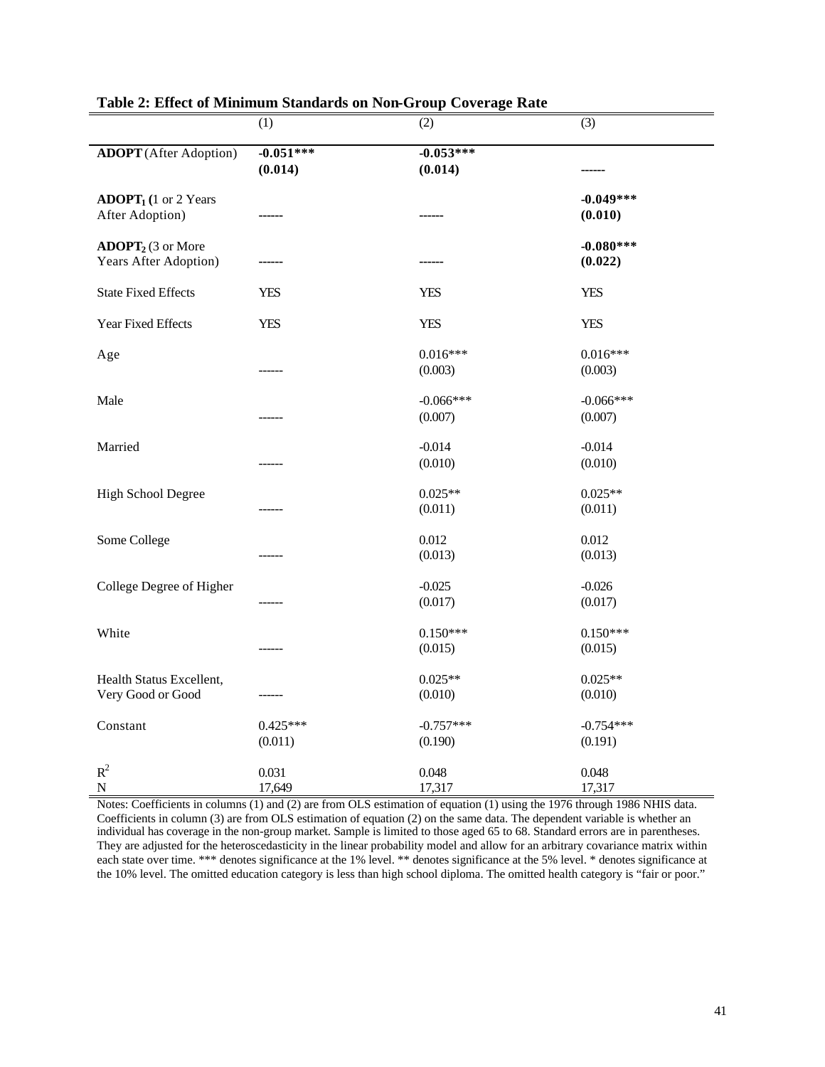**Table 2: Effect of Minimum Standards on Non-Group Coverage Rate**

| | (1) | (2) | (3) |
|---|---|---|---|
| **ADOPT** (After Adoption) | **-0.051***<br>(0.014)** | **-0.053***<br>(0.014)** | ------ |
| **$ADOPT_1$** (1 or 2 Years After Adoption) | ------ | ------ | **-0.049***<br>(0.010)** |
| **$ADOPT_2$** (3 or More Years After Adoption) | ------ | ------ | **-0.080***<br>(0.022)** |
| State Fixed Effects | YES | YES | YES |
| Year Fixed Effects | YES | YES | YES |
| Age | ------ | 0.016***<br>(0.003) | 0.016***<br>(0.003) |
| Male | ------ | -0.066***<br>(0.007) | -0.066***<br>(0.007) |
| Married | ------ | -0.014<br>(0.010) | -0.014<br>(0.010) |
| High School Degree | ------ | 0.025**<br>(0.011) | 0.025**<br>(0.011) |
| Some College | ------ | 0.012<br>(0.013) | 0.012<br>(0.013) |
| College Degree of Higher | ------ | -0.025<br>(0.017) | -0.026<br>(0.017) |
| White | ------ | 0.150***<br>(0.015) | 0.150***<br>(0.015) |
| Health Status Excellent, Very Good or Good | ------ | 0.025**<br>(0.010) | 0.025**<br>(0.010) |
| Constant | 0.425***<br>(0.011) | -0.757***<br>(0.190) | -0.754***<br>(0.191) |
| $R^2$ | 0.031 | 0.048 | 0.048 |
| N | 17,649 | 17,317 | 17,317 |

Notes: Coefficients in columns (1) and (2) are from OLS estimation of equation (1) using the 1976 through 1986 NHIS data. Coefficients in column (3) are from OLS estimation of equation (2) on the same data. The dependent variable is whether an individual has coverage in the non-group market. Sample is limited to those aged 65 to 68. Standard errors are in parentheses. They are adjusted for the heteroscedasticity in the linear probability model and allow for an arbitrary covariance matrix within each state over time. *** denotes significance at the 1% level. ** denotes significance at the 5% level. * denotes significance at the 10% level. The omitted education category is less than high school diploma. The omitted health category is "fair or poor."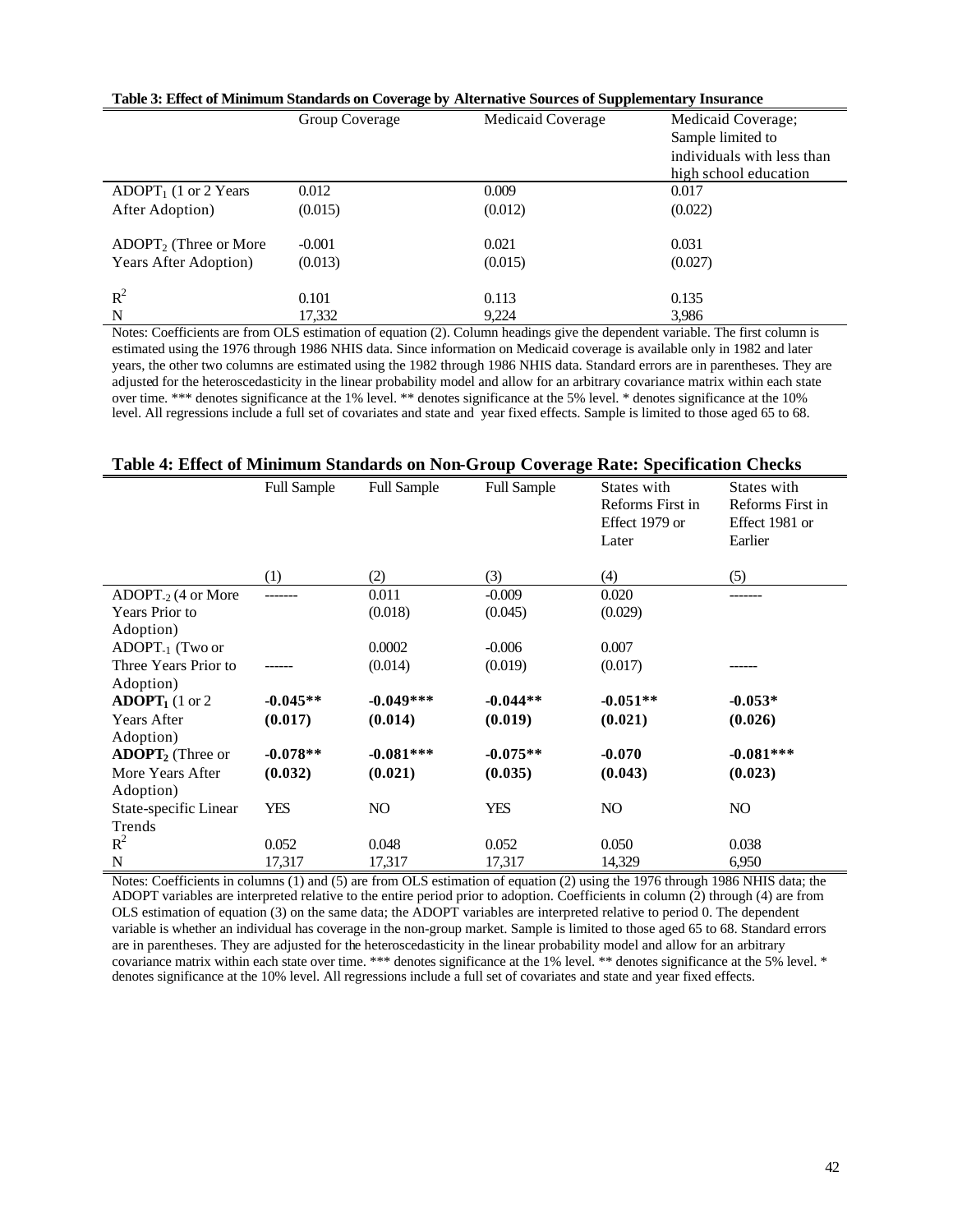**Table 3: Effect of Minimum Standards on Coverage by Alternative Sources of Supplementary Insurance**

| | Group Coverage | Medicaid Coverage | Medicaid Coverage; Sample limited to individuals with less than high school education |
|---|---|---|---|
| $ADOPT_1$ (1 or 2 Years After Adoption) | 0.012<br>(0.015) | 0.009<br>(0.012) | 0.017<br>(0.022) |
| $ADOPT_2$ (Three or More Years After Adoption) | -0.001<br>(0.013) | 0.021<br>(0.015) | 0.031<br>(0.027) |
| $R^2$ | 0.101 | 0.113 | 0.135 |
| N | 17,332 | 9,224 | 3,986 |

Notes: Coefficients are from OLS estimation of equation (2). Column headings give the dependent variable. The first column is estimated using the 1976 through 1986 NHIS data. Since information on Medicaid coverage is available only in 1982 and later years, the other two columns are estimated using the 1982 through 1986 NHIS data. Standard errors are in parentheses. They are adjusted for the heteroscedasticity in the linear probability model and allow for an arbitrary covariance matrix within each state over time. *** denotes significance at the 1% level. ** denotes significance at the 5% level. * denotes significance at the 10% level. All regressions include a full set of covariates and state and year fixed effects. Sample is limited to those aged 65 to 68.

**Table 4: Effect of Minimum Standards on Non-Group Coverage Rate: Specification Checks**

| | Full Sample | Full Sample | Full Sample | States with Reforms First in Effect 1979 or Later | States with Reforms First in Effect 1981 or Earlier |
|---|---|---|---|---|---|
| | (1) | (2) | (3) | (4) | (5) |
| $ADOPT_{-2}$ (4 or More Years Prior to Adoption) | ------- | 0.011<br>(0.018) | -0.009<br>(0.045) | 0.020<br>(0.029) | ------- |
| $ADOPT_{-1}$ (Two or Three Years Prior to Adoption) | ------ | 0.0002<br>(0.014) | -0.006<br>(0.019) | 0.007<br>(0.017) | ------ |
| **$ADOPT_1$ (1 or 2 Years After Adoption)** | **-0.045**\*\*<br>**(0.017)** | **-0.049**\*\*\*<br>**(0.014)** | **-0.044**\*\*<br>**(0.019)** | **-0.051**\*\*<br>**(0.021)** | **-0.053**\*<br>**(0.026)** |
| **$ADOPT_2$ (Three or More Years After Adoption)** | **-0.078**\*\*<br>**(0.032)** | **-0.081**\*\*\*<br>**(0.021)** | **-0.075**\*\*<br>**(0.035)** | **-0.070**<br>**(0.043)** | **-0.081**\*\*\*<br>**(0.023)** |
| State-specific Linear Trends | YES | NO | YES | NO | NO |
| $R^2$ | 0.052 | 0.048 | 0.052 | 0.050 | 0.038 |
| N | 17,317 | 17,317 | 17,317 | 14,329 | 6,950 |

Notes: Coefficients in columns (1) and (5) are from OLS estimation of equation (2) using the 1976 through 1986 NHIS data; the ADOPT variables are interpreted relative to the entire period prior to adoption. Coefficients in column (2) through (4) are from OLS estimation of equation (3) on the same data; the ADOPT variables are interpreted relative to period 0. The dependent variable is whether an individual has coverage in the non-group market. Sample is limited to those aged 65 to 68. Standard errors are in parentheses. They are adjusted for the heteroscedasticity in the linear probability model and allow for an arbitrary covariance matrix within each state over time. *** denotes significance at the 1% level. ** denotes significance at the 5% level. * denotes significance at the 10% level. All regressions include a full set of covariates and state and year fixed effects.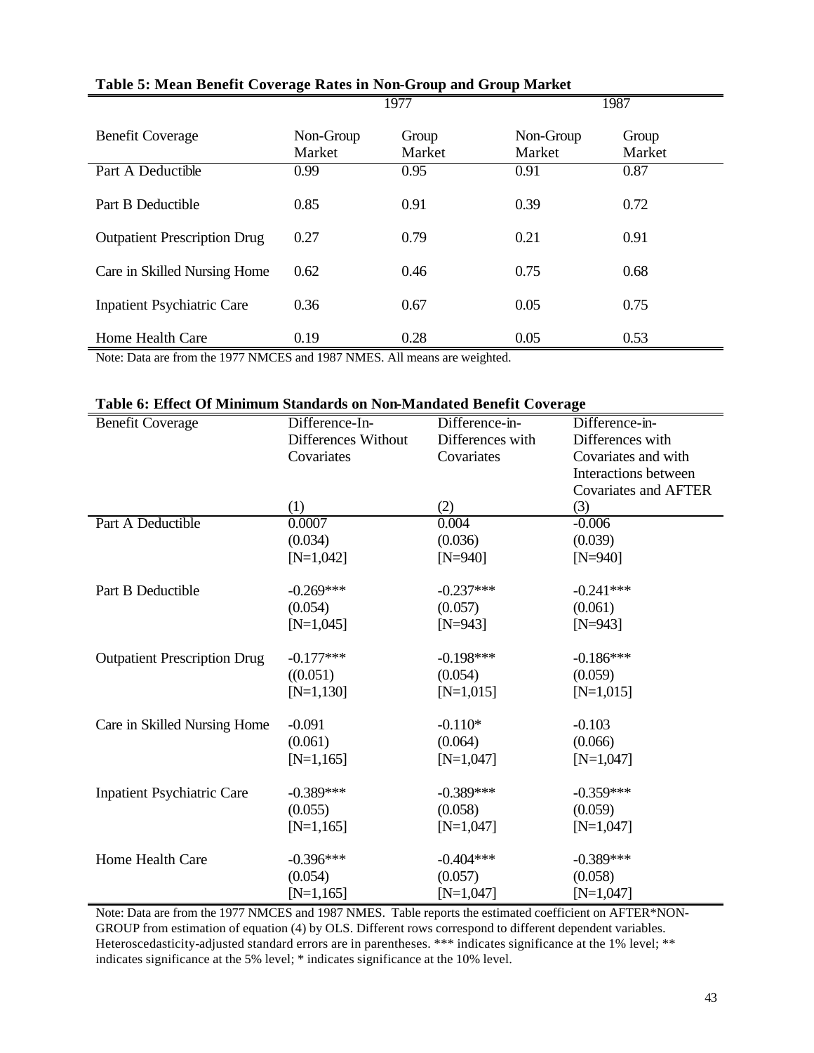**Table 5: Mean Benefit Coverage Rates in Non-Group and Group Market**

| | 1977 | | 1987 | |
|---|---|---|---|---|
| Benefit Coverage | Non-Group Market | Group Market | Non-Group Market | Group Market |
| Part A Deductible | 0.99 | 0.95 | 0.91 | 0.87 |
| Part B Deductible | 0.85 | 0.91 | 0.39 | 0.72 |
| Outpatient Prescription Drug | 0.27 | 0.79 | 0.21 | 0.91 |
| Care in Skilled Nursing Home | 0.62 | 0.46 | 0.75 | 0.68 |
| Inpatient Psychiatric Care | 0.36 | 0.67 | 0.05 | 0.75 |
| Home Health Care | 0.19 | 0.28 | 0.05 | 0.53 |

Note: Data are from the 1977 NMCES and 1987 NMES. All means are weighted.

**Table 6: Effect Of Minimum Standards on Non-Mandated Benefit Coverage**

| Benefit Coverage | Difference-In-Differences Without Covariates | Difference-in-Differences with Covariates | Difference-in-Differences with Covariates and with Interactions between Covariates and AFTER |
|---|---|---|---|
| | (1) | (2) | (3) |
| Part A Deductible | 0.0007 | 0.004 | -0.006 |
| | (0.034) | (0.036) | (0.039) |
| | [N=1,042] | [N=940] | [N=940] |
| Part B Deductible | -0.269*** | -0.237*** | -0.241*** |
| | (0.054) | (0.057) | (0.061) |
| | [N=1,045] | [N=943] | [N=943] |
| Outpatient Prescription Drug | -0.177*** | -0.198*** | -0.186*** |
| | ((0.051) | (0.054) | (0.059) |
| | [N=1,130] | [N=1,015] | [N=1,015] |
| Care in Skilled Nursing Home | -0.091 | -0.110* | -0.103 |
| | (0.061) | (0.064) | (0.066) |
| | [N=1,165] | [N=1,047] | [N=1,047] |
| Inpatient Psychiatric Care | -0.389*** | -0.389*** | -0.359*** |
| | (0.055) | (0.058) | (0.059) |
| | [N=1,165] | [N=1,047] | [N=1,047] |
| Home Health Care | -0.396*** | -0.404*** | -0.389*** |
| | (0.054) | (0.057) | (0.058) |
| | [N=1,165] | [N=1,047] | [N=1,047] |

Note: Data are from the 1977 NMCES and 1987 NMES. Table reports the estimated coefficient on AFTER*NON-GROUP from estimation of equation (4) by OLS. Different rows correspond to different dependent variables. Heteroscedasticity-adjusted standard errors are in parentheses. *** indicates significance at the 1% level; ** indicates significance at the 5% level; * indicates significance at the 10% level.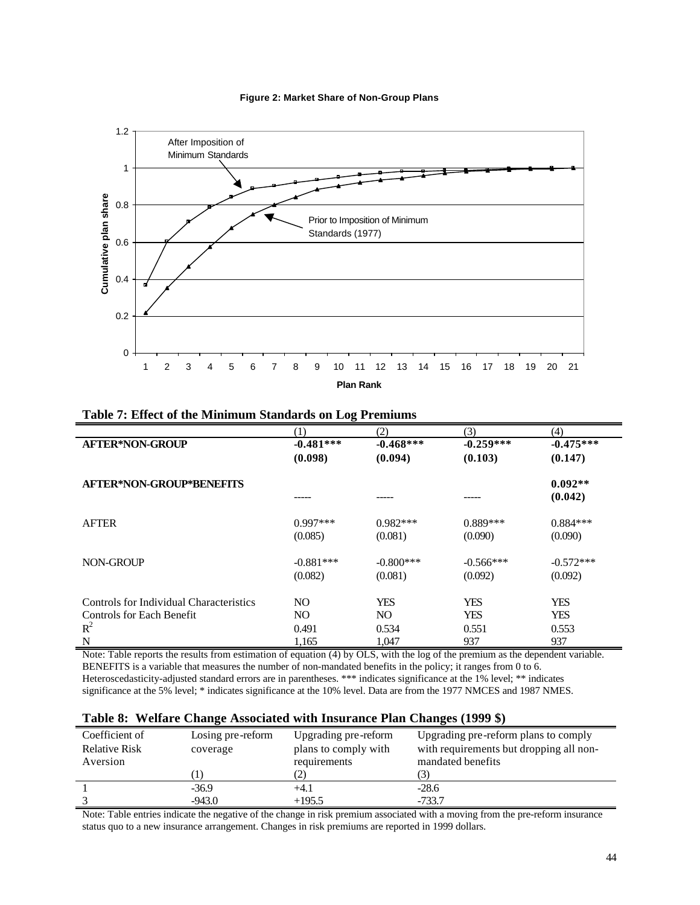**Figure 2: Market Share of Non-Group Plans**

**Table 7: Effect of the Minimum Standards on Log Premiums**

| | (1) | (2) | (3) | (4) |
|---|---|---|---|---|
| **AFTER*NON-GROUP** | **-0.481*****<br>**(0.098)** | **-0.468*****<br>**(0.094)** | **-0.259*****<br>**(0.103)** | **-0.475*****<br>**(0.147)** |
| **AFTER*NON-GROUP*BENEFITS** | ----- | ----- | ----- | **0.092****<br>**(0.042)** |
| AFTER | 0.997***<br>(0.085) | 0.982***<br>(0.081) | 0.889***<br>(0.090) | 0.884***<br>(0.090) |
| NON-GROUP | -0.881***<br>(0.082) | -0.800***<br>(0.081) | -0.566***<br>(0.092) | -0.572***<br>(0.092) |
| Controls for Individual Characteristics | NO | YES | YES | YES |
| Controls for Each Benefit | NO | NO | YES | YES |
| $R^2$ | 0.491 | 0.534 | 0.551 | 0.553 |
| N | 1,165 | 1,047 | 937 | 937 |

Note: Table reports the results from estimation of equation (4) by OLS, with the log of the premium as the dependent variable. BENEFITS is a variable that measures the number of non-mandated benefits in the policy; it ranges from 0 to 6. Heteroscedasticity-adjusted standard errors are in parentheses. *** indicates significance at the 1% level; ** indicates significance at the 5% level; * indicates significance at the 10% level. Data are from the 1977 NMCES and 1987 NMES.

**Table 8: Welfare Change Associated with Insurance Plan Changes (1999 $)**

| Coefficient of Relative Risk Aversion | Losing pre-reform coverage<br>(1) | Upgrading pre-reform plans to comply with requirements<br>(2) | Upgrading pre-reform plans to comply with requirements but dropping all non-mandated benefits<br>(3) |
|---|---|---|---|
| 1 | -36.9 | +4.1 | -28.6 |
| 3 | -943.0 | +195.5 | -733.7 |

Note: Table entries indicate the negative of the change in risk premium associated with a moving from the pre-reform insurance status quo to a new insurance arrangement. Changes in risk premiums are reported in 1999 dollars.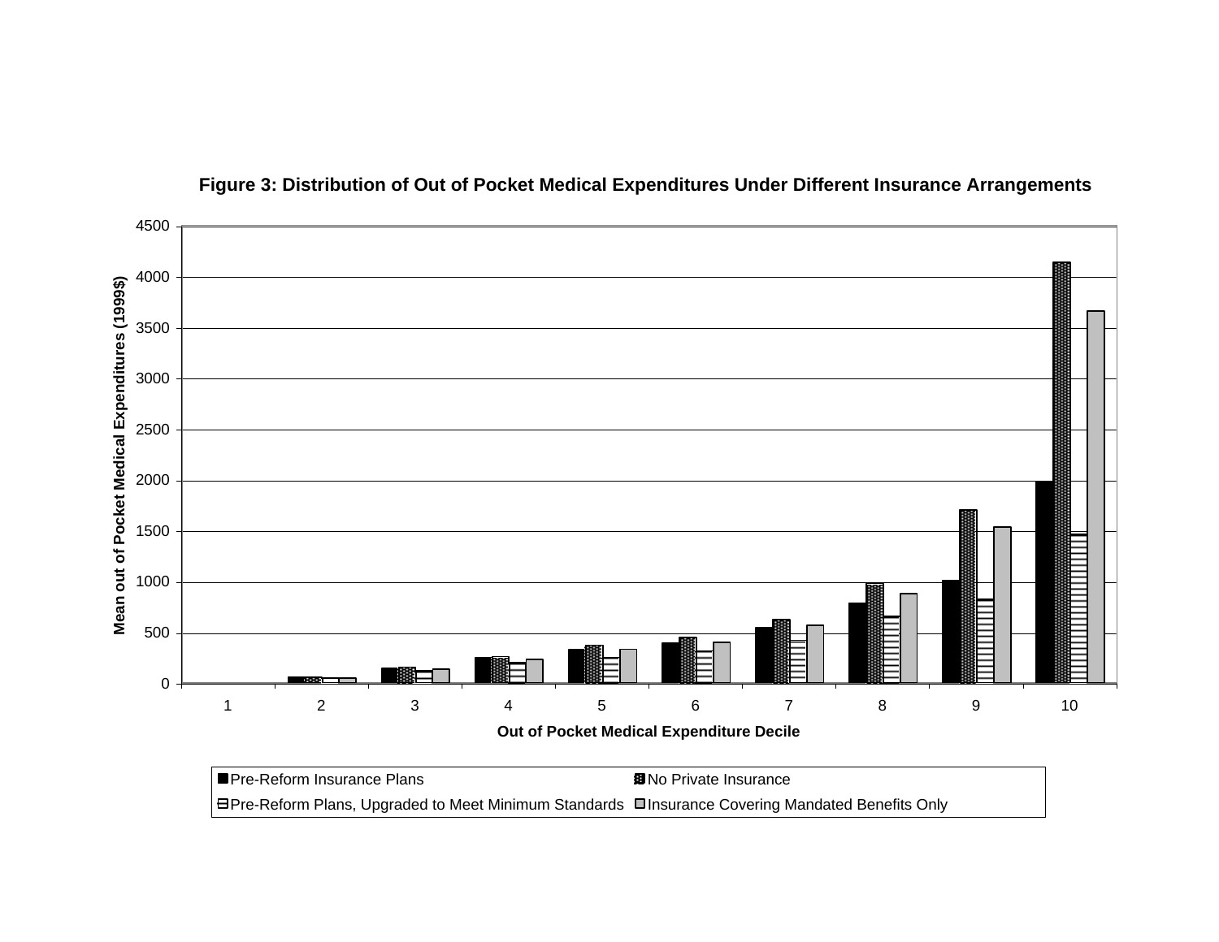**Figure 3: Distribution of Out of Pocket Medical Expenditures Under Different Insurance Arrangements**

Mean out of Pocket Medical Expenditures (1999$)

Out of Pocket Medical Expenditure Decile

Pre-Reform Insurance Plans | No Private Insurance | Pre-Reform Plans, Upgraded to Meet Minimum Standards | Insurance Covering Mandated Benefits Only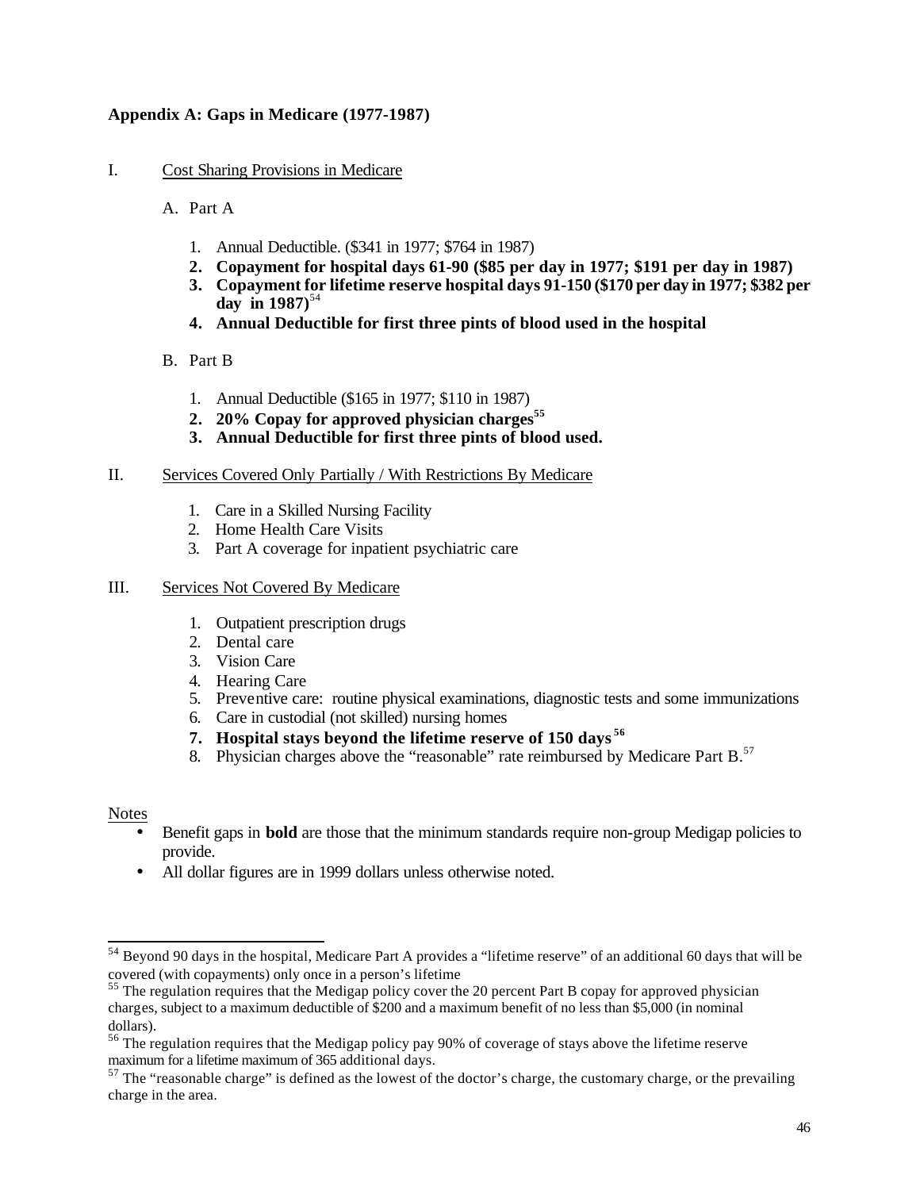**Appendix A: Gaps in Medicare (1977-1987)**

I. Cost Sharing Provisions in Medicare

A. Part A

1. Annual Deductible. ($341 in 1977; $764 in 1987)
2. **Copayment for hospital days 61-90 ($85 per day in 1977; $191 per day in 1987)**
3. **Copayment for lifetime reserve hospital days 91-150 ($170 per day in 1977; $382 per day in 1987)**[54]
4. **Annual Deductible for first three pints of blood used in the hospital**

B. Part B

1. Annual Deductible ($165 in 1977; $110 in 1987)
2. **20% Copay for approved physician charges**[55]
3. **Annual Deductible for first three pints of blood used.**

II. Services Covered Only Partially / With Restrictions By Medicare

1. Care in a Skilled Nursing Facility
2. Home Health Care Visits
3. Part A coverage for inpatient psychiatric care

III. Services Not Covered By Medicare

1. Outpatient prescription drugs
2. Dental care
3. Vision Care
4. Hearing Care
5. Preventive care: routine physical examinations, diagnostic tests and some immunizations
6. Care in custodial (not skilled) nursing homes
7. **Hospital stays beyond the lifetime reserve of 150 days**[56]
8. Physician charges above the "reasonable" rate reimbursed by Medicare Part B.[57]

Notes

- Benefit gaps in **bold** are those that the minimum standards require non-group Medigap policies to provide.
- All dollar figures are in 1999 dollars unless otherwise noted.

---

[54] Beyond 90 days in the hospital, Medicare Part A provides a "lifetime reserve" of an additional 60 days that will be covered (with copayments) only once in a person's lifetime

[55] The regulation requires that the Medigap policy cover the 20 percent Part B copay for approved physician charges, subject to a maximum deductible of $200 and a maximum benefit of no less than $5,000 (in nominal dollars).

[56] The regulation requires that the Medigap policy pay 90% of coverage of stays above the lifetime reserve maximum for a lifetime maximum of 365 additional days.

[57] The "reasonable charge" is defined as the lowest of the doctor's charge, the customary charge, or the prevailing charge in the area.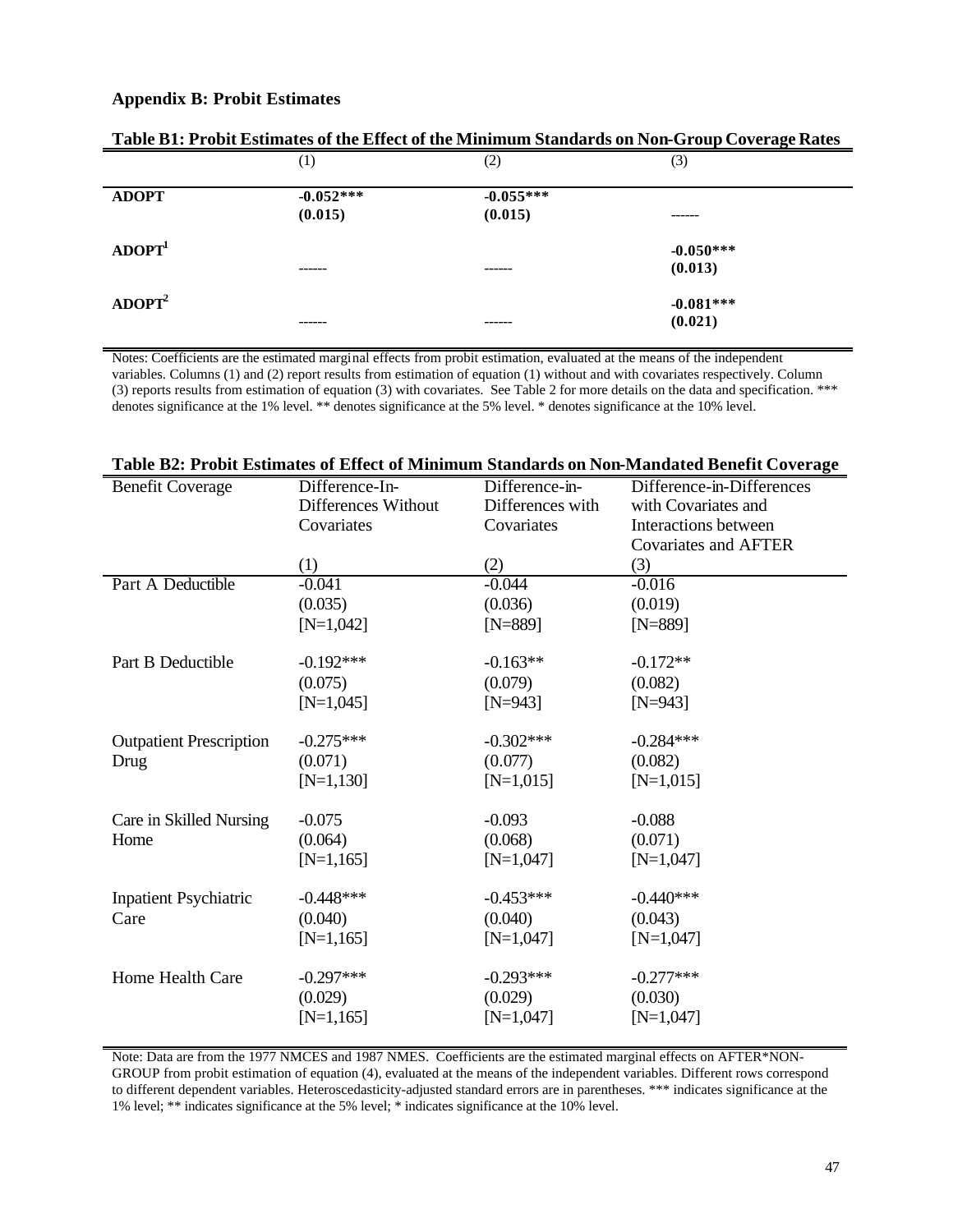## Appendix B: Probit Estimates

**Table B1: Probit Estimates of the Effect of the Minimum Standards on Non-Group Coverage Rates**

| | (1) | (2) | (3) |
|---|---|---|---|
| **ADOPT** | **-0.052***** | **-0.055***** | |
| | **(0.015)** | **(0.015)** | ------ |
| **ADOPT[1]** | | | **-0.050***** |
| | ------ | ------ | **(0.013)** |
| **ADOPT[2]** | | | **-0.081***** |
| | ------ | ------ | **(0.021)** |

Notes: Coefficients are the estimated marginal effects from probit estimation, evaluated at the means of the independent variables. Columns (1) and (2) report results from estimation of equation (1) without and with covariates respectively. Column (3) reports results from estimation of equation (3) with covariates. See Table 2 for more details on the data and specification. *** denotes significance at the 1% level. ** denotes significance at the 5% level. * denotes significance at the 10% level.

**Table B2: Probit Estimates of Effect of Minimum Standards on Non-Mandated Benefit Coverage**

| Benefit Coverage | Difference-In-Differences Without Covariates | Difference-in-Differences with Covariates | Difference-in-Differences with Covariates and Interactions between Covariates and AFTER |
|---|---|---|---|
| | (1) | (2) | (3) |
| Part A Deductible | -0.041 | -0.044 | -0.016 |
| | (0.035) | (0.036) | (0.019) |
| | [N=1,042] | [N=889] | [N=889] |
| Part B Deductible | -0.192*** | -0.163** | -0.172** |
| | (0.075) | (0.079) | (0.082) |
| | [N=1,045] | [N=943] | [N=943] |
| Outpatient Prescription Drug | -0.275*** | -0.302*** | -0.284*** |
| | (0.071) | (0.077) | (0.082) |
| | [N=1,130] | [N=1,015] | [N=1,015] |
| Care in Skilled Nursing Home | -0.075 | -0.093 | -0.088 |
| | (0.064) | (0.068) | (0.071) |
| | [N=1,165] | [N=1,047] | [N=1,047] |
| Inpatient Psychiatric Care | -0.448*** | -0.453*** | -0.440*** |
| | (0.040) | (0.040) | (0.043) |
| | [N=1,165] | [N=1,047] | [N=1,047] |
| Home Health Care | -0.297*** | -0.293*** | -0.277*** |
| | (0.029) | (0.029) | (0.030) |
| | [N=1,165] | [N=1,047] | [N=1,047] |

Note: Data are from the 1977 NMCES and 1987 NMES. Coefficients are the estimated marginal effects on AFTER*NON-GROUP from probit estimation of equation (4), evaluated at the means of the independent variables. Different rows correspond to different dependent variables. Heteroscedasticity-adjusted standard errors are in parentheses. *** indicates significance at the 1% level; ** indicates significance at the 5% level; * indicates significance at the 10% level.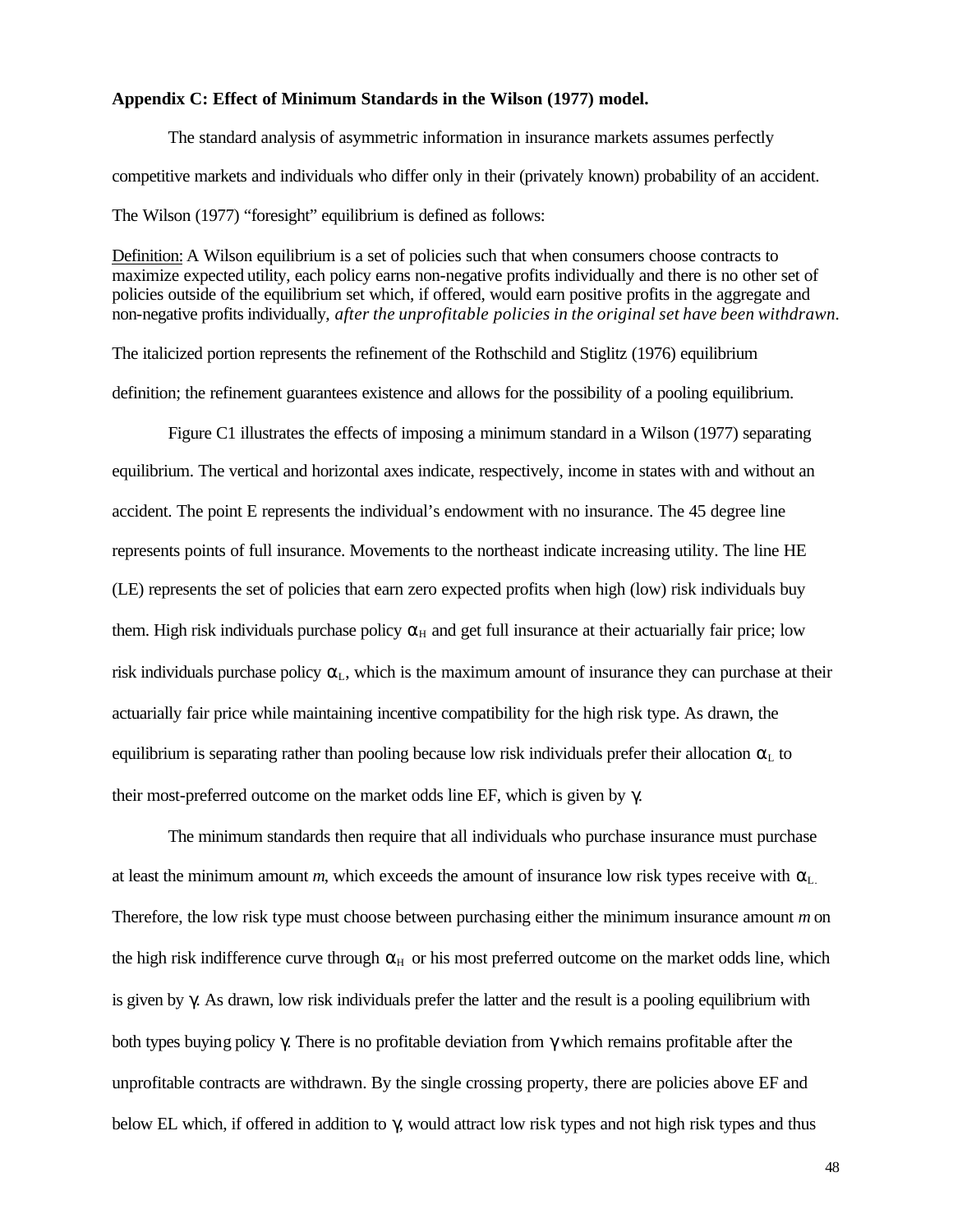**Appendix C: Effect of Minimum Standards in the Wilson (1977) model.**

The standard analysis of asymmetric information in insurance markets assumes perfectly competitive markets and individuals who differ only in their (privately known) probability of an accident. The Wilson (1977) "foresight" equilibrium is defined as follows:

Definition: A Wilson equilibrium is a set of policies such that when consumers choose contracts to maximize expected utility, each policy earns non-negative profits individually and there is no other set of policies outside of the equilibrium set which, if offered, would earn positive profits in the aggregate and non-negative profits individually, *after the unprofitable policies in the original set have been withdrawn*.

The italicized portion represents the refinement of the Rothschild and Stiglitz (1976) equilibrium definition; the refinement guarantees existence and allows for the possibility of a pooling equilibrium.

Figure C1 illustrates the effects of imposing a minimum standard in a Wilson (1977) separating equilibrium. The vertical and horizontal axes indicate, respectively, income in states with and without an accident. The point E represents the individual's endowment with no insurance. The 45 degree line represents points of full insurance. Movements to the northeast indicate increasing utility. The line HE (LE) represents the set of policies that earn zero expected profits when high (low) risk individuals buy them. High risk individuals purchase policy $\alpha_H$ and get full insurance at their actuarially fair price; low risk individuals purchase policy $\alpha_L$, which is the maximum amount of insurance they can purchase at their actuarially fair price while maintaining incentive compatibility for the high risk type. As drawn, the equilibrium is separating rather than pooling because low risk individuals prefer their allocation $\alpha_L$ to their most-preferred outcome on the market odds line EF, which is given by $\gamma$.

The minimum standards then require that all individuals who purchase insurance must purchase at least the minimum amount *m*, which exceeds the amount of insurance low risk types receive with $\alpha_L$. Therefore, the low risk type must choose between purchasing either the minimum insurance amount *m* on the high risk indifference curve through $\alpha_H$ or his most preferred outcome on the market odds line, which is given by $\gamma$. As drawn, low risk individuals prefer the latter and the result is a pooling equilibrium with both types buying policy $\gamma$. There is no profitable deviation from $\gamma$ which remains profitable after the unprofitable contracts are withdrawn. By the single crossing property, there are policies above EF and below EL which, if offered in addition to $\gamma$, would attract low risk types and not high risk types and thus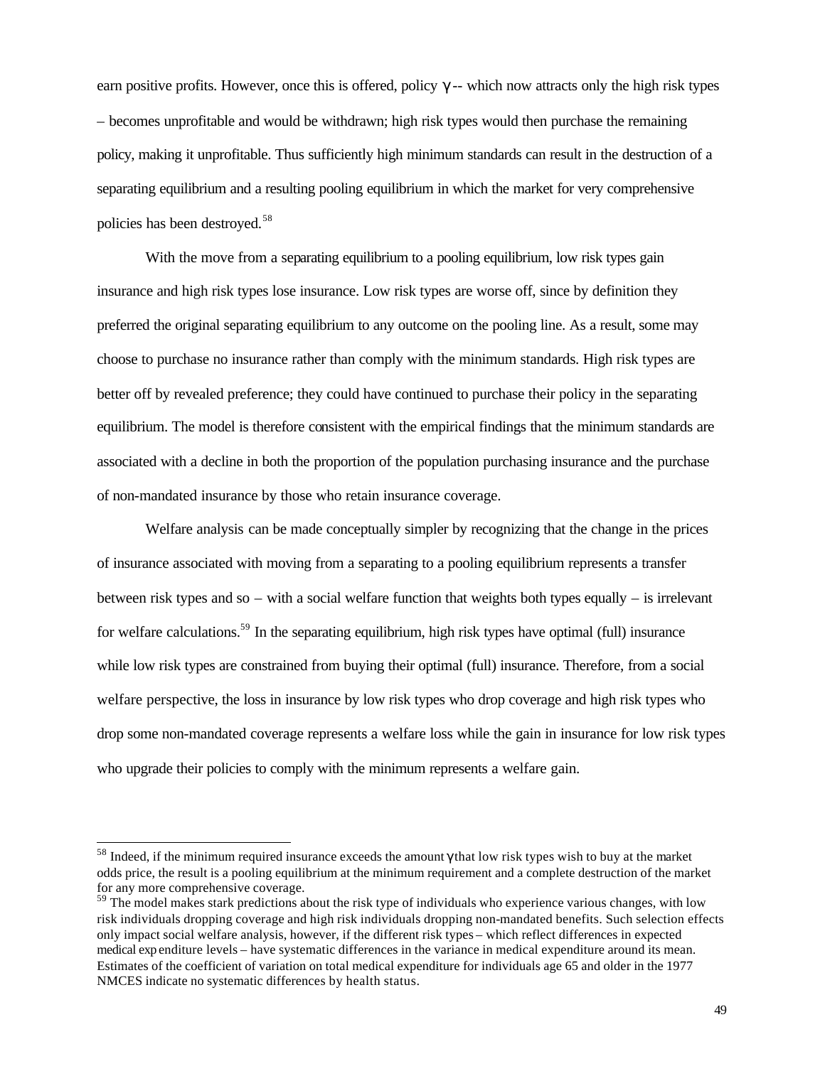earn positive profits. However, once this is offered, policy $\gamma$ -- which now attracts only the high risk types – becomes unprofitable and would be withdrawn; high risk types would then purchase the remaining policy, making it unprofitable. Thus sufficiently high minimum standards can result in the destruction of a separating equilibrium and a resulting pooling equilibrium in which the market for very comprehensive policies has been destroyed.[58]

With the move from a separating equilibrium to a pooling equilibrium, low risk types gain insurance and high risk types lose insurance. Low risk types are worse off, since by definition they preferred the original separating equilibrium to any outcome on the pooling line. As a result, some may choose to purchase no insurance rather than comply with the minimum standards. High risk types are better off by revealed preference; they could have continued to purchase their policy in the separating equilibrium. The model is therefore consistent with the empirical findings that the minimum standards are associated with a decline in both the proportion of the population purchasing insurance and the purchase of non-mandated insurance by those who retain insurance coverage.

Welfare analysis can be made conceptually simpler by recognizing that the change in the prices of insurance associated with moving from a separating to a pooling equilibrium represents a transfer between risk types and so – with a social welfare function that weights both types equally – is irrelevant for welfare calculations.[59] In the separating equilibrium, high risk types have optimal (full) insurance while low risk types are constrained from buying their optimal (full) insurance. Therefore, from a social welfare perspective, the loss in insurance by low risk types who drop coverage and high risk types who drop some non-mandated coverage represents a welfare loss while the gain in insurance for low risk types who upgrade their policies to comply with the minimum represents a welfare gain.

---

[58] Indeed, if the minimum required insurance exceeds the amount $\gamma$ that low risk types wish to buy at the market odds price, the result is a pooling equilibrium at the minimum requirement and a complete destruction of the market for any more comprehensive coverage.

[59] The model makes stark predictions about the risk type of individuals who experience various changes, with low risk individuals dropping coverage and high risk individuals dropping non-mandated benefits. Such selection effects only impact social welfare analysis, however, if the different risk types – which reflect differences in expected medical expenditure levels – have systematic differences in the variance in medical expenditure around its mean. Estimates of the coefficient of variation on total medical expenditure for individuals age 65 and older in the 1977 NMCES indicate no systematic differences by health status.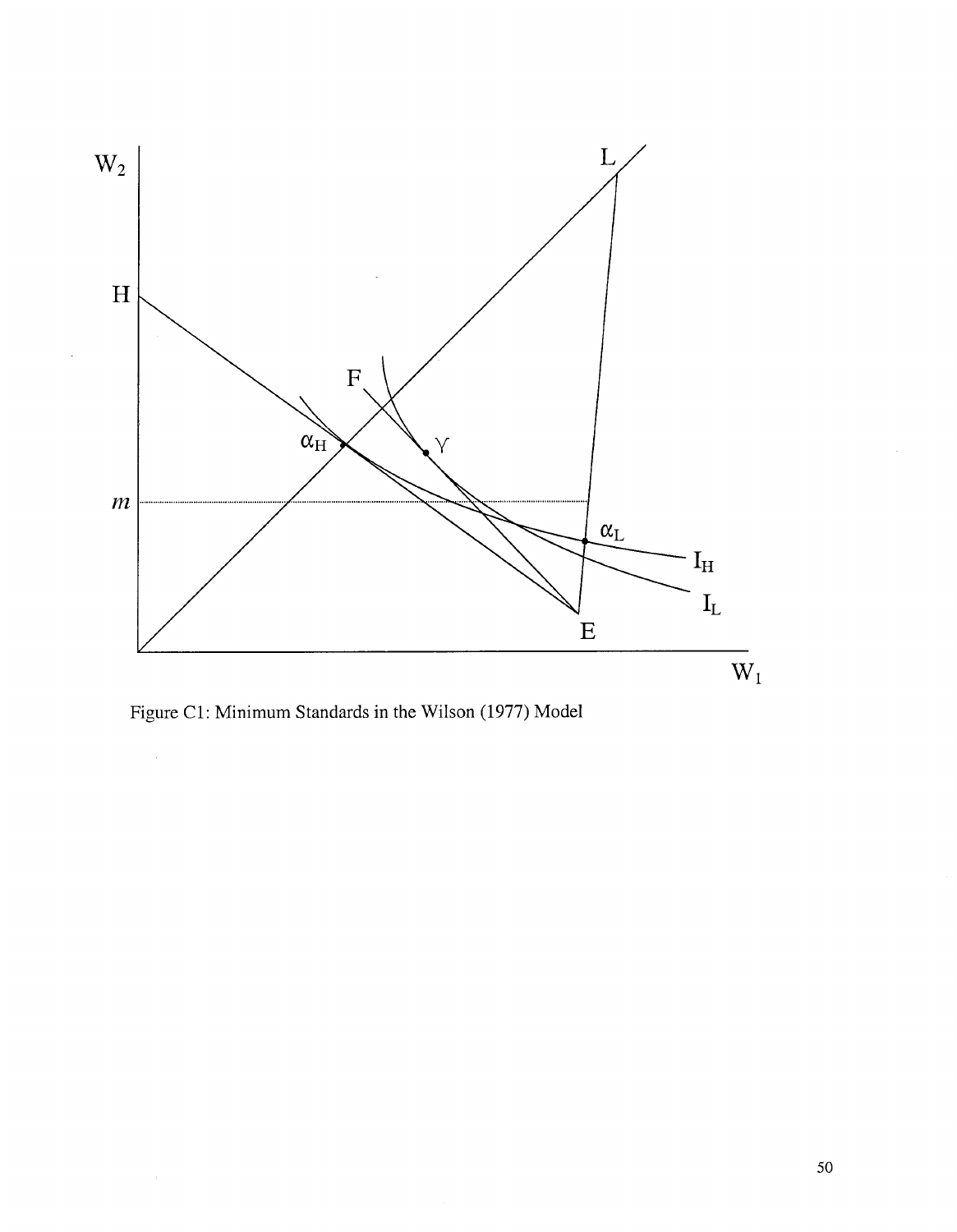$W_2$

L

H

F

$\alpha_H$

Y

$m$

$\alpha_L$

$I_H$

$I_L$

E

$W_1$

Figure C1: Minimum Standards in the Wilson (1977) Model